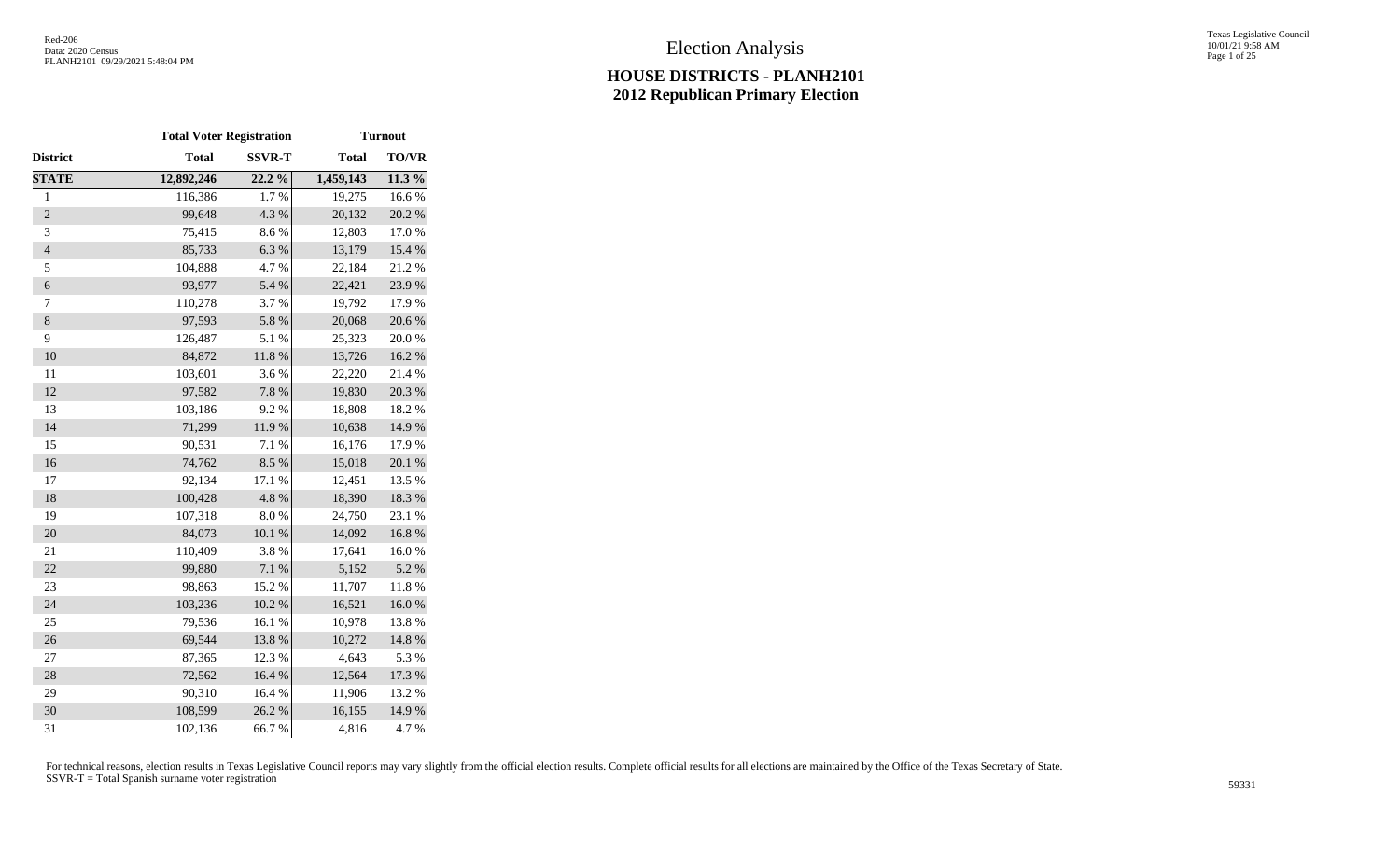# Election Analysis

## HOUSE DISTRICTS - PLANH2101
## 2012 Republican Primary Election

| | Total Voter Registration | | Turnout | |
|---|---|---|---|---|
| **District** | **Total** | **SSVR-T** | **Total** | **TO/VR** |
| **STATE** | **12,892,246** | **22.2 %** | **1,459,143** | **11.3 %** |
| 1 | 116,386 | 1.7 % | 19,275 | 16.6 % |
| 2 | 99,648 | 4.3 % | 20,132 | 20.2 % |
| 3 | 75,415 | 8.6 % | 12,803 | 17.0 % |
| 4 | 85,733 | 6.3 % | 13,179 | 15.4 % |
| 5 | 104,888 | 4.7 % | 22,184 | 21.2 % |
| 6 | 93,977 | 5.4 % | 22,421 | 23.9 % |
| 7 | 110,278 | 3.7 % | 19,792 | 17.9 % |
| 8 | 97,593 | 5.8 % | 20,068 | 20.6 % |
| 9 | 126,487 | 5.1 % | 25,323 | 20.0 % |
| 10 | 84,872 | 11.8 % | 13,726 | 16.2 % |
| 11 | 103,601 | 3.6 % | 22,220 | 21.4 % |
| 12 | 97,582 | 7.8 % | 19,830 | 20.3 % |
| 13 | 103,186 | 9.2 % | 18,808 | 18.2 % |
| 14 | 71,299 | 11.9 % | 10,638 | 14.9 % |
| 15 | 90,531 | 7.1 % | 16,176 | 17.9 % |
| 16 | 74,762 | 8.5 % | 15,018 | 20.1 % |
| 17 | 92,134 | 17.1 % | 12,451 | 13.5 % |
| 18 | 100,428 | 4.8 % | 18,390 | 18.3 % |
| 19 | 107,318 | 8.0 % | 24,750 | 23.1 % |
| 20 | 84,073 | 10.1 % | 14,092 | 16.8 % |
| 21 | 110,409 | 3.8 % | 17,641 | 16.0 % |
| 22 | 99,880 | 7.1 % | 5,152 | 5.2 % |
| 23 | 98,863 | 15.2 % | 11,707 | 11.8 % |
| 24 | 103,236 | 10.2 % | 16,521 | 16.0 % |
| 25 | 79,536 | 16.1 % | 10,978 | 13.8 % |
| 26 | 69,544 | 13.8 % | 10,272 | 14.8 % |
| 27 | 87,365 | 12.3 % | 4,643 | 5.3 % |
| 28 | 72,562 | 16.4 % | 12,564 | 17.3 % |
| 29 | 90,310 | 16.4 % | 11,906 | 13.2 % |
| 30 | 108,599 | 26.2 % | 16,155 | 14.9 % |
| 31 | 102,136 | 66.7 % | 4,816 | 4.7 % |

For technical reasons, election results in Texas Legislative Council reports may vary slightly from the official election results. Complete official results for all elections are maintained by the Office of the Texas Secretary of State.
SSVR-T = Total Spanish surname voter registration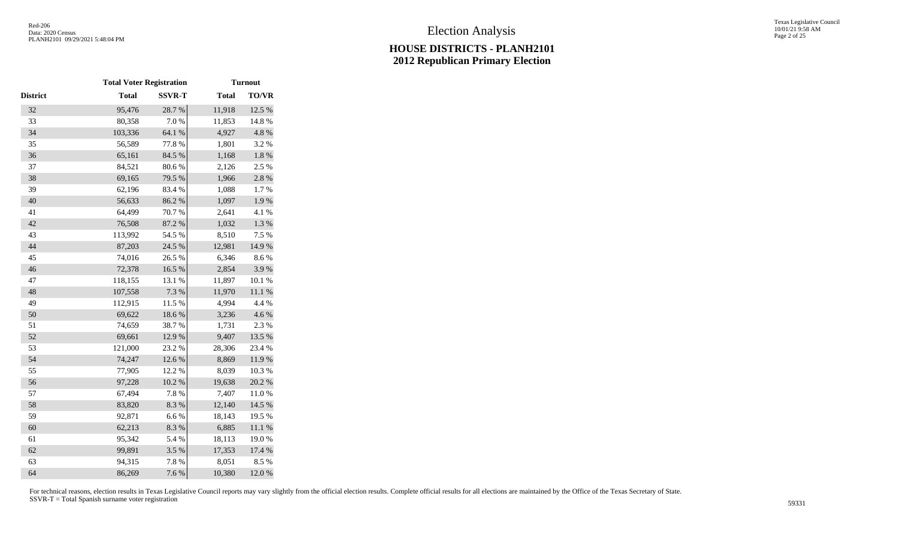# Election Analysis

## HOUSE DISTRICTS - PLANH2101
## 2012 Republican Primary Election

| | Total Voter Registration | | Turnout | |
|---|---|---|---|---|
| District | Total | SSVR-T | Total | TO/VR |
| 32 | 95,476 | 28.7 % | 11,918 | 12.5 % |
| 33 | 80,358 | 7.0 % | 11,853 | 14.8 % |
| 34 | 103,336 | 64.1 % | 4,927 | 4.8 % |
| 35 | 56,589 | 77.8 % | 1,801 | 3.2 % |
| 36 | 65,161 | 84.5 % | 1,168 | 1.8 % |
| 37 | 84,521 | 80.6 % | 2,126 | 2.5 % |
| 38 | 69,165 | 79.5 % | 1,966 | 2.8 % |
| 39 | 62,196 | 83.4 % | 1,088 | 1.7 % |
| 40 | 56,633 | 86.2 % | 1,097 | 1.9 % |
| 41 | 64,499 | 70.7 % | 2,641 | 4.1 % |
| 42 | 76,508 | 87.2 % | 1,032 | 1.3 % |
| 43 | 113,992 | 54.5 % | 8,510 | 7.5 % |
| 44 | 87,203 | 24.5 % | 12,981 | 14.9 % |
| 45 | 74,016 | 26.5 % | 6,346 | 8.6 % |
| 46 | 72,378 | 16.5 % | 2,854 | 3.9 % |
| 47 | 118,155 | 13.1 % | 11,897 | 10.1 % |
| 48 | 107,558 | 7.3 % | 11,970 | 11.1 % |
| 49 | 112,915 | 11.5 % | 4,994 | 4.4 % |
| 50 | 69,622 | 18.6 % | 3,236 | 4.6 % |
| 51 | 74,659 | 38.7 % | 1,731 | 2.3 % |
| 52 | 69,661 | 12.9 % | 9,407 | 13.5 % |
| 53 | 121,000 | 23.2 % | 28,306 | 23.4 % |
| 54 | 74,247 | 12.6 % | 8,869 | 11.9 % |
| 55 | 77,905 | 12.2 % | 8,039 | 10.3 % |
| 56 | 97,228 | 10.2 % | 19,638 | 20.2 % |
| 57 | 67,494 | 7.8 % | 7,407 | 11.0 % |
| 58 | 83,820 | 8.3 % | 12,140 | 14.5 % |
| 59 | 92,871 | 6.6 % | 18,143 | 19.5 % |
| 60 | 62,213 | 8.3 % | 6,885 | 11.1 % |
| 61 | 95,342 | 5.4 % | 18,113 | 19.0 % |
| 62 | 99,891 | 3.5 % | 17,353 | 17.4 % |
| 63 | 94,315 | 7.8 % | 8,051 | 8.5 % |
| 64 | 86,269 | 7.6 % | 10,380 | 12.0 % |

For technical reasons, election results in Texas Legislative Council reports may vary slightly from the official election results. Complete official results for all elections are maintained by the Office of the Texas Secretary of State.
SSVR-T = Total Spanish surname voter registration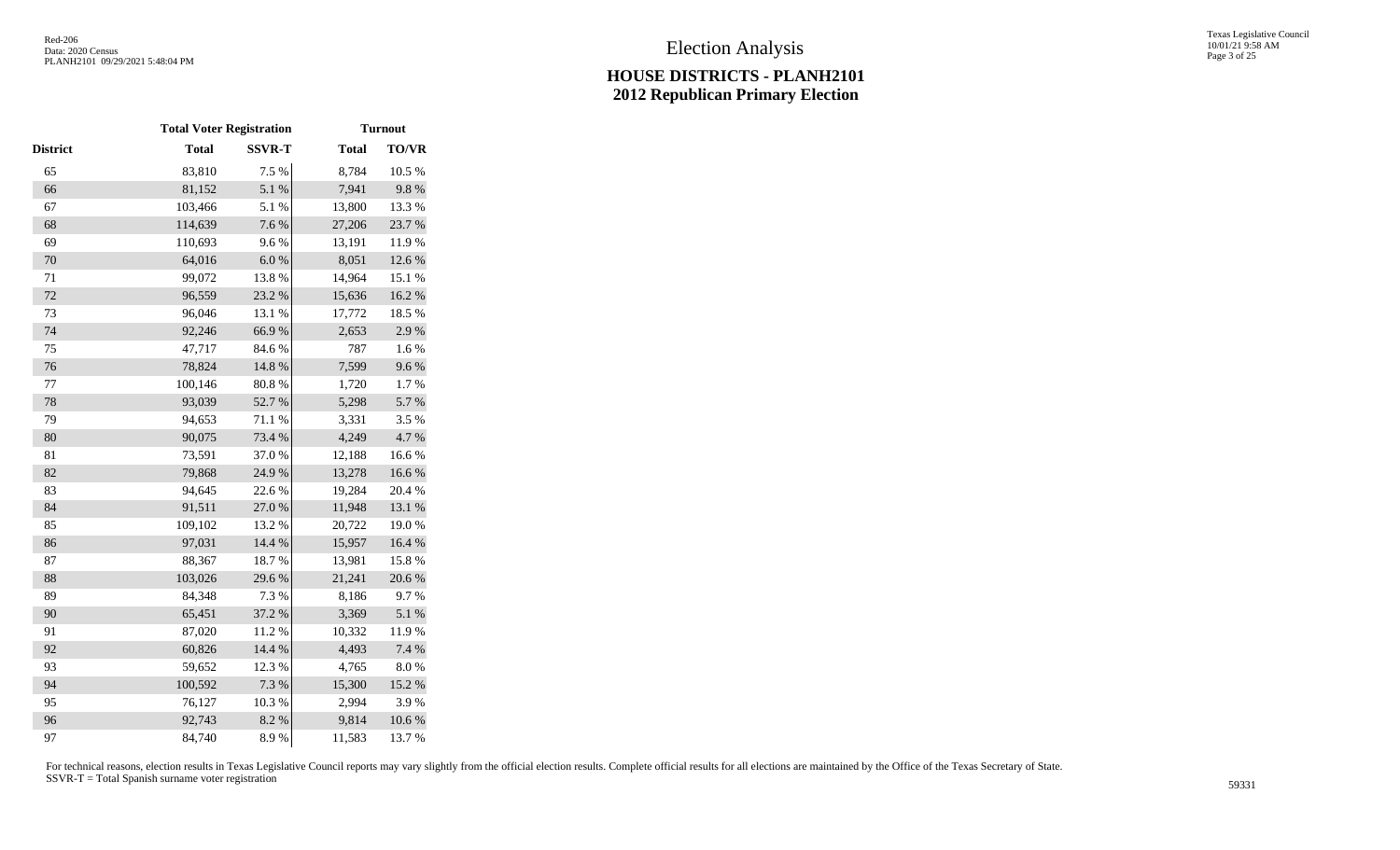# Election Analysis

## HOUSE DISTRICTS - PLANH2101
## 2012 Republican Primary Election

| | Total Voter Registration | | Turnout | |
|---|---|---|---|---|
| District | Total | SSVR-T | Total | TO/VR |
| 65 | 83,810 | 7.5 % | 8,784 | 10.5 % |
| 66 | 81,152 | 5.1 % | 7,941 | 9.8 % |
| 67 | 103,466 | 5.1 % | 13,800 | 13.3 % |
| 68 | 114,639 | 7.6 % | 27,206 | 23.7 % |
| 69 | 110,693 | 9.6 % | 13,191 | 11.9 % |
| 70 | 64,016 | 6.0 % | 8,051 | 12.6 % |
| 71 | 99,072 | 13.8 % | 14,964 | 15.1 % |
| 72 | 96,559 | 23.2 % | 15,636 | 16.2 % |
| 73 | 96,046 | 13.1 % | 17,772 | 18.5 % |
| 74 | 92,246 | 66.9 % | 2,653 | 2.9 % |
| 75 | 47,717 | 84.6 % | 787 | 1.6 % |
| 76 | 78,824 | 14.8 % | 7,599 | 9.6 % |
| 77 | 100,146 | 80.8 % | 1,720 | 1.7 % |
| 78 | 93,039 | 52.7 % | 5,298 | 5.7 % |
| 79 | 94,653 | 71.1 % | 3,331 | 3.5 % |
| 80 | 90,075 | 73.4 % | 4,249 | 4.7 % |
| 81 | 73,591 | 37.0 % | 12,188 | 16.6 % |
| 82 | 79,868 | 24.9 % | 13,278 | 16.6 % |
| 83 | 94,645 | 22.6 % | 19,284 | 20.4 % |
| 84 | 91,511 | 27.0 % | 11,948 | 13.1 % |
| 85 | 109,102 | 13.2 % | 20,722 | 19.0 % |
| 86 | 97,031 | 14.4 % | 15,957 | 16.4 % |
| 87 | 88,367 | 18.7 % | 13,981 | 15.8 % |
| 88 | 103,026 | 29.6 % | 21,241 | 20.6 % |
| 89 | 84,348 | 7.3 % | 8,186 | 9.7 % |
| 90 | 65,451 | 37.2 % | 3,369 | 5.1 % |
| 91 | 87,020 | 11.2 % | 10,332 | 11.9 % |
| 92 | 60,826 | 14.4 % | 4,493 | 7.4 % |
| 93 | 59,652 | 12.3 % | 4,765 | 8.0 % |
| 94 | 100,592 | 7.3 % | 15,300 | 15.2 % |
| 95 | 76,127 | 10.3 % | 2,994 | 3.9 % |
| 96 | 92,743 | 8.2 % | 9,814 | 10.6 % |
| 97 | 84,740 | 8.9 % | 11,583 | 13.7 % |

For technical reasons, election results in Texas Legislative Council reports may vary slightly from the official election results. Complete official results for all elections are maintained by the Office of the Texas Secretary of State.
SSVR-T = Total Spanish surname voter registration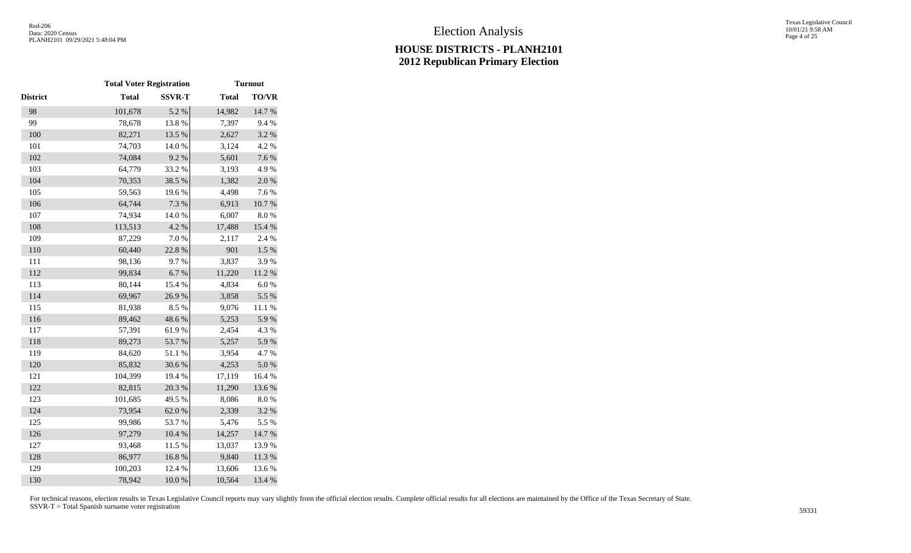# Election Analysis

## HOUSE DISTRICTS - PLANH2101
## 2012 Republican Primary Election

| | Total Voter Registration | | Turnout | |
|---|---|---|---|---|
| District | Total | SSVR-T | Total | TO/VR |
| 98 | 101,678 | 5.2 % | 14,982 | 14.7 % |
| 99 | 78,678 | 13.8 % | 7,397 | 9.4 % |
| 100 | 82,271 | 13.5 % | 2,627 | 3.2 % |
| 101 | 74,703 | 14.0 % | 3,124 | 4.2 % |
| 102 | 74,084 | 9.2 % | 5,601 | 7.6 % |
| 103 | 64,779 | 33.2 % | 3,193 | 4.9 % |
| 104 | 70,353 | 38.5 % | 1,382 | 2.0 % |
| 105 | 59,563 | 19.6 % | 4,498 | 7.6 % |
| 106 | 64,744 | 7.3 % | 6,913 | 10.7 % |
| 107 | 74,934 | 14.0 % | 6,007 | 8.0 % |
| 108 | 113,513 | 4.2 % | 17,488 | 15.4 % |
| 109 | 87,229 | 7.0 % | 2,117 | 2.4 % |
| 110 | 60,440 | 22.8 % | 901 | 1.5 % |
| 111 | 98,136 | 9.7 % | 3,837 | 3.9 % |
| 112 | 99,834 | 6.7 % | 11,220 | 11.2 % |
| 113 | 80,144 | 15.4 % | 4,834 | 6.0 % |
| 114 | 69,967 | 26.9 % | 3,858 | 5.5 % |
| 115 | 81,938 | 8.5 % | 9,076 | 11.1 % |
| 116 | 89,462 | 48.6 % | 5,253 | 5.9 % |
| 117 | 57,391 | 61.9 % | 2,454 | 4.3 % |
| 118 | 89,273 | 53.7 % | 5,257 | 5.9 % |
| 119 | 84,620 | 51.1 % | 3,954 | 4.7 % |
| 120 | 85,832 | 30.6 % | 4,253 | 5.0 % |
| 121 | 104,399 | 19.4 % | 17,119 | 16.4 % |
| 122 | 82,815 | 20.3 % | 11,290 | 13.6 % |
| 123 | 101,685 | 49.5 % | 8,086 | 8.0 % |
| 124 | 73,954 | 62.0 % | 2,339 | 3.2 % |
| 125 | 99,986 | 53.7 % | 5,476 | 5.5 % |
| 126 | 97,279 | 10.4 % | 14,257 | 14.7 % |
| 127 | 93,468 | 11.5 % | 13,037 | 13.9 % |
| 128 | 86,977 | 16.8 % | 9,840 | 11.3 % |
| 129 | 100,203 | 12.4 % | 13,606 | 13.6 % |
| 130 | 78,942 | 10.0 % | 10,564 | 13.4 % |

For technical reasons, election results in Texas Legislative Council reports may vary slightly from the official election results. Complete official results for all elections are maintained by the Office of the Texas Secretary of State.
SSVR-T = Total Spanish surname voter registration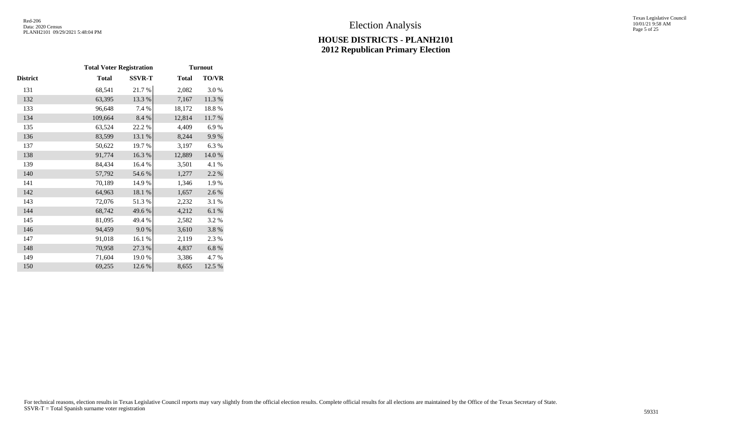# Election Analysis

## HOUSE DISTRICTS - PLANH2101
## 2012 Republican Primary Election

| | Total Voter Registration | | Turnout | |
|---|---|---|---|---|
| **District** | **Total** | **SSVR-T** | **Total** | **TO/VR** |
| 131 | 68,541 | 21.7 % | 2,082 | 3.0 % |
| 132 | 63,395 | 13.3 % | 7,167 | 11.3 % |
| 133 | 96,648 | 7.4 % | 18,172 | 18.8 % |
| 134 | 109,664 | 8.4 % | 12,814 | 11.7 % |
| 135 | 63,524 | 22.2 % | 4,409 | 6.9 % |
| 136 | 83,599 | 13.1 % | 8,244 | 9.9 % |
| 137 | 50,622 | 19.7 % | 3,197 | 6.3 % |
| 138 | 91,774 | 16.3 % | 12,889 | 14.0 % |
| 139 | 84,434 | 16.4 % | 3,501 | 4.1 % |
| 140 | 57,792 | 54.6 % | 1,277 | 2.2 % |
| 141 | 70,189 | 14.9 % | 1,346 | 1.9 % |
| 142 | 64,963 | 18.1 % | 1,657 | 2.6 % |
| 143 | 72,076 | 51.3 % | 2,232 | 3.1 % |
| 144 | 68,742 | 49.6 % | 4,212 | 6.1 % |
| 145 | 81,095 | 49.4 % | 2,582 | 3.2 % |
| 146 | 94,459 | 9.0 % | 3,610 | 3.8 % |
| 147 | 91,018 | 16.1 % | 2,119 | 2.3 % |
| 148 | 70,958 | 27.3 % | 4,837 | 6.8 % |
| 149 | 71,604 | 19.0 % | 3,386 | 4.7 % |
| 150 | 69,255 | 12.6 % | 8,655 | 12.5 % |

For technical reasons, election results in Texas Legislative Council reports may vary slightly from the official election results. Complete official results for all elections are maintained by the Office of the Texas Secretary of State.
SSVR-T = Total Spanish surname voter registration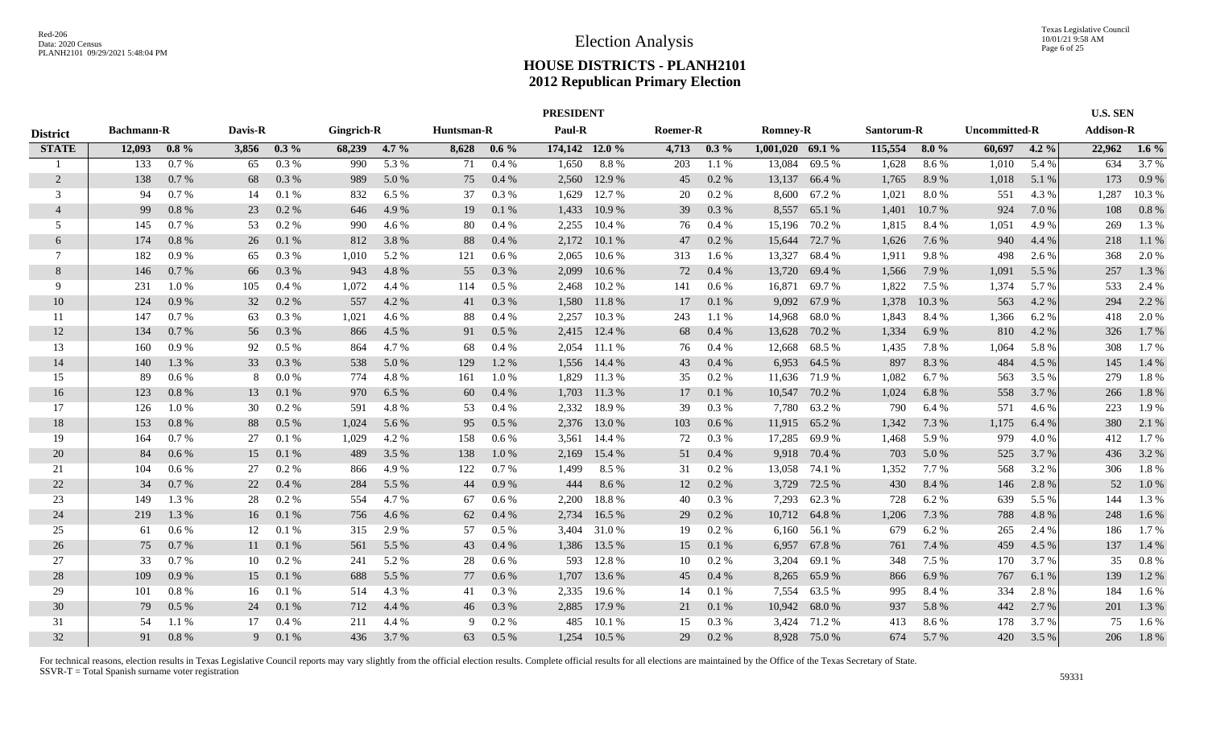# Election Analysis

## HOUSE DISTRICTS - PLANH2101
## 2012 Republican Primary Election

| District | PRESIDENT | | | | | | | | | | | | | | | | | | U.S. SEN | |
|---|---|---|---|---|---|---|---|---|---|---|---|---|---|---|---|---|---|---|---|---|
| | Bachmann-R | | Davis-R | | Gingrich-R | | Huntsman-R | | Paul-R | | Roemer-R | | Romney-R | | Santorum-R | | Uncommitted-R | | Addison-R | |
| **STATE** | **12,093** | **0.8 %** | **3,856** | **0.3 %** | **68,239** | **4.7 %** | **8,628** | **0.6 %** | **174,142** | **12.0 %** | **4,713** | **0.3 %** | **1,001,020** | **69.1 %** | **115,554** | **8.0 %** | **60,697** | **4.2 %** | **22,962** | **1.6 %** |
| 1 | 133 | 0.7 % | 65 | 0.3 % | 990 | 5.3 % | 71 | 0.4 % | 1,650 | 8.8 % | 203 | 1.1 % | 13,084 | 69.5 % | 1,628 | 8.6 % | 1,010 | 5.4 % | 634 | 3.7 % |
| 2 | 138 | 0.7 % | 68 | 0.3 % | 989 | 5.0 % | 75 | 0.4 % | 2,560 | 12.9 % | 45 | 0.2 % | 13,137 | 66.4 % | 1,765 | 8.9 % | 1,018 | 5.1 % | 173 | 0.9 % |
| 3 | 94 | 0.7 % | 14 | 0.1 % | 832 | 6.5 % | 37 | 0.3 % | 1,629 | 12.7 % | 20 | 0.2 % | 8,600 | 67.2 % | 1,021 | 8.0 % | 551 | 4.3 % | 1,287 | 10.3 % |
| 4 | 99 | 0.8 % | 23 | 0.2 % | 646 | 4.9 % | 19 | 0.1 % | 1,433 | 10.9 % | 39 | 0.3 % | 8,557 | 65.1 % | 1,401 | 10.7 % | 924 | 7.0 % | 108 | 0.8 % |
| 5 | 145 | 0.7 % | 53 | 0.2 % | 990 | 4.6 % | 80 | 0.4 % | 2,255 | 10.4 % | 76 | 0.4 % | 15,196 | 70.2 % | 1,815 | 8.4 % | 1,051 | 4.9 % | 269 | 1.3 % |
| 6 | 174 | 0.8 % | 26 | 0.1 % | 812 | 3.8 % | 88 | 0.4 % | 2,172 | 10.1 % | 47 | 0.2 % | 15,644 | 72.7 % | 1,626 | 7.6 % | 940 | 4.4 % | 218 | 1.1 % |
| 7 | 182 | 0.9 % | 65 | 0.3 % | 1,010 | 5.2 % | 121 | 0.6 % | 2,065 | 10.6 % | 313 | 1.6 % | 13,327 | 68.4 % | 1,911 | 9.8 % | 498 | 2.6 % | 368 | 2.0 % |
| 8 | 146 | 0.7 % | 66 | 0.3 % | 943 | 4.8 % | 55 | 0.3 % | 2,099 | 10.6 % | 72 | 0.4 % | 13,720 | 69.4 % | 1,566 | 7.9 % | 1,091 | 5.5 % | 257 | 1.3 % |
| 9 | 231 | 1.0 % | 105 | 0.4 % | 1,072 | 4.4 % | 114 | 0.5 % | 2,468 | 10.2 % | 141 | 0.6 % | 16,871 | 69.7 % | 1,822 | 7.5 % | 1,374 | 5.7 % | 533 | 2.4 % |
| 10 | 124 | 0.9 % | 32 | 0.2 % | 557 | 4.2 % | 41 | 0.3 % | 1,580 | 11.8 % | 17 | 0.1 % | 9,092 | 67.9 % | 1,378 | 10.3 % | 563 | 4.2 % | 294 | 2.2 % |
| 11 | 147 | 0.7 % | 63 | 0.3 % | 1,021 | 4.6 % | 88 | 0.4 % | 2,257 | 10.3 % | 243 | 1.1 % | 14,968 | 68.0 % | 1,843 | 8.4 % | 1,366 | 6.2 % | 418 | 2.0 % |
| 12 | 134 | 0.7 % | 56 | 0.3 % | 866 | 4.5 % | 91 | 0.5 % | 2,415 | 12.4 % | 68 | 0.4 % | 13,628 | 70.2 % | 1,334 | 6.9 % | 810 | 4.2 % | 326 | 1.7 % |
| 13 | 160 | 0.9 % | 92 | 0.5 % | 864 | 4.7 % | 68 | 0.4 % | 2,054 | 11.1 % | 76 | 0.4 % | 12,668 | 68.5 % | 1,435 | 7.8 % | 1,064 | 5.8 % | 308 | 1.7 % |
| 14 | 140 | 1.3 % | 33 | 0.3 % | 538 | 5.0 % | 129 | 1.2 % | 1,556 | 14.4 % | 43 | 0.4 % | 6,953 | 64.5 % | 897 | 8.3 % | 484 | 4.5 % | 145 | 1.4 % |
| 15 | 89 | 0.6 % | 8 | 0.0 % | 774 | 4.8 % | 161 | 1.0 % | 1,829 | 11.3 % | 35 | 0.2 % | 11,636 | 71.9 % | 1,082 | 6.7 % | 563 | 3.5 % | 279 | 1.8 % |
| 16 | 123 | 0.8 % | 13 | 0.1 % | 970 | 6.5 % | 60 | 0.4 % | 1,703 | 11.3 % | 17 | 0.1 % | 10,547 | 70.2 % | 1,024 | 6.8 % | 558 | 3.7 % | 266 | 1.8 % |
| 17 | 126 | 1.0 % | 30 | 0.2 % | 591 | 4.8 % | 53 | 0.4 % | 2,332 | 18.9 % | 39 | 0.3 % | 7,780 | 63.2 % | 790 | 6.4 % | 571 | 4.6 % | 223 | 1.9 % |
| 18 | 153 | 0.8 % | 88 | 0.5 % | 1,024 | 5.6 % | 95 | 0.5 % | 2,376 | 13.0 % | 103 | 0.6 % | 11,915 | 65.2 % | 1,342 | 7.3 % | 1,175 | 6.4 % | 380 | 2.1 % |
| 19 | 164 | 0.7 % | 27 | 0.1 % | 1,029 | 4.2 % | 158 | 0.6 % | 3,561 | 14.4 % | 72 | 0.3 % | 17,285 | 69.9 % | 1,468 | 5.9 % | 979 | 4.0 % | 412 | 1.7 % |
| 20 | 84 | 0.6 % | 15 | 0.1 % | 489 | 3.5 % | 138 | 1.0 % | 2,169 | 15.4 % | 51 | 0.4 % | 9,918 | 70.4 % | 703 | 5.0 % | 525 | 3.7 % | 436 | 3.2 % |
| 21 | 104 | 0.6 % | 27 | 0.2 % | 866 | 4.9 % | 122 | 0.7 % | 1,499 | 8.5 % | 31 | 0.2 % | 13,058 | 74.1 % | 1,352 | 7.7 % | 568 | 3.2 % | 306 | 1.8 % |
| 22 | 34 | 0.7 % | 22 | 0.4 % | 284 | 5.5 % | 44 | 0.9 % | 444 | 8.6 % | 12 | 0.2 % | 3,729 | 72.5 % | 430 | 8.4 % | 146 | 2.8 % | 52 | 1.0 % |
| 23 | 149 | 1.3 % | 28 | 0.2 % | 554 | 4.7 % | 67 | 0.6 % | 2,200 | 18.8 % | 40 | 0.3 % | 7,293 | 62.3 % | 728 | 6.2 % | 639 | 5.5 % | 144 | 1.3 % |
| 24 | 219 | 1.3 % | 16 | 0.1 % | 756 | 4.6 % | 62 | 0.4 % | 2,734 | 16.5 % | 29 | 0.2 % | 10,712 | 64.8 % | 1,206 | 7.3 % | 788 | 4.8 % | 248 | 1.6 % |
| 25 | 61 | 0.6 % | 12 | 0.1 % | 315 | 2.9 % | 57 | 0.5 % | 3,404 | 31.0 % | 19 | 0.2 % | 6,160 | 56.1 % | 679 | 6.2 % | 265 | 2.4 % | 186 | 1.7 % |
| 26 | 75 | 0.7 % | 11 | 0.1 % | 561 | 5.5 % | 43 | 0.4 % | 1,386 | 13.5 % | 15 | 0.1 % | 6,957 | 67.8 % | 761 | 7.4 % | 459 | 4.5 % | 137 | 1.4 % |
| 27 | 33 | 0.7 % | 10 | 0.2 % | 241 | 5.2 % | 28 | 0.6 % | 593 | 12.8 % | 10 | 0.2 % | 3,204 | 69.1 % | 348 | 7.5 % | 170 | 3.7 % | 35 | 0.8 % |
| 28 | 109 | 0.9 % | 15 | 0.1 % | 688 | 5.5 % | 77 | 0.6 % | 1,707 | 13.6 % | 45 | 0.4 % | 8,265 | 65.9 % | 866 | 6.9 % | 767 | 6.1 % | 139 | 1.2 % |
| 29 | 101 | 0.8 % | 16 | 0.1 % | 514 | 4.3 % | 41 | 0.3 % | 2,335 | 19.6 % | 14 | 0.1 % | 7,554 | 63.5 % | 995 | 8.4 % | 334 | 2.8 % | 184 | 1.6 % |
| 30 | 79 | 0.5 % | 24 | 0.1 % | 712 | 4.4 % | 46 | 0.3 % | 2,885 | 17.9 % | 21 | 0.1 % | 10,942 | 68.0 % | 937 | 5.8 % | 442 | 2.7 % | 201 | 1.3 % |
| 31 | 54 | 1.1 % | 17 | 0.4 % | 211 | 4.4 % | 9 | 0.2 % | 485 | 10.1 % | 15 | 0.3 % | 3,424 | 71.2 % | 413 | 8.6 % | 178 | 3.7 % | 75 | 1.6 % |
| 32 | 91 | 0.8 % | 9 | 0.1 % | 436 | 3.7 % | 63 | 0.5 % | 1,254 | 10.5 % | 29 | 0.2 % | 8,928 | 75.0 % | 674 | 5.7 % | 420 | 3.5 % | 206 | 1.8 % |

For technical reasons, election results in Texas Legislative Council reports may vary slightly from the official election results. Complete official results for all elections are maintained by the Office of the Texas Secretary of State.
SSVR-T = Total Spanish surname voter registration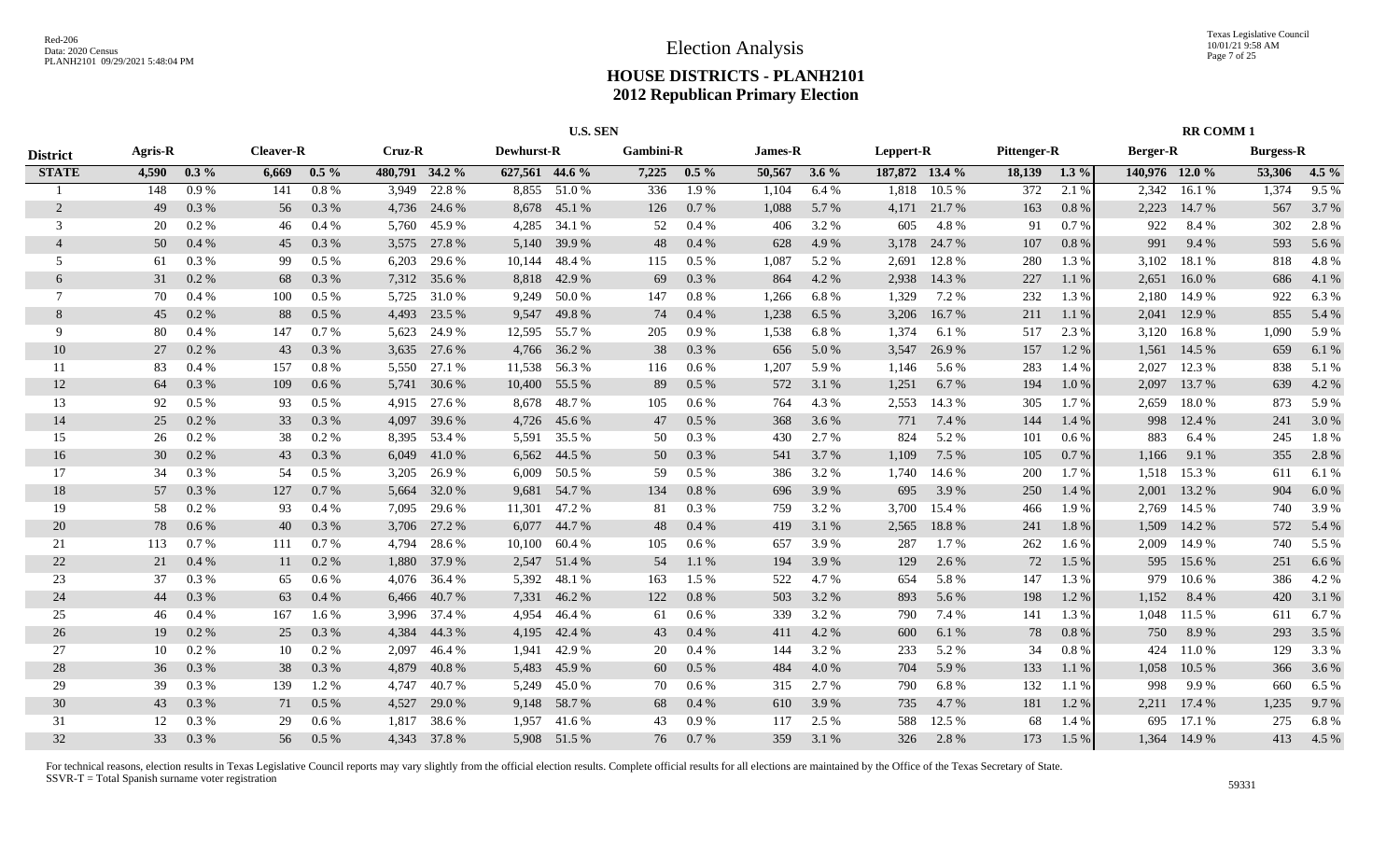# Election Analysis

## HOUSE DISTRICTS - PLANH2101
## 2012 Republican Primary Election

| District | U.S. SEN | | | | | | | | | | | | | | | | RR COMM 1 | | | |
|---|---|---|---|---|---|---|---|---|---|---|---|---|---|---|---|---|---|---|---|---|
| | Agris-R | | Cleaver-R | | Cruz-R | | Dewhurst-R | | Gambini-R | | James-R | | Leppert-R | | Pittenger-R | | Berger-R | | Burgess-R | |
| **STATE** | **4,590** | **0.3 %** | **6,669** | **0.5 %** | **480,791** | **34.2 %** | **627,561** | **44.6 %** | **7,225** | **0.5 %** | **50,567** | **3.6 %** | **187,872** | **13.4 %** | **18,139** | **1.3 %** | **140,976** | **12.0 %** | **53,306** | **4.5 %** |
| 1 | 148 | 0.9 % | 141 | 0.8 % | 3,949 | 22.8 % | 8,855 | 51.0 % | 336 | 1.9 % | 1,104 | 6.4 % | 1,818 | 10.5 % | 372 | 2.1 % | 2,342 | 16.1 % | 1,374 | 9.5 % |
| 2 | 49 | 0.3 % | 56 | 0.3 % | 4,736 | 24.6 % | 8,678 | 45.1 % | 126 | 0.7 % | 1,088 | 5.7 % | 4,171 | 21.7 % | 163 | 0.8 % | 2,223 | 14.7 % | 567 | 3.7 % |
| 3 | 20 | 0.2 % | 46 | 0.4 % | 5,760 | 45.9 % | 4,285 | 34.1 % | 52 | 0.4 % | 406 | 3.2 % | 605 | 4.8 % | 91 | 0.7 % | 922 | 8.4 % | 302 | 2.8 % |
| 4 | 50 | 0.4 % | 45 | 0.3 % | 3,575 | 27.8 % | 5,140 | 39.9 % | 48 | 0.4 % | 628 | 4.9 % | 3,178 | 24.7 % | 107 | 0.8 % | 991 | 9.4 % | 593 | 5.6 % |
| 5 | 61 | 0.3 % | 99 | 0.5 % | 6,203 | 29.6 % | 10,144 | 48.4 % | 115 | 0.5 % | 1,087 | 5.2 % | 2,691 | 12.8 % | 280 | 1.3 % | 3,102 | 18.1 % | 818 | 4.8 % |
| 6 | 31 | 0.2 % | 68 | 0.3 % | 7,312 | 35.6 % | 8,818 | 42.9 % | 69 | 0.3 % | 864 | 4.2 % | 2,938 | 14.3 % | 227 | 1.1 % | 2,651 | 16.0 % | 686 | 4.1 % |
| 7 | 70 | 0.4 % | 100 | 0.5 % | 5,725 | 31.0 % | 9,249 | 50.0 % | 147 | 0.8 % | 1,266 | 6.8 % | 1,329 | 7.2 % | 232 | 1.3 % | 2,180 | 14.9 % | 922 | 6.3 % |
| 8 | 45 | 0.2 % | 88 | 0.5 % | 4,493 | 23.5 % | 9,547 | 49.8 % | 74 | 0.4 % | 1,238 | 6.5 % | 3,206 | 16.7 % | 211 | 1.1 % | 2,041 | 12.9 % | 855 | 5.4 % |
| 9 | 80 | 0.4 % | 147 | 0.7 % | 5,623 | 24.9 % | 12,595 | 55.7 % | 205 | 0.9 % | 1,538 | 6.8 % | 1,374 | 6.1 % | 517 | 2.3 % | 3,120 | 16.8 % | 1,090 | 5.9 % |
| 10 | 27 | 0.2 % | 43 | 0.3 % | 3,635 | 27.6 % | 4,766 | 36.2 % | 38 | 0.3 % | 656 | 5.0 % | 3,547 | 26.9 % | 157 | 1.2 % | 1,561 | 14.5 % | 659 | 6.1 % |
| 11 | 83 | 0.4 % | 157 | 0.8 % | 5,550 | 27.1 % | 11,538 | 56.3 % | 116 | 0.6 % | 1,207 | 5.9 % | 1,146 | 5.6 % | 283 | 1.4 % | 2,027 | 12.3 % | 838 | 5.1 % |
| 12 | 64 | 0.3 % | 109 | 0.6 % | 5,741 | 30.6 % | 10,400 | 55.5 % | 89 | 0.5 % | 572 | 3.1 % | 1,251 | 6.7 % | 194 | 1.0 % | 2,097 | 13.7 % | 639 | 4.2 % |
| 13 | 92 | 0.5 % | 93 | 0.5 % | 4,915 | 27.6 % | 8,678 | 48.7 % | 105 | 0.6 % | 764 | 4.3 % | 2,553 | 14.3 % | 305 | 1.7 % | 2,659 | 18.0 % | 873 | 5.9 % |
| 14 | 25 | 0.2 % | 33 | 0.3 % | 4,097 | 39.6 % | 4,726 | 45.6 % | 47 | 0.5 % | 368 | 3.6 % | 771 | 7.4 % | 144 | 1.4 % | 998 | 12.4 % | 241 | 3.0 % |
| 15 | 26 | 0.2 % | 38 | 0.2 % | 8,395 | 53.4 % | 5,591 | 35.5 % | 50 | 0.3 % | 430 | 2.7 % | 824 | 5.2 % | 101 | 0.6 % | 883 | 6.4 % | 245 | 1.8 % |
| 16 | 30 | 0.2 % | 43 | 0.3 % | 6,049 | 41.0 % | 6,562 | 44.5 % | 50 | 0.3 % | 541 | 3.7 % | 1,109 | 7.5 % | 105 | 0.7 % | 1,166 | 9.1 % | 355 | 2.8 % |
| 17 | 34 | 0.3 % | 54 | 0.5 % | 3,205 | 26.9 % | 6,009 | 50.5 % | 59 | 0.5 % | 386 | 3.2 % | 1,740 | 14.6 % | 200 | 1.7 % | 1,518 | 15.3 % | 611 | 6.1 % |
| 18 | 57 | 0.3 % | 127 | 0.7 % | 5,664 | 32.0 % | 9,681 | 54.7 % | 134 | 0.8 % | 696 | 3.9 % | 695 | 3.9 % | 250 | 1.4 % | 2,001 | 13.2 % | 904 | 6.0 % |
| 19 | 58 | 0.2 % | 93 | 0.4 % | 7,095 | 29.6 % | 11,301 | 47.2 % | 81 | 0.3 % | 759 | 3.2 % | 3,700 | 15.4 % | 466 | 1.9 % | 2,769 | 14.5 % | 740 | 3.9 % |
| 20 | 78 | 0.6 % | 40 | 0.3 % | 3,706 | 27.2 % | 6,077 | 44.7 % | 48 | 0.4 % | 419 | 3.1 % | 2,565 | 18.8 % | 241 | 1.8 % | 1,509 | 14.2 % | 572 | 5.4 % |
| 21 | 113 | 0.7 % | 111 | 0.7 % | 4,794 | 28.6 % | 10,100 | 60.4 % | 105 | 0.6 % | 657 | 3.9 % | 287 | 1.7 % | 262 | 1.6 % | 2,009 | 14.9 % | 740 | 5.5 % |
| 22 | 21 | 0.4 % | 11 | 0.2 % | 1,880 | 37.9 % | 2,547 | 51.4 % | 54 | 1.1 % | 194 | 3.9 % | 129 | 2.6 % | 72 | 1.5 % | 595 | 15.6 % | 251 | 6.6 % |
| 23 | 37 | 0.3 % | 65 | 0.6 % | 4,076 | 36.4 % | 5,392 | 48.1 % | 163 | 1.5 % | 522 | 4.7 % | 654 | 5.8 % | 147 | 1.3 % | 979 | 10.6 % | 386 | 4.2 % |
| 24 | 44 | 0.3 % | 63 | 0.4 % | 6,466 | 40.7 % | 7,331 | 46.2 % | 122 | 0.8 % | 503 | 3.2 % | 893 | 5.6 % | 198 | 1.2 % | 1,152 | 8.4 % | 420 | 3.1 % |
| 25 | 46 | 0.4 % | 167 | 1.6 % | 3,996 | 37.4 % | 4,954 | 46.4 % | 61 | 0.6 % | 339 | 3.2 % | 790 | 7.4 % | 141 | 1.3 % | 1,048 | 11.5 % | 611 | 6.7 % |
| 26 | 19 | 0.2 % | 25 | 0.3 % | 4,384 | 44.3 % | 4,195 | 42.4 % | 43 | 0.4 % | 411 | 4.2 % | 600 | 6.1 % | 78 | 0.8 % | 750 | 8.9 % | 293 | 3.5 % |
| 27 | 10 | 0.2 % | 10 | 0.2 % | 2,097 | 46.4 % | 1,941 | 42.9 % | 20 | 0.4 % | 144 | 3.2 % | 233 | 5.2 % | 34 | 0.8 % | 424 | 11.0 % | 129 | 3.3 % |
| 28 | 36 | 0.3 % | 38 | 0.3 % | 4,879 | 40.8 % | 5,483 | 45.9 % | 60 | 0.5 % | 484 | 4.0 % | 704 | 5.9 % | 133 | 1.1 % | 1,058 | 10.5 % | 366 | 3.6 % |
| 29 | 39 | 0.3 % | 139 | 1.2 % | 4,747 | 40.7 % | 5,249 | 45.0 % | 70 | 0.6 % | 315 | 2.7 % | 790 | 6.8 % | 132 | 1.1 % | 998 | 9.9 % | 660 | 6.5 % |
| 30 | 43 | 0.3 % | 71 | 0.5 % | 4,527 | 29.0 % | 9,148 | 58.7 % | 68 | 0.4 % | 610 | 3.9 % | 735 | 4.7 % | 181 | 1.2 % | 2,211 | 17.4 % | 1,235 | 9.7 % |
| 31 | 12 | 0.3 % | 29 | 0.6 % | 1,817 | 38.6 % | 1,957 | 41.6 % | 43 | 0.9 % | 117 | 2.5 % | 588 | 12.5 % | 68 | 1.4 % | 695 | 17.1 % | 275 | 6.8 % |
| 32 | 33 | 0.3 % | 56 | 0.5 % | 4,343 | 37.8 % | 5,908 | 51.5 % | 76 | 0.7 % | 359 | 3.1 % | 326 | 2.8 % | 173 | 1.5 % | 1,364 | 14.9 % | 413 | 4.5 % |

For technical reasons, election results in Texas Legislative Council reports may vary slightly from the official election results. Complete official results for all elections are maintained by the Office of the Texas Secretary of State.
SSVR-T = Total Spanish surname voter registration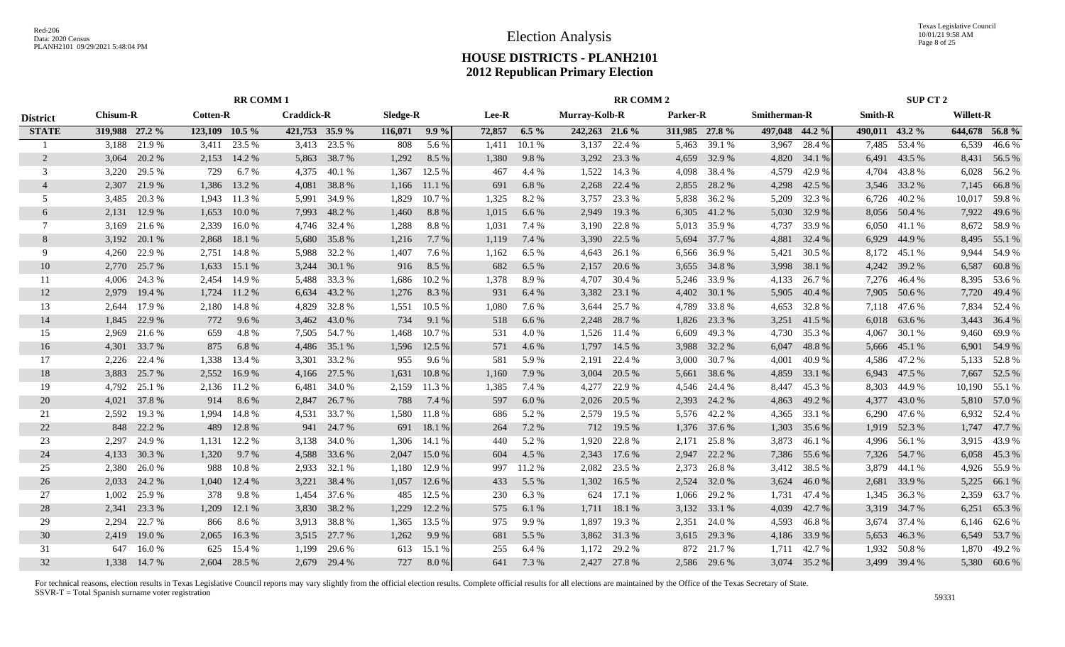# Election Analysis

## HOUSE DISTRICTS - PLANH2101
## 2012 Republican Primary Election

| District | RR COMM 1 | | | | | | | | RR COMM 2 | | | | | | | | | | SUP CT 2 | | | |
|---|---|---|---|---|---|---|---|---|---|---|---|---|---|---|---|---|---|---|---|---|---|---|
| | Chisum-R | | Cotten-R | | Craddick-R | | Sledge-R | | Lee-R | | Murray-Kolb-R | | Parker-R | | Smitherman-R | | | | Smith-R | | Willett-R | |
| **STATE** | **319,988** | **27.2 %** | **123,109** | **10.5 %** | **421,753** | **35.9 %** | **116,071** | **9.9 %** | **72,857** | **6.5 %** | **242,263** | **21.6 %** | **311,985** | **27.8 %** | **497,048** | **44.2 %** | | | **490,011** | **43.2 %** | **644,678** | **56.8 %** |
| 1 | 3,188 | 21.9 % | 3,411 | 23.5 % | 3,413 | 23.5 % | 808 | 5.6 % | 1,411 | 10.1 % | 3,137 | 22.4 % | 5,463 | 39.1 % | 3,967 | 28.4 % | | | 7,485 | 53.4 % | 6,539 | 46.6 % |
| 2 | 3,064 | 20.2 % | 2,153 | 14.2 % | 5,863 | 38.7 % | 1,292 | 8.5 % | 1,380 | 9.8 % | 3,292 | 23.3 % | 4,659 | 32.9 % | 4,820 | 34.1 % | | | 6,491 | 43.5 % | 8,431 | 56.5 % |
| 3 | 3,220 | 29.5 % | 729 | 6.7 % | 4,375 | 40.1 % | 1,367 | 12.5 % | 467 | 4.4 % | 1,522 | 14.3 % | 4,098 | 38.4 % | 4,579 | 42.9 % | | | 4,704 | 43.8 % | 6,028 | 56.2 % |
| 4 | 2,307 | 21.9 % | 1,386 | 13.2 % | 4,081 | 38.8 % | 1,166 | 11.1 % | 691 | 6.8 % | 2,268 | 22.4 % | 2,855 | 28.2 % | 4,298 | 42.5 % | | | 3,546 | 33.2 % | 7,145 | 66.8 % |
| 5 | 3,485 | 20.3 % | 1,943 | 11.3 % | 5,991 | 34.9 % | 1,829 | 10.7 % | 1,325 | 8.2 % | 3,757 | 23.3 % | 5,838 | 36.2 % | 5,209 | 32.3 % | | | 6,726 | 40.2 % | 10,017 | 59.8 % |
| 6 | 2,131 | 12.9 % | 1,653 | 10.0 % | 7,993 | 48.2 % | 1,460 | 8.8 % | 1,015 | 6.6 % | 2,949 | 19.3 % | 6,305 | 41.2 % | 5,030 | 32.9 % | | | 8,056 | 50.4 % | 7,922 | 49.6 % |
| 7 | 3,169 | 21.6 % | 2,339 | 16.0 % | 4,746 | 32.4 % | 1,288 | 8.8 % | 1,031 | 7.4 % | 3,190 | 22.8 % | 5,013 | 35.9 % | 4,737 | 33.9 % | | | 6,050 | 41.1 % | 8,672 | 58.9 % |
| 8 | 3,192 | 20.1 % | 2,868 | 18.1 % | 5,680 | 35.8 % | 1,216 | 7.7 % | 1,119 | 7.4 % | 3,390 | 22.5 % | 5,694 | 37.7 % | 4,881 | 32.4 % | | | 6,929 | 44.9 % | 8,495 | 55.1 % |
| 9 | 4,260 | 22.9 % | 2,751 | 14.8 % | 5,988 | 32.2 % | 1,407 | 7.6 % | 1,162 | 6.5 % | 4,643 | 26.1 % | 6,566 | 36.9 % | 5,421 | 30.5 % | | | 8,172 | 45.1 % | 9,944 | 54.9 % |
| 10 | 2,770 | 25.7 % | 1,633 | 15.1 % | 3,244 | 30.1 % | 916 | 8.5 % | 682 | 6.5 % | 2,157 | 20.6 % | 3,655 | 34.8 % | 3,998 | 38.1 % | | | 4,242 | 39.2 % | 6,587 | 60.8 % |
| 11 | 4,006 | 24.3 % | 2,454 | 14.9 % | 5,488 | 33.3 % | 1,686 | 10.2 % | 1,378 | 8.9 % | 4,707 | 30.4 % | 5,246 | 33.9 % | 4,133 | 26.7 % | | | 7,276 | 46.4 % | 8,395 | 53.6 % |
| 12 | 2,979 | 19.4 % | 1,724 | 11.2 % | 6,634 | 43.2 % | 1,276 | 8.3 % | 931 | 6.4 % | 3,382 | 23.1 % | 4,402 | 30.1 % | 5,905 | 40.4 % | | | 7,905 | 50.6 % | 7,720 | 49.4 % |
| 13 | 2,644 | 17.9 % | 2,180 | 14.8 % | 4,829 | 32.8 % | 1,551 | 10.5 % | 1,080 | 7.6 % | 3,644 | 25.7 % | 4,789 | 33.8 % | 4,653 | 32.8 % | | | 7,118 | 47.6 % | 7,834 | 52.4 % |
| 14 | 1,845 | 22.9 % | 772 | 9.6 % | 3,462 | 43.0 % | 734 | 9.1 % | 518 | 6.6 % | 2,248 | 28.7 % | 1,826 | 23.3 % | 3,251 | 41.5 % | | | 6,018 | 63.6 % | 3,443 | 36.4 % |
| 15 | 2,969 | 21.6 % | 659 | 4.8 % | 7,505 | 54.7 % | 1,468 | 10.7 % | 531 | 4.0 % | 1,526 | 11.4 % | 6,609 | 49.3 % | 4,730 | 35.3 % | | | 4,067 | 30.1 % | 9,460 | 69.9 % |
| 16 | 4,301 | 33.7 % | 875 | 6.8 % | 4,486 | 35.1 % | 1,596 | 12.5 % | 571 | 4.6 % | 1,797 | 14.5 % | 3,988 | 32.2 % | 6,047 | 48.8 % | | | 5,666 | 45.1 % | 6,901 | 54.9 % |
| 17 | 2,226 | 22.4 % | 1,338 | 13.4 % | 3,301 | 33.2 % | 955 | 9.6 % | 581 | 5.9 % | 2,191 | 22.4 % | 3,000 | 30.7 % | 4,001 | 40.9 % | | | 4,586 | 47.2 % | 5,133 | 52.8 % |
| 18 | 3,883 | 25.7 % | 2,552 | 16.9 % | 4,166 | 27.5 % | 1,631 | 10.8 % | 1,160 | 7.9 % | 3,004 | 20.5 % | 5,661 | 38.6 % | 4,859 | 33.1 % | | | 6,943 | 47.5 % | 7,667 | 52.5 % |
| 19 | 4,792 | 25.1 % | 2,136 | 11.2 % | 6,481 | 34.0 % | 2,159 | 11.3 % | 1,385 | 7.4 % | 4,277 | 22.9 % | 4,546 | 24.4 % | 8,447 | 45.3 % | | | 8,303 | 44.9 % | 10,190 | 55.1 % |
| 20 | 4,021 | 37.8 % | 914 | 8.6 % | 2,847 | 26.7 % | 788 | 7.4 % | 597 | 6.0 % | 2,026 | 20.5 % | 2,393 | 24.2 % | 4,863 | 49.2 % | | | 4,377 | 43.0 % | 5,810 | 57.0 % |
| 21 | 2,592 | 19.3 % | 1,994 | 14.8 % | 4,531 | 33.7 % | 1,580 | 11.8 % | 686 | 5.2 % | 2,579 | 19.5 % | 5,576 | 42.2 % | 4,365 | 33.1 % | | | 6,290 | 47.6 % | 6,932 | 52.4 % |
| 22 | 848 | 22.2 % | 489 | 12.8 % | 941 | 24.7 % | 691 | 18.1 % | 264 | 7.2 % | 712 | 19.5 % | 1,376 | 37.6 % | 1,303 | 35.6 % | | | 1,919 | 52.3 % | 1,747 | 47.7 % |
| 23 | 2,297 | 24.9 % | 1,131 | 12.2 % | 3,138 | 34.0 % | 1,306 | 14.1 % | 440 | 5.2 % | 1,920 | 22.8 % | 2,171 | 25.8 % | 3,873 | 46.1 % | | | 4,996 | 56.1 % | 3,915 | 43.9 % |
| 24 | 4,133 | 30.3 % | 1,320 | 9.7 % | 4,588 | 33.6 % | 2,047 | 15.0 % | 604 | 4.5 % | 2,343 | 17.6 % | 2,947 | 22.2 % | 7,386 | 55.6 % | | | 7,326 | 54.7 % | 6,058 | 45.3 % |
| 25 | 2,380 | 26.0 % | 988 | 10.8 % | 2,933 | 32.1 % | 1,180 | 12.9 % | 997 | 11.2 % | 2,082 | 23.5 % | 2,373 | 26.8 % | 3,412 | 38.5 % | | | 3,879 | 44.1 % | 4,926 | 55.9 % |
| 26 | 2,033 | 24.2 % | 1,040 | 12.4 % | 3,221 | 38.4 % | 1,057 | 12.6 % | 433 | 5.5 % | 1,302 | 16.5 % | 2,524 | 32.0 % | 3,624 | 46.0 % | | | 2,681 | 33.9 % | 5,225 | 66.1 % |
| 27 | 1,002 | 25.9 % | 378 | 9.8 % | 1,454 | 37.6 % | 485 | 12.5 % | 230 | 6.3 % | 624 | 17.1 % | 1,066 | 29.2 % | 1,731 | 47.4 % | | | 1,345 | 36.3 % | 2,359 | 63.7 % |
| 28 | 2,341 | 23.3 % | 1,209 | 12.1 % | 3,830 | 38.2 % | 1,229 | 12.2 % | 575 | 6.1 % | 1,711 | 18.1 % | 3,132 | 33.1 % | 4,039 | 42.7 % | | | 3,319 | 34.7 % | 6,251 | 65.3 % |
| 29 | 2,294 | 22.7 % | 866 | 8.6 % | 3,913 | 38.8 % | 1,365 | 13.5 % | 975 | 9.9 % | 1,897 | 19.3 % | 2,351 | 24.0 % | 4,593 | 46.8 % | | | 3,674 | 37.4 % | 6,146 | 62.6 % |
| 30 | 2,419 | 19.0 % | 2,065 | 16.3 % | 3,515 | 27.7 % | 1,262 | 9.9 % | 681 | 5.5 % | 3,862 | 31.3 % | 3,615 | 29.3 % | 4,186 | 33.9 % | | | 5,653 | 46.3 % | 6,549 | 53.7 % |
| 31 | 647 | 16.0 % | 625 | 15.4 % | 1,199 | 29.6 % | 613 | 15.1 % | 255 | 6.4 % | 1,172 | 29.2 % | 872 | 21.7 % | 1,711 | 42.7 % | | | 1,932 | 50.8 % | 1,870 | 49.2 % |
| 32 | 1,338 | 14.7 % | 2,604 | 28.5 % | 2,679 | 29.4 % | 727 | 8.0 % | 641 | 7.3 % | 2,427 | 27.8 % | 2,586 | 29.6 % | 3,074 | 35.2 % | | | 3,499 | 39.4 % | 5,380 | 60.6 % |

For technical reasons, election results in Texas Legislative Council reports may vary slightly from the official election results. Complete official results for all elections are maintained by the Office of the Texas Secretary of State.
SSVR-T = Total Spanish surname voter registration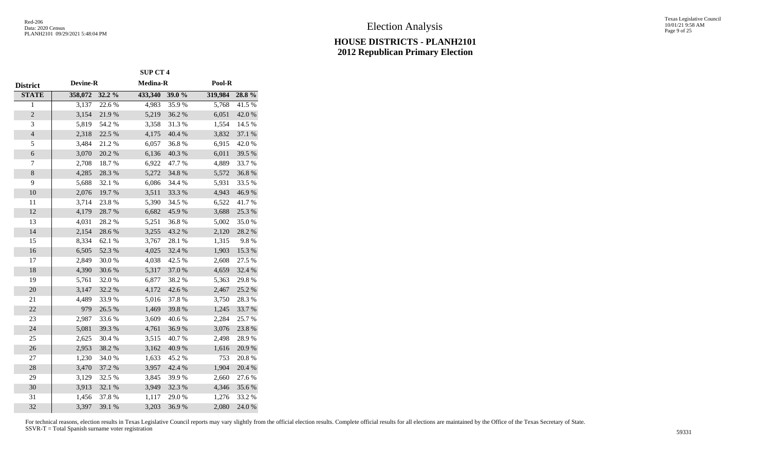# Election Analysis

## HOUSE DISTRICTS - PLANH2101
## 2012 Republican Primary Election

| District | SUP CT 4 | | | | | |
|---|---|---|---|---|---|---|
| | Devine-R | | Medina-R | | Pool-R | |
| **STATE** | **358,072** | **32.2 %** | **433,340** | **39.0 %** | **319,984** | **28.8 %** |
| 1 | 3,137 | 22.6 % | 4,983 | 35.9 % | 5,768 | 41.5 % |
| 2 | 3,154 | 21.9 % | 5,219 | 36.2 % | 6,051 | 42.0 % |
| 3 | 5,819 | 54.2 % | 3,358 | 31.3 % | 1,554 | 14.5 % |
| 4 | 2,318 | 22.5 % | 4,175 | 40.4 % | 3,832 | 37.1 % |
| 5 | 3,484 | 21.2 % | 6,057 | 36.8 % | 6,915 | 42.0 % |
| 6 | 3,070 | 20.2 % | 6,136 | 40.3 % | 6,011 | 39.5 % |
| 7 | 2,708 | 18.7 % | 6,922 | 47.7 % | 4,889 | 33.7 % |
| 8 | 4,285 | 28.3 % | 5,272 | 34.8 % | 5,572 | 36.8 % |
| 9 | 5,688 | 32.1 % | 6,086 | 34.4 % | 5,931 | 33.5 % |
| 10 | 2,076 | 19.7 % | 3,511 | 33.3 % | 4,943 | 46.9 % |
| 11 | 3,714 | 23.8 % | 5,390 | 34.5 % | 6,522 | 41.7 % |
| 12 | 4,179 | 28.7 % | 6,682 | 45.9 % | 3,688 | 25.3 % |
| 13 | 4,031 | 28.2 % | 5,251 | 36.8 % | 5,002 | 35.0 % |
| 14 | 2,154 | 28.6 % | 3,255 | 43.2 % | 2,120 | 28.2 % |
| 15 | 8,334 | 62.1 % | 3,767 | 28.1 % | 1,315 | 9.8 % |
| 16 | 6,505 | 52.3 % | 4,025 | 32.4 % | 1,903 | 15.3 % |
| 17 | 2,849 | 30.0 % | 4,038 | 42.5 % | 2,608 | 27.5 % |
| 18 | 4,390 | 30.6 % | 5,317 | 37.0 % | 4,659 | 32.4 % |
| 19 | 5,761 | 32.0 % | 6,877 | 38.2 % | 5,363 | 29.8 % |
| 20 | 3,147 | 32.2 % | 4,172 | 42.6 % | 2,467 | 25.2 % |
| 21 | 4,489 | 33.9 % | 5,016 | 37.8 % | 3,750 | 28.3 % |
| 22 | 979 | 26.5 % | 1,469 | 39.8 % | 1,245 | 33.7 % |
| 23 | 2,987 | 33.6 % | 3,609 | 40.6 % | 2,284 | 25.7 % |
| 24 | 5,081 | 39.3 % | 4,761 | 36.9 % | 3,076 | 23.8 % |
| 25 | 2,625 | 30.4 % | 3,515 | 40.7 % | 2,498 | 28.9 % |
| 26 | 2,953 | 38.2 % | 3,162 | 40.9 % | 1,616 | 20.9 % |
| 27 | 1,230 | 34.0 % | 1,633 | 45.2 % | 753 | 20.8 % |
| 28 | 3,470 | 37.2 % | 3,957 | 42.4 % | 1,904 | 20.4 % |
| 29 | 3,129 | 32.5 % | 3,845 | 39.9 % | 2,660 | 27.6 % |
| 30 | 3,913 | 32.1 % | 3,949 | 32.3 % | 4,346 | 35.6 % |
| 31 | 1,456 | 37.8 % | 1,117 | 29.0 % | 1,276 | 33.2 % |
| 32 | 3,397 | 39.1 % | 3,203 | 36.9 % | 2,080 | 24.0 % |

For technical reasons, election results in Texas Legislative Council reports may vary slightly from the official election results. Complete official results for all elections are maintained by the Office of the Texas Secretary of State.
SSVR-T = Total Spanish surname voter registration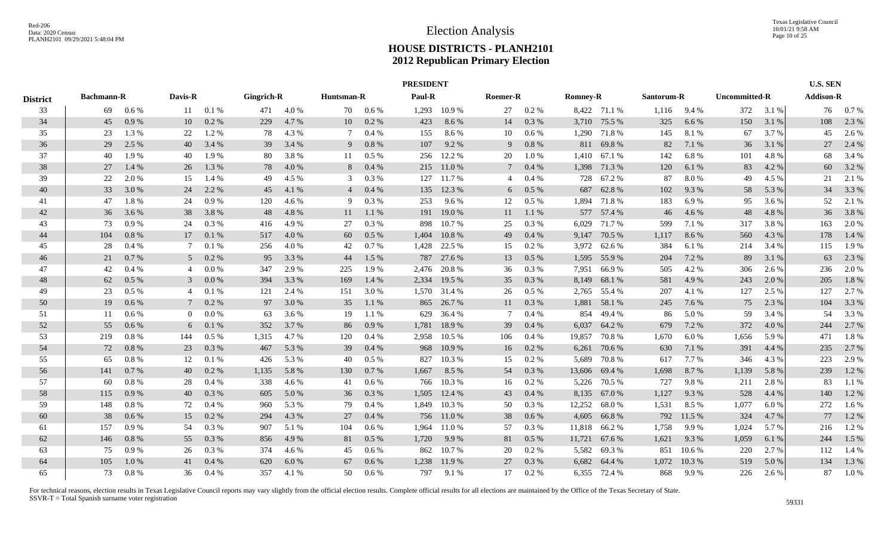# Election Analysis

## HOUSE DISTRICTS - PLANH2101
## 2012 Republican Primary Election

| District | PRESIDENT | | | | | | | | | | | | | | | | | | U.S. SEN | |
|---|---|---|---|---|---|---|---|---|---|---|---|---|---|---|---|---|---|---|---|---|
| | Bachmann-R | | Davis-R | | Gingrich-R | | Huntsman-R | | Paul-R | | Roemer-R | | Romney-R | | Santorum-R | | Uncommitted-R | | Addison-R | |
| 33 | 69 | 0.6 % | 11 | 0.1 % | 471 | 4.0 % | 70 | 0.6 % | 1,293 | 10.9 % | 27 | 0.2 % | 8,422 | 71.1 % | 1,116 | 9.4 % | 372 | 3.1 % | 76 | 0.7 % |
| 34 | 45 | 0.9 % | 10 | 0.2 % | 229 | 4.7 % | 10 | 0.2 % | 423 | 8.6 % | 14 | 0.3 % | 3,710 | 75.5 % | 325 | 6.6 % | 150 | 3.1 % | 108 | 2.3 % |
| 35 | 23 | 1.3 % | 22 | 1.2 % | 78 | 4.3 % | 7 | 0.4 % | 155 | 8.6 % | 10 | 0.6 % | 1,290 | 71.8 % | 145 | 8.1 % | 67 | 3.7 % | 45 | 2.6 % |
| 36 | 29 | 2.5 % | 40 | 3.4 % | 39 | 3.4 % | 9 | 0.8 % | 107 | 9.2 % | 9 | 0.8 % | 811 | 69.8 % | 82 | 7.1 % | 36 | 3.1 % | 27 | 2.4 % |
| 37 | 40 | 1.9 % | 40 | 1.9 % | 80 | 3.8 % | 11 | 0.5 % | 256 | 12.2 % | 20 | 1.0 % | 1,410 | 67.1 % | 142 | 6.8 % | 101 | 4.8 % | 68 | 3.4 % |
| 38 | 27 | 1.4 % | 26 | 1.3 % | 78 | 4.0 % | 8 | 0.4 % | 215 | 11.0 % | 7 | 0.4 % | 1,398 | 71.3 % | 120 | 6.1 % | 83 | 4.2 % | 60 | 3.2 % |
| 39 | 22 | 2.0 % | 15 | 1.4 % | 49 | 4.5 % | 3 | 0.3 % | 127 | 11.7 % | 4 | 0.4 % | 728 | 67.2 % | 87 | 8.0 % | 49 | 4.5 % | 21 | 2.1 % |
| 40 | 33 | 3.0 % | 24 | 2.2 % | 45 | 4.1 % | 4 | 0.4 % | 135 | 12.3 % | 6 | 0.5 % | 687 | 62.8 % | 102 | 9.3 % | 58 | 5.3 % | 34 | 3.3 % |
| 41 | 47 | 1.8 % | 24 | 0.9 % | 120 | 4.6 % | 9 | 0.3 % | 253 | 9.6 % | 12 | 0.5 % | 1,894 | 71.8 % | 183 | 6.9 % | 95 | 3.6 % | 52 | 2.1 % |
| 42 | 36 | 3.6 % | 38 | 3.8 % | 48 | 4.8 % | 11 | 1.1 % | 191 | 19.0 % | 11 | 1.1 % | 577 | 57.4 % | 46 | 4.6 % | 48 | 4.8 % | 36 | 3.8 % |
| 43 | 73 | 0.9 % | 24 | 0.3 % | 416 | 4.9 % | 27 | 0.3 % | 898 | 10.7 % | 25 | 0.3 % | 6,029 | 71.7 % | 599 | 7.1 % | 317 | 3.8 % | 163 | 2.0 % |
| 44 | 104 | 0.8 % | 17 | 0.1 % | 517 | 4.0 % | 60 | 0.5 % | 1,404 | 10.8 % | 49 | 0.4 % | 9,147 | 70.5 % | 1,117 | 8.6 % | 560 | 4.3 % | 178 | 1.4 % |
| 45 | 28 | 0.4 % | 7 | 0.1 % | 256 | 4.0 % | 42 | 0.7 % | 1,428 | 22.5 % | 15 | 0.2 % | 3,972 | 62.6 % | 384 | 6.1 % | 214 | 3.4 % | 115 | 1.9 % |
| 46 | 21 | 0.7 % | 5 | 0.2 % | 95 | 3.3 % | 44 | 1.5 % | 787 | 27.6 % | 13 | 0.5 % | 1,595 | 55.9 % | 204 | 7.2 % | 89 | 3.1 % | 63 | 2.3 % |
| 47 | 42 | 0.4 % | 4 | 0.0 % | 347 | 2.9 % | 225 | 1.9 % | 2,476 | 20.8 % | 36 | 0.3 % | 7,951 | 66.9 % | 505 | 4.2 % | 306 | 2.6 % | 236 | 2.0 % |
| 48 | 62 | 0.5 % | 3 | 0.0 % | 394 | 3.3 % | 169 | 1.4 % | 2,334 | 19.5 % | 35 | 0.3 % | 8,149 | 68.1 % | 581 | 4.9 % | 243 | 2.0 % | 205 | 1.8 % |
| 49 | 23 | 0.5 % | 4 | 0.1 % | 121 | 2.4 % | 151 | 3.0 % | 1,570 | 31.4 % | 26 | 0.5 % | 2,765 | 55.4 % | 207 | 4.1 % | 127 | 2.5 % | 127 | 2.7 % |
| 50 | 19 | 0.6 % | 7 | 0.2 % | 97 | 3.0 % | 35 | 1.1 % | 865 | 26.7 % | 11 | 0.3 % | 1,881 | 58.1 % | 245 | 7.6 % | 75 | 2.3 % | 104 | 3.3 % |
| 51 | 11 | 0.6 % | 0 | 0.0 % | 63 | 3.6 % | 19 | 1.1 % | 629 | 36.4 % | 7 | 0.4 % | 854 | 49.4 % | 86 | 5.0 % | 59 | 3.4 % | 54 | 3.3 % |
| 52 | 55 | 0.6 % | 6 | 0.1 % | 352 | 3.7 % | 86 | 0.9 % | 1,781 | 18.9 % | 39 | 0.4 % | 6,037 | 64.2 % | 679 | 7.2 % | 372 | 4.0 % | 244 | 2.7 % |
| 53 | 219 | 0.8 % | 144 | 0.5 % | 1,315 | 4.7 % | 120 | 0.4 % | 2,958 | 10.5 % | 106 | 0.4 % | 19,857 | 70.8 % | 1,670 | 6.0 % | 1,656 | 5.9 % | 471 | 1.8 % |
| 54 | 72 | 0.8 % | 23 | 0.3 % | 467 | 5.3 % | 39 | 0.4 % | 968 | 10.9 % | 16 | 0.2 % | 6,261 | 70.6 % | 630 | 7.1 % | 391 | 4.4 % | 235 | 2.7 % |
| 55 | 65 | 0.8 % | 12 | 0.1 % | 426 | 5.3 % | 40 | 0.5 % | 827 | 10.3 % | 15 | 0.2 % | 5,689 | 70.8 % | 617 | 7.7 % | 346 | 4.3 % | 223 | 2.9 % |
| 56 | 141 | 0.7 % | 40 | 0.2 % | 1,135 | 5.8 % | 130 | 0.7 % | 1,667 | 8.5 % | 54 | 0.3 % | 13,606 | 69.4 % | 1,698 | 8.7 % | 1,139 | 5.8 % | 239 | 1.2 % |
| 57 | 60 | 0.8 % | 28 | 0.4 % | 338 | 4.6 % | 41 | 0.6 % | 766 | 10.3 % | 16 | 0.2 % | 5,226 | 70.5 % | 727 | 9.8 % | 211 | 2.8 % | 83 | 1.1 % |
| 58 | 115 | 0.9 % | 40 | 0.3 % | 605 | 5.0 % | 36 | 0.3 % | 1,505 | 12.4 % | 43 | 0.4 % | 8,135 | 67.0 % | 1,127 | 9.3 % | 528 | 4.4 % | 140 | 1.2 % |
| 59 | 148 | 0.8 % | 72 | 0.4 % | 960 | 5.3 % | 79 | 0.4 % | 1,849 | 10.3 % | 50 | 0.3 % | 12,252 | 68.0 % | 1,531 | 8.5 % | 1,077 | 6.0 % | 272 | 1.6 % |
| 60 | 38 | 0.6 % | 15 | 0.2 % | 294 | 4.3 % | 27 | 0.4 % | 756 | 11.0 % | 38 | 0.6 % | 4,605 | 66.8 % | 792 | 11.5 % | 324 | 4.7 % | 77 | 1.2 % |
| 61 | 157 | 0.9 % | 54 | 0.3 % | 907 | 5.1 % | 104 | 0.6 % | 1,964 | 11.0 % | 57 | 0.3 % | 11,818 | 66.2 % | 1,758 | 9.9 % | 1,024 | 5.7 % | 216 | 1.2 % |
| 62 | 146 | 0.8 % | 55 | 0.3 % | 856 | 4.9 % | 81 | 0.5 % | 1,720 | 9.9 % | 81 | 0.5 % | 11,721 | 67.6 % | 1,621 | 9.3 % | 1,059 | 6.1 % | 244 | 1.5 % |
| 63 | 75 | 0.9 % | 26 | 0.3 % | 374 | 4.6 % | 45 | 0.6 % | 862 | 10.7 % | 20 | 0.2 % | 5,582 | 69.3 % | 851 | 10.6 % | 220 | 2.7 % | 112 | 1.4 % |
| 64 | 105 | 1.0 % | 41 | 0.4 % | 620 | 6.0 % | 67 | 0.6 % | 1,238 | 11.9 % | 27 | 0.3 % | 6,682 | 64.4 % | 1,072 | 10.3 % | 519 | 5.0 % | 134 | 1.3 % |
| 65 | 73 | 0.8 % | 36 | 0.4 % | 357 | 4.1 % | 50 | 0.6 % | 797 | 9.1 % | 17 | 0.2 % | 6,355 | 72.4 % | 868 | 9.9 % | 226 | 2.6 % | 87 | 1.0 % |

For technical reasons, election results in Texas Legislative Council reports may vary slightly from the official election results. Complete official results for all elections are maintained by the Office of the Texas Secretary of State.
SSVR-T = Total Spanish surname voter registration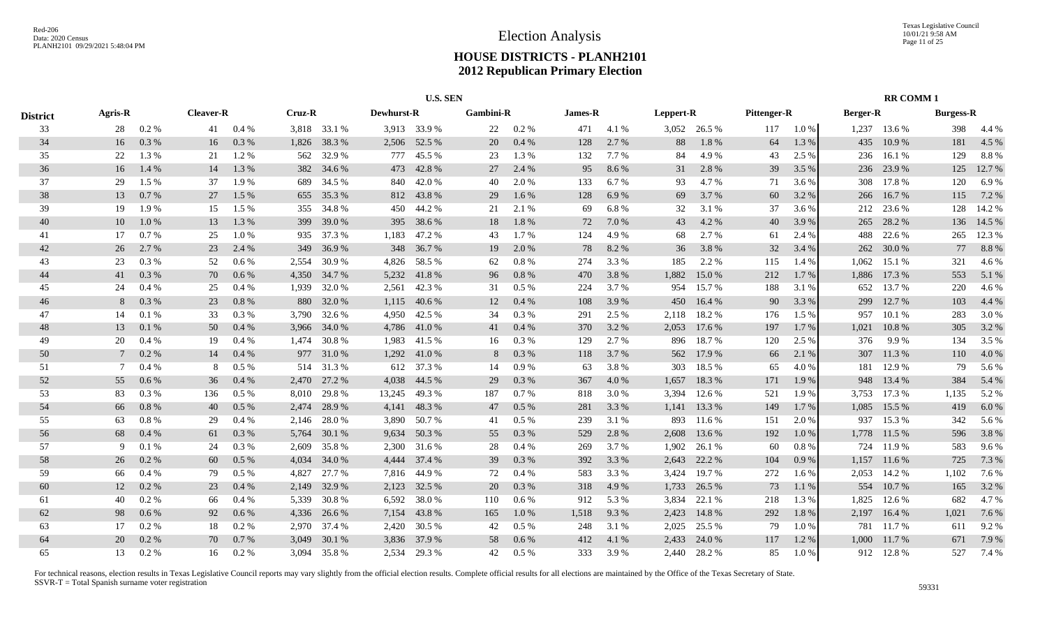# Election Analysis

## HOUSE DISTRICTS - PLANH2101
## 2012 Republican Primary Election

| District | U.S. SEN | | | | | | | | | | | | | | | | RR COMM 1 | | | |
|---|---|---|---|---|---|---|---|---|---|---|---|---|---|---|---|---|---|---|---|---|
| | Agris-R | | Cleaver-R | | Cruz-R | | Dewhurst-R | | Gambini-R | | James-R | | Leppert-R | | Pittenger-R | | Berger-R | | Burgess-R | |
| 33 | 28 | 0.2 % | 41 | 0.4 % | 3,818 | 33.1 % | 3,913 | 33.9 % | 22 | 0.2 % | 471 | 4.1 % | 3,052 | 26.5 % | 117 | 1.0 % | 1,237 | 13.6 % | 398 | 4.4 % |
| 34 | 16 | 0.3 % | 16 | 0.3 % | 1,826 | 38.3 % | 2,506 | 52.5 % | 20 | 0.4 % | 128 | 2.7 % | 88 | 1.8 % | 64 | 1.3 % | 435 | 10.9 % | 181 | 4.5 % |
| 35 | 22 | 1.3 % | 21 | 1.2 % | 562 | 32.9 % | 777 | 45.5 % | 23 | 1.3 % | 132 | 7.7 % | 84 | 4.9 % | 43 | 2.5 % | 236 | 16.1 % | 129 | 8.8 % |
| 36 | 16 | 1.4 % | 14 | 1.3 % | 382 | 34.6 % | 473 | 42.8 % | 27 | 2.4 % | 95 | 8.6 % | 31 | 2.8 % | 39 | 3.5 % | 236 | 23.9 % | 125 | 12.7 % |
| 37 | 29 | 1.5 % | 37 | 1.9 % | 689 | 34.5 % | 840 | 42.0 % | 40 | 2.0 % | 133 | 6.7 % | 93 | 4.7 % | 71 | 3.6 % | 308 | 17.8 % | 120 | 6.9 % |
| 38 | 13 | 0.7 % | 27 | 1.5 % | 655 | 35.3 % | 812 | 43.8 % | 29 | 1.6 % | 128 | 6.9 % | 69 | 3.7 % | 60 | 3.2 % | 266 | 16.7 % | 115 | 7.2 % |
| 39 | 19 | 1.9 % | 15 | 1.5 % | 355 | 34.8 % | 450 | 44.2 % | 21 | 2.1 % | 69 | 6.8 % | 32 | 3.1 % | 37 | 3.6 % | 212 | 23.6 % | 128 | 14.2 % |
| 40 | 10 | 1.0 % | 13 | 1.3 % | 399 | 39.0 % | 395 | 38.6 % | 18 | 1.8 % | 72 | 7.0 % | 43 | 4.2 % | 40 | 3.9 % | 265 | 28.2 % | 136 | 14.5 % |
| 41 | 17 | 0.7 % | 25 | 1.0 % | 935 | 37.3 % | 1,183 | 47.2 % | 43 | 1.7 % | 124 | 4.9 % | 68 | 2.7 % | 61 | 2.4 % | 488 | 22.6 % | 265 | 12.3 % |
| 42 | 26 | 2.7 % | 23 | 2.4 % | 349 | 36.9 % | 348 | 36.7 % | 19 | 2.0 % | 78 | 8.2 % | 36 | 3.8 % | 32 | 3.4 % | 262 | 30.0 % | 77 | 8.8 % |
| 43 | 23 | 0.3 % | 52 | 0.6 % | 2,554 | 30.9 % | 4,826 | 58.5 % | 62 | 0.8 % | 274 | 3.3 % | 185 | 2.2 % | 115 | 1.4 % | 1,062 | 15.1 % | 321 | 4.6 % |
| 44 | 41 | 0.3 % | 70 | 0.6 % | 4,350 | 34.7 % | 5,232 | 41.8 % | 96 | 0.8 % | 470 | 3.8 % | 1,882 | 15.0 % | 212 | 1.7 % | 1,886 | 17.3 % | 553 | 5.1 % |
| 45 | 24 | 0.4 % | 25 | 0.4 % | 1,939 | 32.0 % | 2,561 | 42.3 % | 31 | 0.5 % | 224 | 3.7 % | 954 | 15.7 % | 188 | 3.1 % | 652 | 13.7 % | 220 | 4.6 % |
| 46 | 8 | 0.3 % | 23 | 0.8 % | 880 | 32.0 % | 1,115 | 40.6 % | 12 | 0.4 % | 108 | 3.9 % | 450 | 16.4 % | 90 | 3.3 % | 299 | 12.7 % | 103 | 4.4 % |
| 47 | 14 | 0.1 % | 33 | 0.3 % | 3,790 | 32.6 % | 4,950 | 42.5 % | 34 | 0.3 % | 291 | 2.5 % | 2,118 | 18.2 % | 176 | 1.5 % | 957 | 10.1 % | 283 | 3.0 % |
| 48 | 13 | 0.1 % | 50 | 0.4 % | 3,966 | 34.0 % | 4,786 | 41.0 % | 41 | 0.4 % | 370 | 3.2 % | 2,053 | 17.6 % | 197 | 1.7 % | 1,021 | 10.8 % | 305 | 3.2 % |
| 49 | 20 | 0.4 % | 19 | 0.4 % | 1,474 | 30.8 % | 1,983 | 41.5 % | 16 | 0.3 % | 129 | 2.7 % | 896 | 18.7 % | 120 | 2.5 % | 376 | 9.9 % | 134 | 3.5 % |
| 50 | 7 | 0.2 % | 14 | 0.4 % | 977 | 31.0 % | 1,292 | 41.0 % | 8 | 0.3 % | 118 | 3.7 % | 562 | 17.9 % | 66 | 2.1 % | 307 | 11.3 % | 110 | 4.0 % |
| 51 | 7 | 0.4 % | 8 | 0.5 % | 514 | 31.3 % | 612 | 37.3 % | 14 | 0.9 % | 63 | 3.8 % | 303 | 18.5 % | 65 | 4.0 % | 181 | 12.9 % | 79 | 5.6 % |
| 52 | 55 | 0.6 % | 36 | 0.4 % | 2,470 | 27.2 % | 4,038 | 44.5 % | 29 | 0.3 % | 367 | 4.0 % | 1,657 | 18.3 % | 171 | 1.9 % | 948 | 13.4 % | 384 | 5.4 % |
| 53 | 83 | 0.3 % | 136 | 0.5 % | 8,010 | 29.8 % | 13,245 | 49.3 % | 187 | 0.7 % | 818 | 3.0 % | 3,394 | 12.6 % | 521 | 1.9 % | 3,753 | 17.3 % | 1,135 | 5.2 % |
| 54 | 66 | 0.8 % | 40 | 0.5 % | 2,474 | 28.9 % | 4,141 | 48.3 % | 47 | 0.5 % | 281 | 3.3 % | 1,141 | 13.3 % | 149 | 1.7 % | 1,085 | 15.5 % | 419 | 6.0 % |
| 55 | 63 | 0.8 % | 29 | 0.4 % | 2,146 | 28.0 % | 3,890 | 50.7 % | 41 | 0.5 % | 239 | 3.1 % | 893 | 11.6 % | 151 | 2.0 % | 937 | 15.3 % | 342 | 5.6 % |
| 56 | 68 | 0.4 % | 61 | 0.3 % | 5,764 | 30.1 % | 9,634 | 50.3 % | 55 | 0.3 % | 529 | 2.8 % | 2,608 | 13.6 % | 192 | 1.0 % | 1,778 | 11.5 % | 596 | 3.8 % |
| 57 | 9 | 0.1 % | 24 | 0.3 % | 2,609 | 35.8 % | 2,300 | 31.6 % | 28 | 0.4 % | 269 | 3.7 % | 1,902 | 26.1 % | 60 | 0.8 % | 724 | 11.9 % | 583 | 9.6 % |
| 58 | 26 | 0.2 % | 60 | 0.5 % | 4,034 | 34.0 % | 4,444 | 37.4 % | 39 | 0.3 % | 392 | 3.3 % | 2,643 | 22.2 % | 104 | 0.9 % | 1,157 | 11.6 % | 725 | 7.3 % |
| 59 | 66 | 0.4 % | 79 | 0.5 % | 4,827 | 27.7 % | 7,816 | 44.9 % | 72 | 0.4 % | 583 | 3.3 % | 3,424 | 19.7 % | 272 | 1.6 % | 2,053 | 14.2 % | 1,102 | 7.6 % |
| 60 | 12 | 0.2 % | 23 | 0.4 % | 2,149 | 32.9 % | 2,123 | 32.5 % | 20 | 0.3 % | 318 | 4.9 % | 1,733 | 26.5 % | 73 | 1.1 % | 554 | 10.7 % | 165 | 3.2 % |
| 61 | 40 | 0.2 % | 66 | 0.4 % | 5,339 | 30.8 % | 6,592 | 38.0 % | 110 | 0.6 % | 912 | 5.3 % | 3,834 | 22.1 % | 218 | 1.3 % | 1,825 | 12.6 % | 682 | 4.7 % |
| 62 | 98 | 0.6 % | 92 | 0.6 % | 4,336 | 26.6 % | 7,154 | 43.8 % | 165 | 1.0 % | 1,518 | 9.3 % | 2,423 | 14.8 % | 292 | 1.8 % | 2,197 | 16.4 % | 1,021 | 7.6 % |
| 63 | 17 | 0.2 % | 18 | 0.2 % | 2,970 | 37.4 % | 2,420 | 30.5 % | 42 | 0.5 % | 248 | 3.1 % | 2,025 | 25.5 % | 79 | 1.0 % | 781 | 11.7 % | 611 | 9.2 % |
| 64 | 20 | 0.2 % | 70 | 0.7 % | 3,049 | 30.1 % | 3,836 | 37.9 % | 58 | 0.6 % | 412 | 4.1 % | 2,433 | 24.0 % | 117 | 1.2 % | 1,000 | 11.7 % | 671 | 7.9 % |
| 65 | 13 | 0.2 % | 16 | 0.2 % | 3,094 | 35.8 % | 2,534 | 29.3 % | 42 | 0.5 % | 333 | 3.9 % | 2,440 | 28.2 % | 85 | 1.0 % | 912 | 12.8 % | 527 | 7.4 % |

For technical reasons, election results in Texas Legislative Council reports may vary slightly from the official election results. Complete official results for all elections are maintained by the Office of the Texas Secretary of State.
SSVR-T = Total Spanish surname voter registration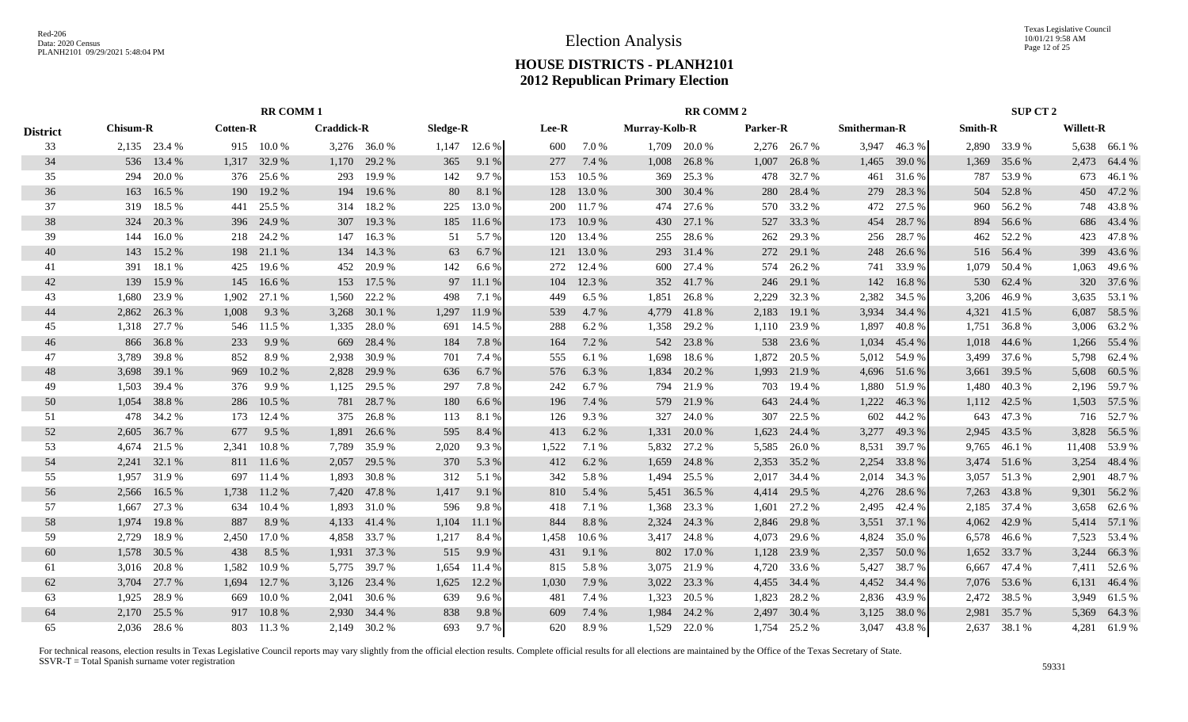# Election Analysis

## HOUSE DISTRICTS - PLANH2101
## 2012 Republican Primary Election

| District | RR COMM 1 | | | | | | | | RR COMM 2 | | | | | | | | SUP CT 2 | | | |
|---|---|---|---|---|---|---|---|---|---|---|---|---|---|---|---|---|---|---|---|---|
| | Chisum-R | | Cotten-R | | Craddick-R | | Sledge-R | | Lee-R | | Murray-Kolb-R | | Parker-R | | Smitherman-R | | Smith-R | | Willett-R | |
| 33 | 2,135 | 23.4 % | 915 | 10.0 % | 3,276 | 36.0 % | 1,147 | 12.6 % | 600 | 7.0 % | 1,709 | 20.0 % | 2,276 | 26.7 % | 3,947 | 46.3 % | 2,890 | 33.9 % | 5,638 | 66.1 % |
| 34 | 536 | 13.4 % | 1,317 | 32.9 % | 1,170 | 29.2 % | 365 | 9.1 % | 277 | 7.4 % | 1,008 | 26.8 % | 1,007 | 26.8 % | 1,465 | 39.0 % | 1,369 | 35.6 % | 2,473 | 64.4 % |
| 35 | 294 | 20.0 % | 376 | 25.6 % | 293 | 19.9 % | 142 | 9.7 % | 153 | 10.5 % | 369 | 25.3 % | 478 | 32.7 % | 461 | 31.6 % | 787 | 53.9 % | 673 | 46.1 % |
| 36 | 163 | 16.5 % | 190 | 19.2 % | 194 | 19.6 % | 80 | 8.1 % | 128 | 13.0 % | 300 | 30.4 % | 280 | 28.4 % | 279 | 28.3 % | 504 | 52.8 % | 450 | 47.2 % |
| 37 | 319 | 18.5 % | 441 | 25.5 % | 314 | 18.2 % | 225 | 13.0 % | 200 | 11.7 % | 474 | 27.6 % | 570 | 33.2 % | 472 | 27.5 % | 960 | 56.2 % | 748 | 43.8 % |
| 38 | 324 | 20.3 % | 396 | 24.9 % | 307 | 19.3 % | 185 | 11.6 % | 173 | 10.9 % | 430 | 27.1 % | 527 | 33.3 % | 454 | 28.7 % | 894 | 56.6 % | 686 | 43.4 % |
| 39 | 144 | 16.0 % | 218 | 24.2 % | 147 | 16.3 % | 51 | 5.7 % | 120 | 13.4 % | 255 | 28.6 % | 262 | 29.3 % | 256 | 28.7 % | 462 | 52.2 % | 423 | 47.8 % |
| 40 | 143 | 15.2 % | 198 | 21.1 % | 134 | 14.3 % | 63 | 6.7 % | 121 | 13.0 % | 293 | 31.4 % | 272 | 29.1 % | 248 | 26.6 % | 516 | 56.4 % | 399 | 43.6 % |
| 41 | 391 | 18.1 % | 425 | 19.6 % | 452 | 20.9 % | 142 | 6.6 % | 272 | 12.4 % | 600 | 27.4 % | 574 | 26.2 % | 741 | 33.9 % | 1,079 | 50.4 % | 1,063 | 49.6 % |
| 42 | 139 | 15.9 % | 145 | 16.6 % | 153 | 17.5 % | 97 | 11.1 % | 104 | 12.3 % | 352 | 41.7 % | 246 | 29.1 % | 142 | 16.8 % | 530 | 62.4 % | 320 | 37.6 % |
| 43 | 1,680 | 23.9 % | 1,902 | 27.1 % | 1,560 | 22.2 % | 498 | 7.1 % | 449 | 6.5 % | 1,851 | 26.8 % | 2,229 | 32.3 % | 2,382 | 34.5 % | 3,206 | 46.9 % | 3,635 | 53.1 % |
| 44 | 2,862 | 26.3 % | 1,008 | 9.3 % | 3,268 | 30.1 % | 1,297 | 11.9 % | 539 | 4.7 % | 4,779 | 41.8 % | 2,183 | 19.1 % | 3,934 | 34.4 % | 4,321 | 41.5 % | 6,087 | 58.5 % |
| 45 | 1,318 | 27.7 % | 546 | 11.5 % | 1,335 | 28.0 % | 691 | 14.5 % | 288 | 6.2 % | 1,358 | 29.2 % | 1,110 | 23.9 % | 1,897 | 40.8 % | 1,751 | 36.8 % | 3,006 | 63.2 % |
| 46 | 866 | 36.8 % | 233 | 9.9 % | 669 | 28.4 % | 184 | 7.8 % | 164 | 7.2 % | 542 | 23.8 % | 538 | 23.6 % | 1,034 | 45.4 % | 1,018 | 44.6 % | 1,266 | 55.4 % |
| 47 | 3,789 | 39.8 % | 852 | 8.9 % | 2,938 | 30.9 % | 701 | 7.4 % | 555 | 6.1 % | 1,698 | 18.6 % | 1,872 | 20.5 % | 5,012 | 54.9 % | 3,499 | 37.6 % | 5,798 | 62.4 % |
| 48 | 3,698 | 39.1 % | 969 | 10.2 % | 2,828 | 29.9 % | 636 | 6.7 % | 576 | 6.3 % | 1,834 | 20.2 % | 1,993 | 21.9 % | 4,696 | 51.6 % | 3,661 | 39.5 % | 5,608 | 60.5 % |
| 49 | 1,503 | 39.4 % | 376 | 9.9 % | 1,125 | 29.5 % | 297 | 7.8 % | 242 | 6.7 % | 794 | 21.9 % | 703 | 19.4 % | 1,880 | 51.9 % | 1,480 | 40.3 % | 2,196 | 59.7 % |
| 50 | 1,054 | 38.8 % | 286 | 10.5 % | 781 | 28.7 % | 180 | 6.6 % | 196 | 7.4 % | 579 | 21.9 % | 643 | 24.4 % | 1,222 | 46.3 % | 1,112 | 42.5 % | 1,503 | 57.5 % |
| 51 | 478 | 34.2 % | 173 | 12.4 % | 375 | 26.8 % | 113 | 8.1 % | 126 | 9.3 % | 327 | 24.0 % | 307 | 22.5 % | 602 | 44.2 % | 643 | 47.3 % | 716 | 52.7 % |
| 52 | 2,605 | 36.7 % | 677 | 9.5 % | 1,891 | 26.6 % | 595 | 8.4 % | 413 | 6.2 % | 1,331 | 20.0 % | 1,623 | 24.4 % | 3,277 | 49.3 % | 2,945 | 43.5 % | 3,828 | 56.5 % |
| 53 | 4,674 | 21.5 % | 2,341 | 10.8 % | 7,789 | 35.9 % | 2,020 | 9.3 % | 1,522 | 7.1 % | 5,832 | 27.2 % | 5,585 | 26.0 % | 8,531 | 39.7 % | 9,765 | 46.1 % | 11,408 | 53.9 % |
| 54 | 2,241 | 32.1 % | 811 | 11.6 % | 2,057 | 29.5 % | 370 | 5.3 % | 412 | 6.2 % | 1,659 | 24.8 % | 2,353 | 35.2 % | 2,254 | 33.8 % | 3,474 | 51.6 % | 3,254 | 48.4 % |
| 55 | 1,957 | 31.9 % | 697 | 11.4 % | 1,893 | 30.8 % | 312 | 5.1 % | 342 | 5.8 % | 1,494 | 25.5 % | 2,017 | 34.4 % | 2,014 | 34.3 % | 3,057 | 51.3 % | 2,901 | 48.7 % |
| 56 | 2,566 | 16.5 % | 1,738 | 11.2 % | 7,420 | 47.8 % | 1,417 | 9.1 % | 810 | 5.4 % | 5,451 | 36.5 % | 4,414 | 29.5 % | 4,276 | 28.6 % | 7,263 | 43.8 % | 9,301 | 56.2 % |
| 57 | 1,667 | 27.3 % | 634 | 10.4 % | 1,893 | 31.0 % | 596 | 9.8 % | 418 | 7.1 % | 1,368 | 23.3 % | 1,601 | 27.2 % | 2,495 | 42.4 % | 2,185 | 37.4 % | 3,658 | 62.6 % |
| 58 | 1,974 | 19.8 % | 887 | 8.9 % | 4,133 | 41.4 % | 1,104 | 11.1 % | 844 | 8.8 % | 2,324 | 24.3 % | 2,846 | 29.8 % | 3,551 | 37.1 % | 4,062 | 42.9 % | 5,414 | 57.1 % |
| 59 | 2,729 | 18.9 % | 2,450 | 17.0 % | 4,858 | 33.7 % | 1,217 | 8.4 % | 1,458 | 10.6 % | 3,417 | 24.8 % | 4,073 | 29.6 % | 4,824 | 35.0 % | 6,578 | 46.6 % | 7,523 | 53.4 % |
| 60 | 1,578 | 30.5 % | 438 | 8.5 % | 1,931 | 37.3 % | 515 | 9.9 % | 431 | 9.1 % | 802 | 17.0 % | 1,128 | 23.9 % | 2,357 | 50.0 % | 1,652 | 33.7 % | 3,244 | 66.3 % |
| 61 | 3,016 | 20.8 % | 1,582 | 10.9 % | 5,775 | 39.7 % | 1,654 | 11.4 % | 815 | 5.8 % | 3,075 | 21.9 % | 4,720 | 33.6 % | 5,427 | 38.7 % | 6,667 | 47.4 % | 7,411 | 52.6 % |
| 62 | 3,704 | 27.7 % | 1,694 | 12.7 % | 3,126 | 23.4 % | 1,625 | 12.2 % | 1,030 | 7.9 % | 3,022 | 23.3 % | 4,455 | 34.4 % | 4,452 | 34.4 % | 7,076 | 53.6 % | 6,131 | 46.4 % |
| 63 | 1,925 | 28.9 % | 669 | 10.0 % | 2,041 | 30.6 % | 639 | 9.6 % | 481 | 7.4 % | 1,323 | 20.5 % | 1,823 | 28.2 % | 2,836 | 43.9 % | 2,472 | 38.5 % | 3,949 | 61.5 % |
| 64 | 2,170 | 25.5 % | 917 | 10.8 % | 2,930 | 34.4 % | 838 | 9.8 % | 609 | 7.4 % | 1,984 | 24.2 % | 2,497 | 30.4 % | 3,125 | 38.0 % | 2,981 | 35.7 % | 5,369 | 64.3 % |
| 65 | 2,036 | 28.6 % | 803 | 11.3 % | 2,149 | 30.2 % | 693 | 9.7 % | 620 | 8.9 % | 1,529 | 22.0 % | 1,754 | 25.2 % | 3,047 | 43.8 % | 2,637 | 38.1 % | 4,281 | 61.9 % |

For technical reasons, election results in Texas Legislative Council reports may vary slightly from the official election results. Complete official results for all elections are maintained by the Office of the Texas Secretary of State.
SSVR-T = Total Spanish surname voter registration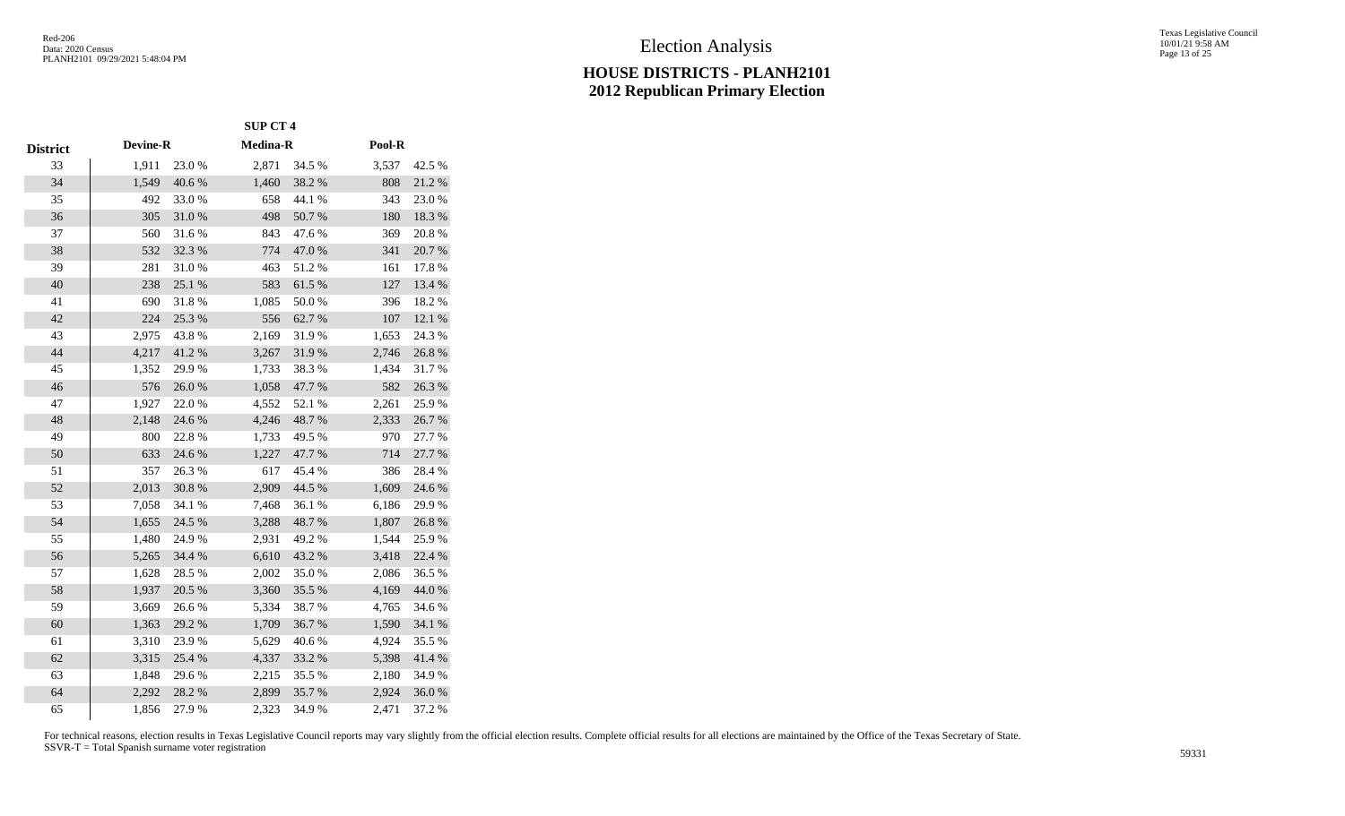# Election Analysis

## HOUSE DISTRICTS - PLANH2101
## 2012 Republican Primary Election

| | SUP CT 4 | | | | | |
|---|---|---|---|---|---|---|
| District | Devine-R | | Medina-R | | Pool-R | |
| 33 | 1,911 | 23.0 % | 2,871 | 34.5 % | 3,537 | 42.5 % |
| 34 | 1,549 | 40.6 % | 1,460 | 38.2 % | 808 | 21.2 % |
| 35 | 492 | 33.0 % | 658 | 44.1 % | 343 | 23.0 % |
| 36 | 305 | 31.0 % | 498 | 50.7 % | 180 | 18.3 % |
| 37 | 560 | 31.6 % | 843 | 47.6 % | 369 | 20.8 % |
| 38 | 532 | 32.3 % | 774 | 47.0 % | 341 | 20.7 % |
| 39 | 281 | 31.0 % | 463 | 51.2 % | 161 | 17.8 % |
| 40 | 238 | 25.1 % | 583 | 61.5 % | 127 | 13.4 % |
| 41 | 690 | 31.8 % | 1,085 | 50.0 % | 396 | 18.2 % |
| 42 | 224 | 25.3 % | 556 | 62.7 % | 107 | 12.1 % |
| 43 | 2,975 | 43.8 % | 2,169 | 31.9 % | 1,653 | 24.3 % |
| 44 | 4,217 | 41.2 % | 3,267 | 31.9 % | 2,746 | 26.8 % |
| 45 | 1,352 | 29.9 % | 1,733 | 38.3 % | 1,434 | 31.7 % |
| 46 | 576 | 26.0 % | 1,058 | 47.7 % | 582 | 26.3 % |
| 47 | 1,927 | 22.0 % | 4,552 | 52.1 % | 2,261 | 25.9 % |
| 48 | 2,148 | 24.6 % | 4,246 | 48.7 % | 2,333 | 26.7 % |
| 49 | 800 | 22.8 % | 1,733 | 49.5 % | 970 | 27.7 % |
| 50 | 633 | 24.6 % | 1,227 | 47.7 % | 714 | 27.7 % |
| 51 | 357 | 26.3 % | 617 | 45.4 % | 386 | 28.4 % |
| 52 | 2,013 | 30.8 % | 2,909 | 44.5 % | 1,609 | 24.6 % |
| 53 | 7,058 | 34.1 % | 7,468 | 36.1 % | 6,186 | 29.9 % |
| 54 | 1,655 | 24.5 % | 3,288 | 48.7 % | 1,807 | 26.8 % |
| 55 | 1,480 | 24.9 % | 2,931 | 49.2 % | 1,544 | 25.9 % |
| 56 | 5,265 | 34.4 % | 6,610 | 43.2 % | 3,418 | 22.4 % |
| 57 | 1,628 | 28.5 % | 2,002 | 35.0 % | 2,086 | 36.5 % |
| 58 | 1,937 | 20.5 % | 3,360 | 35.5 % | 4,169 | 44.0 % |
| 59 | 3,669 | 26.6 % | 5,334 | 38.7 % | 4,765 | 34.6 % |
| 60 | 1,363 | 29.2 % | 1,709 | 36.7 % | 1,590 | 34.1 % |
| 61 | 3,310 | 23.9 % | 5,629 | 40.6 % | 4,924 | 35.5 % |
| 62 | 3,315 | 25.4 % | 4,337 | 33.2 % | 5,398 | 41.4 % |
| 63 | 1,848 | 29.6 % | 2,215 | 35.5 % | 2,180 | 34.9 % |
| 64 | 2,292 | 28.2 % | 2,899 | 35.7 % | 2,924 | 36.0 % |
| 65 | 1,856 | 27.9 % | 2,323 | 34.9 % | 2,471 | 37.2 % |

For technical reasons, election results in Texas Legislative Council reports may vary slightly from the official election results. Complete official results for all elections are maintained by the Office of the Texas Secretary of State.
SSVR-T = Total Spanish surname voter registration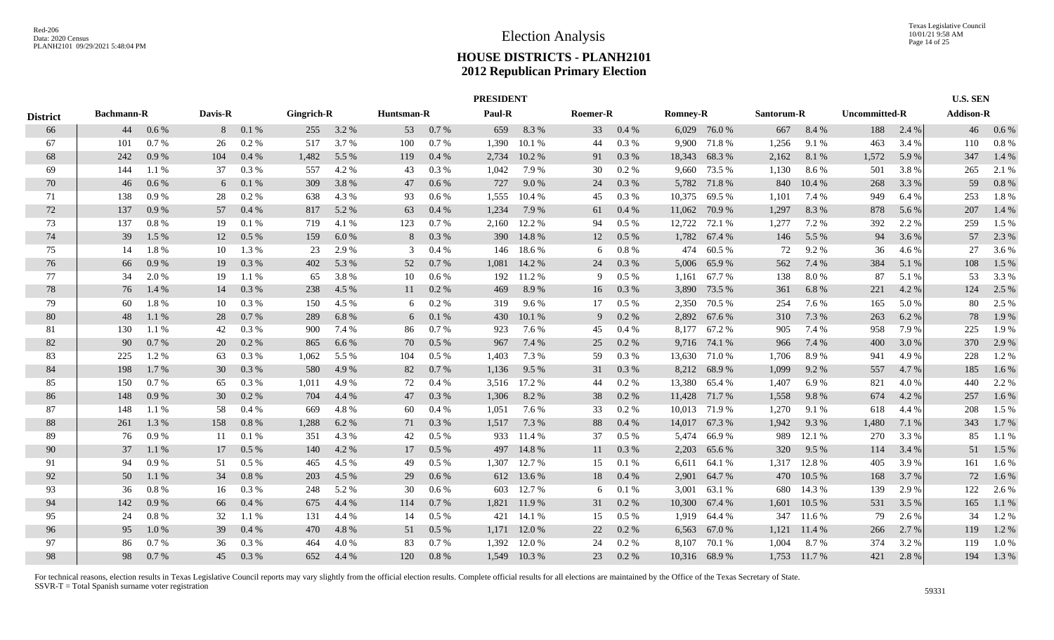# Election Analysis

## HOUSE DISTRICTS - PLANH2101
## 2012 Republican Primary Election

| District | PRESIDENT | | | | | | | | | | | | | | | | | | U.S. SEN | |
|---|---|---|---|---|---|---|---|---|---|---|---|---|---|---|---|---|---|---|---|---|
| | Bachmann-R | | Davis-R | | Gingrich-R | | Huntsman-R | | Paul-R | | Roemer-R | | Romney-R | | Santorum-R | | Uncommitted-R | | Addison-R | |
| 66 | 44 | 0.6 % | 8 | 0.1 % | 255 | 3.2 % | 53 | 0.7 % | 659 | 8.3 % | 33 | 0.4 % | 6,029 | 76.0 % | 667 | 8.4 % | 188 | 2.4 % | 46 | 0.6 % |
| 67 | 101 | 0.7 % | 26 | 0.2 % | 517 | 3.7 % | 100 | 0.7 % | 1,390 | 10.1 % | 44 | 0.3 % | 9,900 | 71.8 % | 1,256 | 9.1 % | 463 | 3.4 % | 110 | 0.8 % |
| 68 | 242 | 0.9 % | 104 | 0.4 % | 1,482 | 5.5 % | 119 | 0.4 % | 2,734 | 10.2 % | 91 | 0.3 % | 18,343 | 68.3 % | 2,162 | 8.1 % | 1,572 | 5.9 % | 347 | 1.4 % |
| 69 | 144 | 1.1 % | 37 | 0.3 % | 557 | 4.2 % | 43 | 0.3 % | 1,042 | 7.9 % | 30 | 0.2 % | 9,660 | 73.5 % | 1,130 | 8.6 % | 501 | 3.8 % | 265 | 2.1 % |
| 70 | 46 | 0.6 % | 6 | 0.1 % | 309 | 3.8 % | 47 | 0.6 % | 727 | 9.0 % | 24 | 0.3 % | 5,782 | 71.8 % | 840 | 10.4 % | 268 | 3.3 % | 59 | 0.8 % |
| 71 | 138 | 0.9 % | 28 | 0.2 % | 638 | 4.3 % | 93 | 0.6 % | 1,555 | 10.4 % | 45 | 0.3 % | 10,375 | 69.5 % | 1,101 | 7.4 % | 949 | 6.4 % | 253 | 1.8 % |
| 72 | 137 | 0.9 % | 57 | 0.4 % | 817 | 5.2 % | 63 | 0.4 % | 1,234 | 7.9 % | 61 | 0.4 % | 11,062 | 70.9 % | 1,297 | 8.3 % | 878 | 5.6 % | 207 | 1.4 % |
| 73 | 137 | 0.8 % | 19 | 0.1 % | 719 | 4.1 % | 123 | 0.7 % | 2,160 | 12.2 % | 94 | 0.5 % | 12,722 | 72.1 % | 1,277 | 7.2 % | 392 | 2.2 % | 259 | 1.5 % |
| 74 | 39 | 1.5 % | 12 | 0.5 % | 159 | 6.0 % | 8 | 0.3 % | 390 | 14.8 % | 12 | 0.5 % | 1,782 | 67.4 % | 146 | 5.5 % | 94 | 3.6 % | 57 | 2.3 % |
| 75 | 14 | 1.8 % | 10 | 1.3 % | 23 | 2.9 % | 3 | 0.4 % | 146 | 18.6 % | 6 | 0.8 % | 474 | 60.5 % | 72 | 9.2 % | 36 | 4.6 % | 27 | 3.6 % |
| 76 | 66 | 0.9 % | 19 | 0.3 % | 402 | 5.3 % | 52 | 0.7 % | 1,081 | 14.2 % | 24 | 0.3 % | 5,006 | 65.9 % | 562 | 7.4 % | 384 | 5.1 % | 108 | 1.5 % |
| 77 | 34 | 2.0 % | 19 | 1.1 % | 65 | 3.8 % | 10 | 0.6 % | 192 | 11.2 % | 9 | 0.5 % | 1,161 | 67.7 % | 138 | 8.0 % | 87 | 5.1 % | 53 | 3.3 % |
| 78 | 76 | 1.4 % | 14 | 0.3 % | 238 | 4.5 % | 11 | 0.2 % | 469 | 8.9 % | 16 | 0.3 % | 3,890 | 73.5 % | 361 | 6.8 % | 221 | 4.2 % | 124 | 2.5 % |
| 79 | 60 | 1.8 % | 10 | 0.3 % | 150 | 4.5 % | 6 | 0.2 % | 319 | 9.6 % | 17 | 0.5 % | 2,350 | 70.5 % | 254 | 7.6 % | 165 | 5.0 % | 80 | 2.5 % |
| 80 | 48 | 1.1 % | 28 | 0.7 % | 289 | 6.8 % | 6 | 0.1 % | 430 | 10.1 % | 9 | 0.2 % | 2,892 | 67.6 % | 310 | 7.3 % | 263 | 6.2 % | 78 | 1.9 % |
| 81 | 130 | 1.1 % | 42 | 0.3 % | 900 | 7.4 % | 86 | 0.7 % | 923 | 7.6 % | 45 | 0.4 % | 8,177 | 67.2 % | 905 | 7.4 % | 958 | 7.9 % | 225 | 1.9 % |
| 82 | 90 | 0.7 % | 20 | 0.2 % | 865 | 6.6 % | 70 | 0.5 % | 967 | 7.4 % | 25 | 0.2 % | 9,716 | 74.1 % | 966 | 7.4 % | 400 | 3.0 % | 370 | 2.9 % |
| 83 | 225 | 1.2 % | 63 | 0.3 % | 1,062 | 5.5 % | 104 | 0.5 % | 1,403 | 7.3 % | 59 | 0.3 % | 13,630 | 71.0 % | 1,706 | 8.9 % | 941 | 4.9 % | 228 | 1.2 % |
| 84 | 198 | 1.7 % | 30 | 0.3 % | 580 | 4.9 % | 82 | 0.7 % | 1,136 | 9.5 % | 31 | 0.3 % | 8,212 | 68.9 % | 1,099 | 9.2 % | 557 | 4.7 % | 185 | 1.6 % |
| 85 | 150 | 0.7 % | 65 | 0.3 % | 1,011 | 4.9 % | 72 | 0.4 % | 3,516 | 17.2 % | 44 | 0.2 % | 13,380 | 65.4 % | 1,407 | 6.9 % | 821 | 4.0 % | 440 | 2.2 % |
| 86 | 148 | 0.9 % | 30 | 0.2 % | 704 | 4.4 % | 47 | 0.3 % | 1,306 | 8.2 % | 38 | 0.2 % | 11,428 | 71.7 % | 1,558 | 9.8 % | 674 | 4.2 % | 257 | 1.6 % |
| 87 | 148 | 1.1 % | 58 | 0.4 % | 669 | 4.8 % | 60 | 0.4 % | 1,051 | 7.6 % | 33 | 0.2 % | 10,013 | 71.9 % | 1,270 | 9.1 % | 618 | 4.4 % | 208 | 1.5 % |
| 88 | 261 | 1.3 % | 158 | 0.8 % | 1,288 | 6.2 % | 71 | 0.3 % | 1,517 | 7.3 % | 88 | 0.4 % | 14,017 | 67.3 % | 1,942 | 9.3 % | 1,480 | 7.1 % | 343 | 1.7 % |
| 89 | 76 | 0.9 % | 11 | 0.1 % | 351 | 4.3 % | 42 | 0.5 % | 933 | 11.4 % | 37 | 0.5 % | 5,474 | 66.9 % | 989 | 12.1 % | 270 | 3.3 % | 85 | 1.1 % |
| 90 | 37 | 1.1 % | 17 | 0.5 % | 140 | 4.2 % | 17 | 0.5 % | 497 | 14.8 % | 11 | 0.3 % | 2,203 | 65.6 % | 320 | 9.5 % | 114 | 3.4 % | 51 | 1.5 % |
| 91 | 94 | 0.9 % | 51 | 0.5 % | 465 | 4.5 % | 49 | 0.5 % | 1,307 | 12.7 % | 15 | 0.1 % | 6,611 | 64.1 % | 1,317 | 12.8 % | 405 | 3.9 % | 161 | 1.6 % |
| 92 | 50 | 1.1 % | 34 | 0.8 % | 203 | 4.5 % | 29 | 0.6 % | 612 | 13.6 % | 18 | 0.4 % | 2,901 | 64.7 % | 470 | 10.5 % | 168 | 3.7 % | 72 | 1.6 % |
| 93 | 36 | 0.8 % | 16 | 0.3 % | 248 | 5.2 % | 30 | 0.6 % | 603 | 12.7 % | 6 | 0.1 % | 3,001 | 63.1 % | 680 | 14.3 % | 139 | 2.9 % | 122 | 2.6 % |
| 94 | 142 | 0.9 % | 66 | 0.4 % | 675 | 4.4 % | 114 | 0.7 % | 1,821 | 11.9 % | 31 | 0.2 % | 10,300 | 67.4 % | 1,601 | 10.5 % | 531 | 3.5 % | 165 | 1.1 % |
| 95 | 24 | 0.8 % | 32 | 1.1 % | 131 | 4.4 % | 14 | 0.5 % | 421 | 14.1 % | 15 | 0.5 % | 1,919 | 64.4 % | 347 | 11.6 % | 79 | 2.6 % | 34 | 1.2 % |
| 96 | 95 | 1.0 % | 39 | 0.4 % | 470 | 4.8 % | 51 | 0.5 % | 1,171 | 12.0 % | 22 | 0.2 % | 6,563 | 67.0 % | 1,121 | 11.4 % | 266 | 2.7 % | 119 | 1.2 % |
| 97 | 86 | 0.7 % | 36 | 0.3 % | 464 | 4.0 % | 83 | 0.7 % | 1,392 | 12.0 % | 24 | 0.2 % | 8,107 | 70.1 % | 1,004 | 8.7 % | 374 | 3.2 % | 119 | 1.0 % |
| 98 | 98 | 0.7 % | 45 | 0.3 % | 652 | 4.4 % | 120 | 0.8 % | 1,549 | 10.3 % | 23 | 0.2 % | 10,316 | 68.9 % | 1,753 | 11.7 % | 421 | 2.8 % | 194 | 1.3 % |

For technical reasons, election results in Texas Legislative Council reports may vary slightly from the official election results. Complete official results for all elections are maintained by the Office of the Texas Secretary of State.
SSVR-T = Total Spanish surname voter registration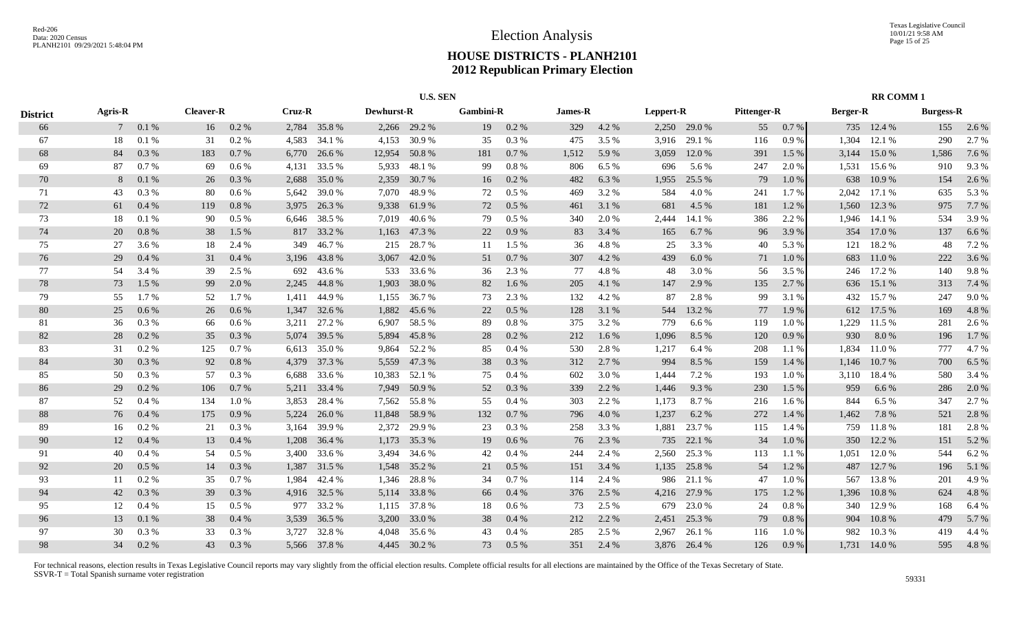# Election Analysis

## HOUSE DISTRICTS - PLANH2101
## 2012 Republican Primary Election

| District | U.S. SEN | | | | | | | | | | | | | | | | RR COMM 1 | | | |
|---|---|---|---|---|---|---|---|---|---|---|---|---|---|---|---|---|---|---|---|---|
| | Agris-R | | Cleaver-R | | Cruz-R | | Dewhurst-R | | Gambini-R | | James-R | | Leppert-R | | Pittenger-R | | Berger-R | | Burgess-R | |
| 66 | 7 | 0.1 % | 16 | 0.2 % | 2,784 | 35.8 % | 2,266 | 29.2 % | 19 | 0.2 % | 329 | 4.2 % | 2,250 | 29.0 % | 55 | 0.7 % | 735 | 12.4 % | 155 | 2.6 % |
| 67 | 18 | 0.1 % | 31 | 0.2 % | 4,583 | 34.1 % | 4,153 | 30.9 % | 35 | 0.3 % | 475 | 3.5 % | 3,916 | 29.1 % | 116 | 0.9 % | 1,304 | 12.1 % | 290 | 2.7 % |
| 68 | 84 | 0.3 % | 183 | 0.7 % | 6,770 | 26.6 % | 12,954 | 50.8 % | 181 | 0.7 % | 1,512 | 5.9 % | 3,059 | 12.0 % | 391 | 1.5 % | 3,144 | 15.0 % | 1,586 | 7.6 % |
| 69 | 87 | 0.7 % | 69 | 0.6 % | 4,131 | 33.5 % | 5,933 | 48.1 % | 99 | 0.8 % | 806 | 6.5 % | 696 | 5.6 % | 247 | 2.0 % | 1,531 | 15.6 % | 910 | 9.3 % |
| 70 | 8 | 0.1 % | 26 | 0.3 % | 2,688 | 35.0 % | 2,359 | 30.7 % | 16 | 0.2 % | 482 | 6.3 % | 1,955 | 25.5 % | 79 | 1.0 % | 638 | 10.9 % | 154 | 2.6 % |
| 71 | 43 | 0.3 % | 80 | 0.6 % | 5,642 | 39.0 % | 7,070 | 48.9 % | 72 | 0.5 % | 469 | 3.2 % | 584 | 4.0 % | 241 | 1.7 % | 2,042 | 17.1 % | 635 | 5.3 % |
| 72 | 61 | 0.4 % | 119 | 0.8 % | 3,975 | 26.3 % | 9,338 | 61.9 % | 72 | 0.5 % | 461 | 3.1 % | 681 | 4.5 % | 181 | 1.2 % | 1,560 | 12.3 % | 975 | 7.7 % |
| 73 | 18 | 0.1 % | 90 | 0.5 % | 6,646 | 38.5 % | 7,019 | 40.6 % | 79 | 0.5 % | 340 | 2.0 % | 2,444 | 14.1 % | 386 | 2.2 % | 1,946 | 14.1 % | 534 | 3.9 % |
| 74 | 20 | 0.8 % | 38 | 1.5 % | 817 | 33.2 % | 1,163 | 47.3 % | 22 | 0.9 % | 83 | 3.4 % | 165 | 6.7 % | 96 | 3.9 % | 354 | 17.0 % | 137 | 6.6 % |
| 75 | 27 | 3.6 % | 18 | 2.4 % | 349 | 46.7 % | 215 | 28.7 % | 11 | 1.5 % | 36 | 4.8 % | 25 | 3.3 % | 40 | 5.3 % | 121 | 18.2 % | 48 | 7.2 % |
| 76 | 29 | 0.4 % | 31 | 0.4 % | 3,196 | 43.8 % | 3,067 | 42.0 % | 51 | 0.7 % | 307 | 4.2 % | 439 | 6.0 % | 71 | 1.0 % | 683 | 11.0 % | 222 | 3.6 % |
| 77 | 54 | 3.4 % | 39 | 2.5 % | 692 | 43.6 % | 533 | 33.6 % | 36 | 2.3 % | 77 | 4.8 % | 48 | 3.0 % | 56 | 3.5 % | 246 | 17.2 % | 140 | 9.8 % |
| 78 | 73 | 1.5 % | 99 | 2.0 % | 2,245 | 44.8 % | 1,903 | 38.0 % | 82 | 1.6 % | 205 | 4.1 % | 147 | 2.9 % | 135 | 2.7 % | 636 | 15.1 % | 313 | 7.4 % |
| 79 | 55 | 1.7 % | 52 | 1.7 % | 1,411 | 44.9 % | 1,155 | 36.7 % | 73 | 2.3 % | 132 | 4.2 % | 87 | 2.8 % | 99 | 3.1 % | 432 | 15.7 % | 247 | 9.0 % |
| 80 | 25 | 0.6 % | 26 | 0.6 % | 1,347 | 32.6 % | 1,882 | 45.6 % | 22 | 0.5 % | 128 | 3.1 % | 544 | 13.2 % | 77 | 1.9 % | 612 | 17.5 % | 169 | 4.8 % |
| 81 | 36 | 0.3 % | 66 | 0.6 % | 3,211 | 27.2 % | 6,907 | 58.5 % | 89 | 0.8 % | 375 | 3.2 % | 779 | 6.6 % | 119 | 1.0 % | 1,229 | 11.5 % | 281 | 2.6 % |
| 82 | 28 | 0.2 % | 35 | 0.3 % | 5,074 | 39.5 % | 5,894 | 45.8 % | 28 | 0.2 % | 212 | 1.6 % | 1,096 | 8.5 % | 120 | 0.9 % | 930 | 8.0 % | 196 | 1.7 % |
| 83 | 31 | 0.2 % | 125 | 0.7 % | 6,613 | 35.0 % | 9,864 | 52.2 % | 85 | 0.4 % | 530 | 2.8 % | 1,217 | 6.4 % | 208 | 1.1 % | 1,834 | 11.0 % | 777 | 4.7 % |
| 84 | 30 | 0.3 % | 92 | 0.8 % | 4,379 | 37.3 % | 5,559 | 47.3 % | 38 | 0.3 % | 312 | 2.7 % | 994 | 8.5 % | 159 | 1.4 % | 1,146 | 10.7 % | 700 | 6.5 % |
| 85 | 50 | 0.3 % | 57 | 0.3 % | 6,688 | 33.6 % | 10,383 | 52.1 % | 75 | 0.4 % | 602 | 3.0 % | 1,444 | 7.2 % | 193 | 1.0 % | 3,110 | 18.4 % | 580 | 3.4 % |
| 86 | 29 | 0.2 % | 106 | 0.7 % | 5,211 | 33.4 % | 7,949 | 50.9 % | 52 | 0.3 % | 339 | 2.2 % | 1,446 | 9.3 % | 230 | 1.5 % | 959 | 6.6 % | 286 | 2.0 % |
| 87 | 52 | 0.4 % | 134 | 1.0 % | 3,853 | 28.4 % | 7,562 | 55.8 % | 55 | 0.4 % | 303 | 2.2 % | 1,173 | 8.7 % | 216 | 1.6 % | 844 | 6.5 % | 347 | 2.7 % |
| 88 | 76 | 0.4 % | 175 | 0.9 % | 5,224 | 26.0 % | 11,848 | 58.9 % | 132 | 0.7 % | 796 | 4.0 % | 1,237 | 6.2 % | 272 | 1.4 % | 1,462 | 7.8 % | 521 | 2.8 % |
| 89 | 16 | 0.2 % | 21 | 0.3 % | 3,164 | 39.9 % | 2,372 | 29.9 % | 23 | 0.3 % | 258 | 3.3 % | 1,881 | 23.7 % | 115 | 1.4 % | 759 | 11.8 % | 181 | 2.8 % |
| 90 | 12 | 0.4 % | 13 | 0.4 % | 1,208 | 36.4 % | 1,173 | 35.3 % | 19 | 0.6 % | 76 | 2.3 % | 735 | 22.1 % | 34 | 1.0 % | 350 | 12.2 % | 151 | 5.2 % |
| 91 | 40 | 0.4 % | 54 | 0.5 % | 3,400 | 33.6 % | 3,494 | 34.6 % | 42 | 0.4 % | 244 | 2.4 % | 2,560 | 25.3 % | 113 | 1.1 % | 1,051 | 12.0 % | 544 | 6.2 % |
| 92 | 20 | 0.5 % | 14 | 0.3 % | 1,387 | 31.5 % | 1,548 | 35.2 % | 21 | 0.5 % | 151 | 3.4 % | 1,135 | 25.8 % | 54 | 1.2 % | 487 | 12.7 % | 196 | 5.1 % |
| 93 | 11 | 0.2 % | 35 | 0.7 % | 1,984 | 42.4 % | 1,346 | 28.8 % | 34 | 0.7 % | 114 | 2.4 % | 986 | 21.1 % | 47 | 1.0 % | 567 | 13.8 % | 201 | 4.9 % |
| 94 | 42 | 0.3 % | 39 | 0.3 % | 4,916 | 32.5 % | 5,114 | 33.8 % | 66 | 0.4 % | 376 | 2.5 % | 4,216 | 27.9 % | 175 | 1.2 % | 1,396 | 10.8 % | 624 | 4.8 % |
| 95 | 12 | 0.4 % | 15 | 0.5 % | 977 | 33.2 % | 1,115 | 37.8 % | 18 | 0.6 % | 73 | 2.5 % | 679 | 23.0 % | 24 | 0.8 % | 340 | 12.9 % | 168 | 6.4 % |
| 96 | 13 | 0.1 % | 38 | 0.4 % | 3,539 | 36.5 % | 3,200 | 33.0 % | 38 | 0.4 % | 212 | 2.2 % | 2,451 | 25.3 % | 79 | 0.8 % | 904 | 10.8 % | 479 | 5.7 % |
| 97 | 30 | 0.3 % | 33 | 0.3 % | 3,727 | 32.8 % | 4,048 | 35.6 % | 43 | 0.4 % | 285 | 2.5 % | 2,967 | 26.1 % | 116 | 1.0 % | 982 | 10.3 % | 419 | 4.4 % |
| 98 | 34 | 0.2 % | 43 | 0.3 % | 5,566 | 37.8 % | 4,445 | 30.2 % | 73 | 0.5 % | 351 | 2.4 % | 3,876 | 26.4 % | 126 | 0.9 % | 1,731 | 14.0 % | 595 | 4.8 % |

For technical reasons, election results in Texas Legislative Council reports may vary slightly from the official election results. Complete official results for all elections are maintained by the Office of the Texas Secretary of State.
SSVR-T = Total Spanish surname voter registration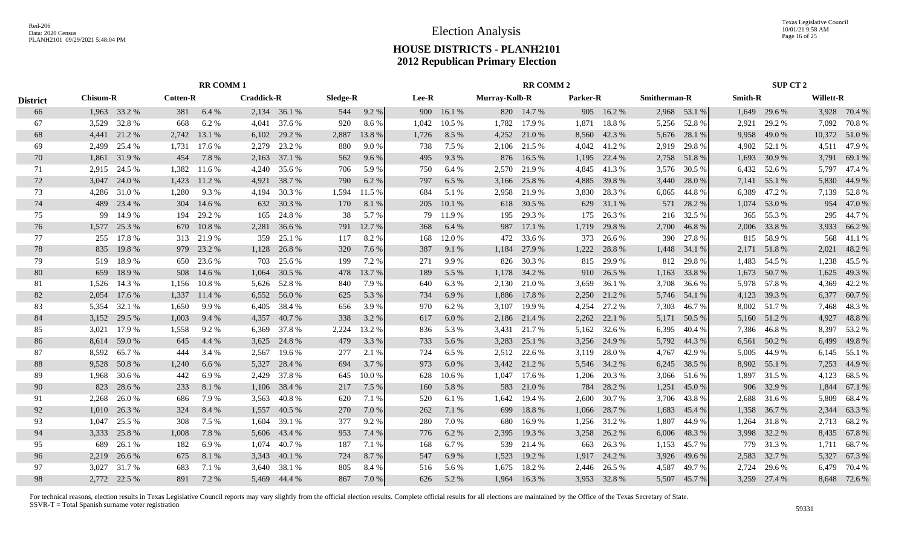# Election Analysis

## HOUSE DISTRICTS - PLANH2101
## 2012 Republican Primary Election

| District | RR COMM 1 | | | | | | | | RR COMM 2 | | | | | | | | SUP CT 2 | | | |
|---|---|---|---|---|---|---|---|---|---|---|---|---|---|---|---|---|---|---|---|---|
| | Chisum-R | | Cotten-R | | Craddick-R | | Sledge-R | | Lee-R | | Murray-Kolb-R | | Parker-R | | Smitherman-R | | Smith-R | | Willett-R | |
| 66 | 1,963 | 33.2 % | 381 | 6.4 % | 2,134 | 36.1 % | 544 | 9.2 % | 900 | 16.1 % | 820 | 14.7 % | 905 | 16.2 % | 2,968 | 53.1 % | 1,649 | 29.6 % | 3,928 | 70.4 % |
| 67 | 3,529 | 32.8 % | 668 | 6.2 % | 4,041 | 37.6 % | 920 | 8.6 % | 1,042 | 10.5 % | 1,782 | 17.9 % | 1,871 | 18.8 % | 5,256 | 52.8 % | 2,921 | 29.2 % | 7,092 | 70.8 % |
| 68 | 4,441 | 21.2 % | 2,742 | 13.1 % | 6,102 | 29.2 % | 2,887 | 13.8 % | 1,726 | 8.5 % | 4,252 | 21.0 % | 8,560 | 42.3 % | 5,676 | 28.1 % | 9,958 | 49.0 % | 10,372 | 51.0 % |
| 69 | 2,499 | 25.4 % | 1,731 | 17.6 % | 2,279 | 23.2 % | 880 | 9.0 % | 738 | 7.5 % | 2,106 | 21.5 % | 4,042 | 41.2 % | 2,919 | 29.8 % | 4,902 | 52.1 % | 4,511 | 47.9 % |
| 70 | 1,861 | 31.9 % | 454 | 7.8 % | 2,163 | 37.1 % | 562 | 9.6 % | 495 | 9.3 % | 876 | 16.5 % | 1,195 | 22.4 % | 2,758 | 51.8 % | 1,693 | 30.9 % | 3,791 | 69.1 % |
| 71 | 2,915 | 24.5 % | 1,382 | 11.6 % | 4,240 | 35.6 % | 706 | 5.9 % | 750 | 6.4 % | 2,570 | 21.9 % | 4,845 | 41.3 % | 3,576 | 30.5 % | 6,432 | 52.6 % | 5,797 | 47.4 % |
| 72 | 3,047 | 24.0 % | 1,423 | 11.2 % | 4,921 | 38.7 % | 790 | 6.2 % | 797 | 6.5 % | 3,166 | 25.8 % | 4,885 | 39.8 % | 3,440 | 28.0 % | 7,141 | 55.1 % | 5,830 | 44.9 % |
| 73 | 4,286 | 31.0 % | 1,280 | 9.3 % | 4,194 | 30.3 % | 1,594 | 11.5 % | 684 | 5.1 % | 2,958 | 21.9 % | 3,830 | 28.3 % | 6,065 | 44.8 % | 6,389 | 47.2 % | 7,139 | 52.8 % |
| 74 | 489 | 23.4 % | 304 | 14.6 % | 632 | 30.3 % | 170 | 8.1 % | 205 | 10.1 % | 618 | 30.5 % | 629 | 31.1 % | 571 | 28.2 % | 1,074 | 53.0 % | 954 | 47.0 % |
| 75 | 99 | 14.9 % | 194 | 29.2 % | 165 | 24.8 % | 38 | 5.7 % | 79 | 11.9 % | 195 | 29.3 % | 175 | 26.3 % | 216 | 32.5 % | 365 | 55.3 % | 295 | 44.7 % |
| 76 | 1,577 | 25.3 % | 670 | 10.8 % | 2,281 | 36.6 % | 791 | 12.7 % | 368 | 6.4 % | 987 | 17.1 % | 1,719 | 29.8 % | 2,700 | 46.8 % | 2,006 | 33.8 % | 3,933 | 66.2 % |
| 77 | 255 | 17.8 % | 313 | 21.9 % | 359 | 25.1 % | 117 | 8.2 % | 168 | 12.0 % | 472 | 33.6 % | 373 | 26.6 % | 390 | 27.8 % | 815 | 58.9 % | 568 | 41.1 % |
| 78 | 835 | 19.8 % | 979 | 23.2 % | 1,128 | 26.8 % | 320 | 7.6 % | 387 | 9.1 % | 1,184 | 27.9 % | 1,222 | 28.8 % | 1,448 | 34.1 % | 2,171 | 51.8 % | 2,021 | 48.2 % |
| 79 | 519 | 18.9 % | 650 | 23.6 % | 703 | 25.6 % | 199 | 7.2 % | 271 | 9.9 % | 826 | 30.3 % | 815 | 29.9 % | 812 | 29.8 % | 1,483 | 54.5 % | 1,238 | 45.5 % |
| 80 | 659 | 18.9 % | 508 | 14.6 % | 1,064 | 30.5 % | 478 | 13.7 % | 189 | 5.5 % | 1,178 | 34.2 % | 910 | 26.5 % | 1,163 | 33.8 % | 1,673 | 50.7 % | 1,625 | 49.3 % |
| 81 | 1,526 | 14.3 % | 1,156 | 10.8 % | 5,626 | 52.8 % | 840 | 7.9 % | 640 | 6.3 % | 2,130 | 21.0 % | 3,659 | 36.1 % | 3,708 | 36.6 % | 5,978 | 57.8 % | 4,369 | 42.2 % |
| 82 | 2,054 | 17.6 % | 1,337 | 11.4 % | 6,552 | 56.0 % | 625 | 5.3 % | 734 | 6.9 % | 1,886 | 17.8 % | 2,250 | 21.2 % | 5,746 | 54.1 % | 4,123 | 39.3 % | 6,377 | 60.7 % |
| 83 | 5,354 | 32.1 % | 1,650 | 9.9 % | 6,405 | 38.4 % | 656 | 3.9 % | 970 | 6.2 % | 3,107 | 19.9 % | 4,254 | 27.2 % | 7,303 | 46.7 % | 8,002 | 51.7 % | 7,468 | 48.3 % |
| 84 | 3,152 | 29.5 % | 1,003 | 9.4 % | 4,357 | 40.7 % | 338 | 3.2 % | 617 | 6.0 % | 2,186 | 21.4 % | 2,262 | 22.1 % | 5,171 | 50.5 % | 5,160 | 51.2 % | 4,927 | 48.8 % |
| 85 | 3,021 | 17.9 % | 1,558 | 9.2 % | 6,369 | 37.8 % | 2,224 | 13.2 % | 836 | 5.3 % | 3,431 | 21.7 % | 5,162 | 32.6 % | 6,395 | 40.4 % | 7,386 | 46.8 % | 8,397 | 53.2 % |
| 86 | 8,614 | 59.0 % | 645 | 4.4 % | 3,625 | 24.8 % | 479 | 3.3 % | 733 | 5.6 % | 3,283 | 25.1 % | 3,256 | 24.9 % | 5,792 | 44.3 % | 6,561 | 50.2 % | 6,499 | 49.8 % |
| 87 | 8,592 | 65.7 % | 444 | 3.4 % | 2,567 | 19.6 % | 277 | 2.1 % | 724 | 6.5 % | 2,512 | 22.6 % | 3,119 | 28.0 % | 4,767 | 42.9 % | 5,005 | 44.9 % | 6,145 | 55.1 % |
| 88 | 9,528 | 50.8 % | 1,240 | 6.6 % | 5,327 | 28.4 % | 694 | 3.7 % | 973 | 6.0 % | 3,442 | 21.2 % | 5,546 | 34.2 % | 6,245 | 38.5 % | 8,902 | 55.1 % | 7,253 | 44.9 % |
| 89 | 1,968 | 30.6 % | 442 | 6.9 % | 2,429 | 37.8 % | 645 | 10.0 % | 628 | 10.6 % | 1,047 | 17.6 % | 1,206 | 20.3 % | 3,066 | 51.6 % | 1,897 | 31.5 % | 4,123 | 68.5 % |
| 90 | 823 | 28.6 % | 233 | 8.1 % | 1,106 | 38.4 % | 217 | 7.5 % | 160 | 5.8 % | 583 | 21.0 % | 784 | 28.2 % | 1,251 | 45.0 % | 906 | 32.9 % | 1,844 | 67.1 % |
| 91 | 2,268 | 26.0 % | 686 | 7.9 % | 3,563 | 40.8 % | 620 | 7.1 % | 520 | 6.1 % | 1,642 | 19.4 % | 2,600 | 30.7 % | 3,706 | 43.8 % | 2,688 | 31.6 % | 5,809 | 68.4 % |
| 92 | 1,010 | 26.3 % | 324 | 8.4 % | 1,557 | 40.5 % | 270 | 7.0 % | 262 | 7.1 % | 699 | 18.8 % | 1,066 | 28.7 % | 1,683 | 45.4 % | 1,358 | 36.7 % | 2,344 | 63.3 % |
| 93 | 1,047 | 25.5 % | 308 | 7.5 % | 1,604 | 39.1 % | 377 | 9.2 % | 280 | 7.0 % | 680 | 16.9 % | 1,256 | 31.2 % | 1,807 | 44.9 % | 1,264 | 31.8 % | 2,713 | 68.2 % |
| 94 | 3,333 | 25.8 % | 1,008 | 7.8 % | 5,606 | 43.4 % | 953 | 7.4 % | 776 | 6.2 % | 2,395 | 19.3 % | 3,258 | 26.2 % | 6,006 | 48.3 % | 3,998 | 32.2 % | 8,435 | 67.8 % |
| 95 | 689 | 26.1 % | 182 | 6.9 % | 1,074 | 40.7 % | 187 | 7.1 % | 168 | 6.7 % | 539 | 21.4 % | 663 | 26.3 % | 1,153 | 45.7 % | 779 | 31.3 % | 1,711 | 68.7 % |
| 96 | 2,219 | 26.6 % | 675 | 8.1 % | 3,343 | 40.1 % | 724 | 8.7 % | 547 | 6.9 % | 1,523 | 19.2 % | 1,917 | 24.2 % | 3,926 | 49.6 % | 2,583 | 32.7 % | 5,327 | 67.3 % |
| 97 | 3,027 | 31.7 % | 683 | 7.1 % | 3,640 | 38.1 % | 805 | 8.4 % | 516 | 5.6 % | 1,675 | 18.2 % | 2,446 | 26.5 % | 4,587 | 49.7 % | 2,724 | 29.6 % | 6,479 | 70.4 % |
| 98 | 2,772 | 22.5 % | 891 | 7.2 % | 5,469 | 44.4 % | 867 | 7.0 % | 626 | 5.2 % | 1,964 | 16.3 % | 3,953 | 32.8 % | 5,507 | 45.7 % | 3,259 | 27.4 % | 8,648 | 72.6 % |

For technical reasons, election results in Texas Legislative Council reports may vary slightly from the official election results. Complete official results for all elections are maintained by the Office of the Texas Secretary of State.
SSVR-T = Total Spanish surname voter registration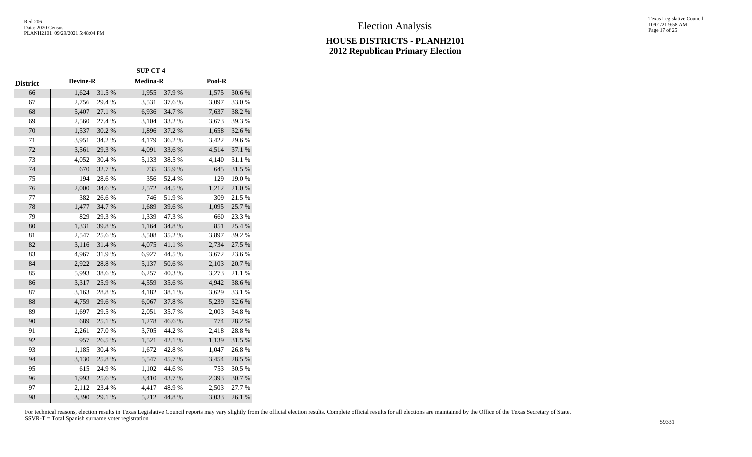# Election Analysis

## HOUSE DISTRICTS - PLANH2101
## 2012 Republican Primary Election

| District | SUP CT 4 | | | | | |
|---|---|---|---|---|---|---|
| | Devine-R | | Medina-R | | Pool-R | |
| 66 | 1,624 | 31.5 % | 1,955 | 37.9 % | 1,575 | 30.6 % |
| 67 | 2,756 | 29.4 % | 3,531 | 37.6 % | 3,097 | 33.0 % |
| 68 | 5,407 | 27.1 % | 6,936 | 34.7 % | 7,637 | 38.2 % |
| 69 | 2,560 | 27.4 % | 3,104 | 33.2 % | 3,673 | 39.3 % |
| 70 | 1,537 | 30.2 % | 1,896 | 37.2 % | 1,658 | 32.6 % |
| 71 | 3,951 | 34.2 % | 4,179 | 36.2 % | 3,422 | 29.6 % |
| 72 | 3,561 | 29.3 % | 4,091 | 33.6 % | 4,514 | 37.1 % |
| 73 | 4,052 | 30.4 % | 5,133 | 38.5 % | 4,140 | 31.1 % |
| 74 | 670 | 32.7 % | 735 | 35.9 % | 645 | 31.5 % |
| 75 | 194 | 28.6 % | 356 | 52.4 % | 129 | 19.0 % |
| 76 | 2,000 | 34.6 % | 2,572 | 44.5 % | 1,212 | 21.0 % |
| 77 | 382 | 26.6 % | 746 | 51.9 % | 309 | 21.5 % |
| 78 | 1,477 | 34.7 % | 1,689 | 39.6 % | 1,095 | 25.7 % |
| 79 | 829 | 29.3 % | 1,339 | 47.3 % | 660 | 23.3 % |
| 80 | 1,331 | 39.8 % | 1,164 | 34.8 % | 851 | 25.4 % |
| 81 | 2,547 | 25.6 % | 3,508 | 35.2 % | 3,897 | 39.2 % |
| 82 | 3,116 | 31.4 % | 4,075 | 41.1 % | 2,734 | 27.5 % |
| 83 | 4,967 | 31.9 % | 6,927 | 44.5 % | 3,672 | 23.6 % |
| 84 | 2,922 | 28.8 % | 5,137 | 50.6 % | 2,103 | 20.7 % |
| 85 | 5,993 | 38.6 % | 6,257 | 40.3 % | 3,273 | 21.1 % |
| 86 | 3,317 | 25.9 % | 4,559 | 35.6 % | 4,942 | 38.6 % |
| 87 | 3,163 | 28.8 % | 4,182 | 38.1 % | 3,629 | 33.1 % |
| 88 | 4,759 | 29.6 % | 6,067 | 37.8 % | 5,239 | 32.6 % |
| 89 | 1,697 | 29.5 % | 2,051 | 35.7 % | 2,003 | 34.8 % |
| 90 | 689 | 25.1 % | 1,278 | 46.6 % | 774 | 28.2 % |
| 91 | 2,261 | 27.0 % | 3,705 | 44.2 % | 2,418 | 28.8 % |
| 92 | 957 | 26.5 % | 1,521 | 42.1 % | 1,139 | 31.5 % |
| 93 | 1,185 | 30.4 % | 1,672 | 42.8 % | 1,047 | 26.8 % |
| 94 | 3,130 | 25.8 % | 5,547 | 45.7 % | 3,454 | 28.5 % |
| 95 | 615 | 24.9 % | 1,102 | 44.6 % | 753 | 30.5 % |
| 96 | 1,993 | 25.6 % | 3,410 | 43.7 % | 2,393 | 30.7 % |
| 97 | 2,112 | 23.4 % | 4,417 | 48.9 % | 2,503 | 27.7 % |
| 98 | 3,390 | 29.1 % | 5,212 | 44.8 % | 3,033 | 26.1 % |

For technical reasons, election results in Texas Legislative Council reports may vary slightly from the official election results. Complete official results for all elections are maintained by the Office of the Texas Secretary of State.
SSVR-T = Total Spanish surname voter registration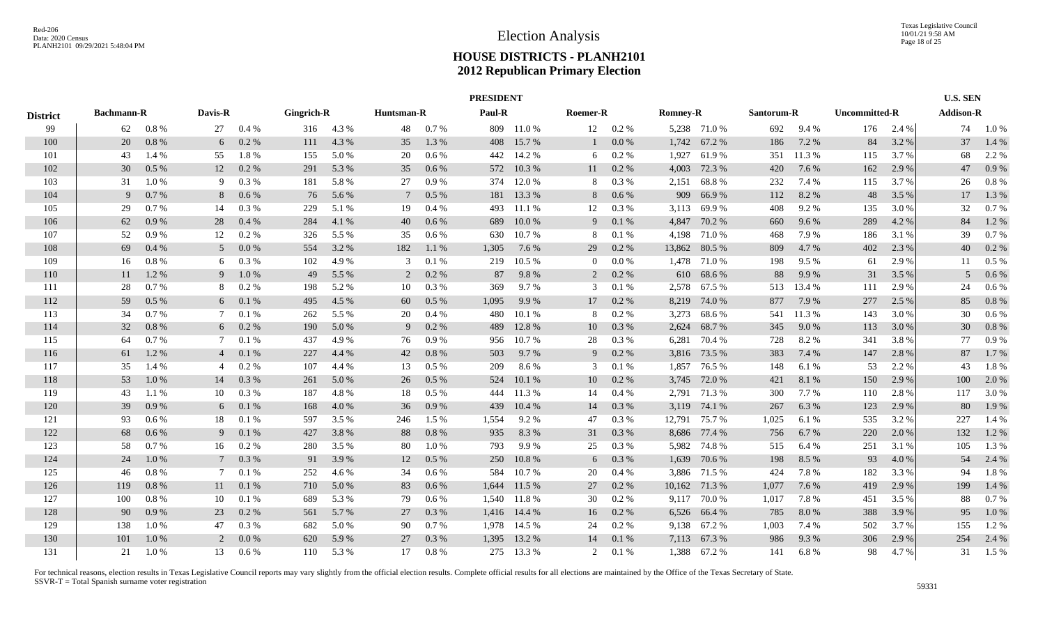# Election Analysis

## HOUSE DISTRICTS - PLANH2101
## 2012 Republican Primary Election

| District | PRESIDENT | | | | | | | | | | | | | | | | | | U.S. SEN | |
|---|---|---|---|---|---|---|---|---|---|---|---|---|---|---|---|---|---|---|---|---|
| | Bachmann-R | | Davis-R | | Gingrich-R | | Huntsman-R | | Paul-R | | Roemer-R | | Romney-R | | Santorum-R | | Uncommitted-R | | Addison-R | |
| 99 | 62 | 0.8 % | 27 | 0.4 % | 316 | 4.3 % | 48 | 0.7 % | 809 | 11.0 % | 12 | 0.2 % | 5,238 | 71.0 % | 692 | 9.4 % | 176 | 2.4 % | 74 | 1.0 % |
| 100 | 20 | 0.8 % | 6 | 0.2 % | 111 | 4.3 % | 35 | 1.3 % | 408 | 15.7 % | 1 | 0.0 % | 1,742 | 67.2 % | 186 | 7.2 % | 84 | 3.2 % | 37 | 1.4 % |
| 101 | 43 | 1.4 % | 55 | 1.8 % | 155 | 5.0 % | 20 | 0.6 % | 442 | 14.2 % | 6 | 0.2 % | 1,927 | 61.9 % | 351 | 11.3 % | 115 | 3.7 % | 68 | 2.2 % |
| 102 | 30 | 0.5 % | 12 | 0.2 % | 291 | 5.3 % | 35 | 0.6 % | 572 | 10.3 % | 11 | 0.2 % | 4,003 | 72.3 % | 420 | 7.6 % | 162 | 2.9 % | 47 | 0.9 % |
| 103 | 31 | 1.0 % | 9 | 0.3 % | 181 | 5.8 % | 27 | 0.9 % | 374 | 12.0 % | 8 | 0.3 % | 2,151 | 68.8 % | 232 | 7.4 % | 115 | 3.7 % | 26 | 0.8 % |
| 104 | 9 | 0.7 % | 8 | 0.6 % | 76 | 5.6 % | 7 | 0.5 % | 181 | 13.3 % | 8 | 0.6 % | 909 | 66.9 % | 112 | 8.2 % | 48 | 3.5 % | 17 | 1.3 % |
| 105 | 29 | 0.7 % | 14 | 0.3 % | 229 | 5.1 % | 19 | 0.4 % | 493 | 11.1 % | 12 | 0.3 % | 3,113 | 69.9 % | 408 | 9.2 % | 135 | 3.0 % | 32 | 0.7 % |
| 106 | 62 | 0.9 % | 28 | 0.4 % | 284 | 4.1 % | 40 | 0.6 % | 689 | 10.0 % | 9 | 0.1 % | 4,847 | 70.2 % | 660 | 9.6 % | 289 | 4.2 % | 84 | 1.2 % |
| 107 | 52 | 0.9 % | 12 | 0.2 % | 326 | 5.5 % | 35 | 0.6 % | 630 | 10.7 % | 8 | 0.1 % | 4,198 | 71.0 % | 468 | 7.9 % | 186 | 3.1 % | 39 | 0.7 % |
| 108 | 69 | 0.4 % | 5 | 0.0 % | 554 | 3.2 % | 182 | 1.1 % | 1,305 | 7.6 % | 29 | 0.2 % | 13,862 | 80.5 % | 809 | 4.7 % | 402 | 2.3 % | 40 | 0.2 % |
| 109 | 16 | 0.8 % | 6 | 0.3 % | 102 | 4.9 % | 3 | 0.1 % | 219 | 10.5 % | 0 | 0.0 % | 1,478 | 71.0 % | 198 | 9.5 % | 61 | 2.9 % | 11 | 0.5 % |
| 110 | 11 | 1.2 % | 9 | 1.0 % | 49 | 5.5 % | 2 | 0.2 % | 87 | 9.8 % | 2 | 0.2 % | 610 | 68.6 % | 88 | 9.9 % | 31 | 3.5 % | 5 | 0.6 % |
| 111 | 28 | 0.7 % | 8 | 0.2 % | 198 | 5.2 % | 10 | 0.3 % | 369 | 9.7 % | 3 | 0.1 % | 2,578 | 67.5 % | 513 | 13.4 % | 111 | 2.9 % | 24 | 0.6 % |
| 112 | 59 | 0.5 % | 6 | 0.1 % | 495 | 4.5 % | 60 | 0.5 % | 1,095 | 9.9 % | 17 | 0.2 % | 8,219 | 74.0 % | 877 | 7.9 % | 277 | 2.5 % | 85 | 0.8 % |
| 113 | 34 | 0.7 % | 7 | 0.1 % | 262 | 5.5 % | 20 | 0.4 % | 480 | 10.1 % | 8 | 0.2 % | 3,273 | 68.6 % | 541 | 11.3 % | 143 | 3.0 % | 30 | 0.6 % |
| 114 | 32 | 0.8 % | 6 | 0.2 % | 190 | 5.0 % | 9 | 0.2 % | 489 | 12.8 % | 10 | 0.3 % | 2,624 | 68.7 % | 345 | 9.0 % | 113 | 3.0 % | 30 | 0.8 % |
| 115 | 64 | 0.7 % | 7 | 0.1 % | 437 | 4.9 % | 76 | 0.9 % | 956 | 10.7 % | 28 | 0.3 % | 6,281 | 70.4 % | 728 | 8.2 % | 341 | 3.8 % | 77 | 0.9 % |
| 116 | 61 | 1.2 % | 4 | 0.1 % | 227 | 4.4 % | 42 | 0.8 % | 503 | 9.7 % | 9 | 0.2 % | 3,816 | 73.5 % | 383 | 7.4 % | 147 | 2.8 % | 87 | 1.7 % |
| 117 | 35 | 1.4 % | 4 | 0.2 % | 107 | 4.4 % | 13 | 0.5 % | 209 | 8.6 % | 3 | 0.1 % | 1,857 | 76.5 % | 148 | 6.1 % | 53 | 2.2 % | 43 | 1.8 % |
| 118 | 53 | 1.0 % | 14 | 0.3 % | 261 | 5.0 % | 26 | 0.5 % | 524 | 10.1 % | 10 | 0.2 % | 3,745 | 72.0 % | 421 | 8.1 % | 150 | 2.9 % | 100 | 2.0 % |
| 119 | 43 | 1.1 % | 10 | 0.3 % | 187 | 4.8 % | 18 | 0.5 % | 444 | 11.3 % | 14 | 0.4 % | 2,791 | 71.3 % | 300 | 7.7 % | 110 | 2.8 % | 117 | 3.0 % |
| 120 | 39 | 0.9 % | 6 | 0.1 % | 168 | 4.0 % | 36 | 0.9 % | 439 | 10.4 % | 14 | 0.3 % | 3,119 | 74.1 % | 267 | 6.3 % | 123 | 2.9 % | 80 | 1.9 % |
| 121 | 93 | 0.6 % | 18 | 0.1 % | 597 | 3.5 % | 246 | 1.5 % | 1,554 | 9.2 % | 47 | 0.3 % | 12,791 | 75.7 % | 1,025 | 6.1 % | 535 | 3.2 % | 227 | 1.4 % |
| 122 | 68 | 0.6 % | 9 | 0.1 % | 427 | 3.8 % | 88 | 0.8 % | 935 | 8.3 % | 31 | 0.3 % | 8,686 | 77.4 % | 756 | 6.7 % | 220 | 2.0 % | 132 | 1.2 % |
| 123 | 58 | 0.7 % | 16 | 0.2 % | 280 | 3.5 % | 80 | 1.0 % | 793 | 9.9 % | 25 | 0.3 % | 5,982 | 74.8 % | 515 | 6.4 % | 251 | 3.1 % | 105 | 1.3 % |
| 124 | 24 | 1.0 % | 7 | 0.3 % | 91 | 3.9 % | 12 | 0.5 % | 250 | 10.8 % | 6 | 0.3 % | 1,639 | 70.6 % | 198 | 8.5 % | 93 | 4.0 % | 54 | 2.4 % |
| 125 | 46 | 0.8 % | 7 | 0.1 % | 252 | 4.6 % | 34 | 0.6 % | 584 | 10.7 % | 20 | 0.4 % | 3,886 | 71.5 % | 424 | 7.8 % | 182 | 3.3 % | 94 | 1.8 % |
| 126 | 119 | 0.8 % | 11 | 0.1 % | 710 | 5.0 % | 83 | 0.6 % | 1,644 | 11.5 % | 27 | 0.2 % | 10,162 | 71.3 % | 1,077 | 7.6 % | 419 | 2.9 % | 199 | 1.4 % |
| 127 | 100 | 0.8 % | 10 | 0.1 % | 689 | 5.3 % | 79 | 0.6 % | 1,540 | 11.8 % | 30 | 0.2 % | 9,117 | 70.0 % | 1,017 | 7.8 % | 451 | 3.5 % | 88 | 0.7 % |
| 128 | 90 | 0.9 % | 23 | 0.2 % | 561 | 5.7 % | 27 | 0.3 % | 1,416 | 14.4 % | 16 | 0.2 % | 6,526 | 66.4 % | 785 | 8.0 % | 388 | 3.9 % | 95 | 1.0 % |
| 129 | 138 | 1.0 % | 47 | 0.3 % | 682 | 5.0 % | 90 | 0.7 % | 1,978 | 14.5 % | 24 | 0.2 % | 9,138 | 67.2 % | 1,003 | 7.4 % | 502 | 3.7 % | 155 | 1.2 % |
| 130 | 101 | 1.0 % | 2 | 0.0 % | 620 | 5.9 % | 27 | 0.3 % | 1,395 | 13.2 % | 14 | 0.1 % | 7,113 | 67.3 % | 986 | 9.3 % | 306 | 2.9 % | 254 | 2.4 % |
| 131 | 21 | 1.0 % | 13 | 0.6 % | 110 | 5.3 % | 17 | 0.8 % | 275 | 13.3 % | 2 | 0.1 % | 1,388 | 67.2 % | 141 | 6.8 % | 98 | 4.7 % | 31 | 1.5 % |

For technical reasons, election results in Texas Legislative Council reports may vary slightly from the official election results. Complete official results for all elections are maintained by the Office of the Texas Secretary of State.
SSVR-T = Total Spanish surname voter registration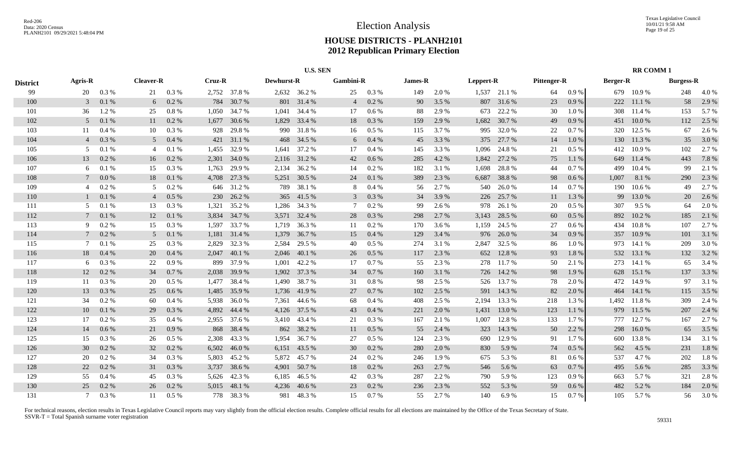# Election Analysis

## HOUSE DISTRICTS - PLANH2101
## 2012 Republican Primary Election

| District | U.S. SEN | | | | | | | | | | | | | | | | RR COMM 1 | | | |
|---|---|---|---|---|---|---|---|---|---|---|---|---|---|---|---|---|---|---|---|---|
| | Agris-R | | Cleaver-R | | Cruz-R | | Dewhurst-R | | Gambini-R | | James-R | | Leppert-R | | Pittenger-R | | Berger-R | | Burgess-R | |
| 99 | 20 | 0.3 % | 21 | 0.3 % | 2,752 | 37.8 % | 2,632 | 36.2 % | 25 | 0.3 % | 149 | 2.0 % | 1,537 | 21.1 % | 64 | 0.9 % | 679 | 10.9 % | 248 | 4.0 % |
| 100 | 3 | 0.1 % | 6 | 0.2 % | 784 | 30.7 % | 801 | 31.4 % | 4 | 0.2 % | 90 | 3.5 % | 807 | 31.6 % | 23 | 0.9 % | 222 | 11.1 % | 58 | 2.9 % |
| 101 | 36 | 1.2 % | 25 | 0.8 % | 1,050 | 34.7 % | 1,041 | 34.4 % | 17 | 0.6 % | 88 | 2.9 % | 673 | 22.2 % | 30 | 1.0 % | 308 | 11.4 % | 153 | 5.7 % |
| 102 | 5 | 0.1 % | 11 | 0.2 % | 1,677 | 30.6 % | 1,829 | 33.4 % | 18 | 0.3 % | 159 | 2.9 % | 1,682 | 30.7 % | 49 | 0.9 % | 451 | 10.0 % | 112 | 2.5 % |
| 103 | 11 | 0.4 % | 10 | 0.3 % | 928 | 29.8 % | 990 | 31.8 % | 16 | 0.5 % | 115 | 3.7 % | 995 | 32.0 % | 22 | 0.7 % | 320 | 12.5 % | 67 | 2.6 % |
| 104 | 4 | 0.3 % | 5 | 0.4 % | 421 | 31.1 % | 468 | 34.5 % | 6 | 0.4 % | 45 | 3.3 % | 375 | 27.7 % | 14 | 1.0 % | 130 | 11.3 % | 35 | 3.0 % |
| 105 | 5 | 0.1 % | 4 | 0.1 % | 1,455 | 32.9 % | 1,641 | 37.2 % | 17 | 0.4 % | 145 | 3.3 % | 1,096 | 24.8 % | 21 | 0.5 % | 412 | 10.9 % | 102 | 2.7 % |
| 106 | 13 | 0.2 % | 16 | 0.2 % | 2,301 | 34.0 % | 2,116 | 31.2 % | 42 | 0.6 % | 285 | 4.2 % | 1,842 | 27.2 % | 75 | 1.1 % | 649 | 11.4 % | 443 | 7.8 % |
| 107 | 6 | 0.1 % | 15 | 0.3 % | 1,763 | 29.9 % | 2,134 | 36.2 % | 14 | 0.2 % | 182 | 3.1 % | 1,698 | 28.8 % | 44 | 0.7 % | 499 | 10.4 % | 99 | 2.1 % |
| 108 | 7 | 0.0 % | 18 | 0.1 % | 4,708 | 27.3 % | 5,251 | 30.5 % | 24 | 0.1 % | 389 | 2.3 % | 6,687 | 38.8 % | 98 | 0.6 % | 1,007 | 8.1 % | 290 | 2.3 % |
| 109 | 4 | 0.2 % | 5 | 0.2 % | 646 | 31.2 % | 789 | 38.1 % | 8 | 0.4 % | 56 | 2.7 % | 540 | 26.0 % | 14 | 0.7 % | 190 | 10.6 % | 49 | 2.7 % |
| 110 | 1 | 0.1 % | 4 | 0.5 % | 230 | 26.2 % | 365 | 41.5 % | 3 | 0.3 % | 34 | 3.9 % | 226 | 25.7 % | 11 | 1.3 % | 99 | 13.0 % | 20 | 2.6 % |
| 111 | 5 | 0.1 % | 13 | 0.3 % | 1,321 | 35.2 % | 1,286 | 34.3 % | 7 | 0.2 % | 99 | 2.6 % | 978 | 26.1 % | 20 | 0.5 % | 307 | 9.5 % | 64 | 2.0 % |
| 112 | 7 | 0.1 % | 12 | 0.1 % | 3,834 | 34.7 % | 3,571 | 32.4 % | 28 | 0.3 % | 298 | 2.7 % | 3,143 | 28.5 % | 60 | 0.5 % | 892 | 10.2 % | 185 | 2.1 % |
| 113 | 9 | 0.2 % | 15 | 0.3 % | 1,597 | 33.7 % | 1,719 | 36.3 % | 11 | 0.2 % | 170 | 3.6 % | 1,159 | 24.5 % | 27 | 0.6 % | 434 | 10.8 % | 107 | 2.7 % |
| 114 | 7 | 0.2 % | 5 | 0.1 % | 1,181 | 31.4 % | 1,379 | 36.7 % | 15 | 0.4 % | 129 | 3.4 % | 976 | 26.0 % | 34 | 0.9 % | 357 | 10.9 % | 101 | 3.1 % |
| 115 | 7 | 0.1 % | 25 | 0.3 % | 2,829 | 32.3 % | 2,584 | 29.5 % | 40 | 0.5 % | 274 | 3.1 % | 2,847 | 32.5 % | 86 | 1.0 % | 973 | 14.1 % | 209 | 3.0 % |
| 116 | 18 | 0.4 % | 20 | 0.4 % | 2,047 | 40.1 % | 2,046 | 40.1 % | 26 | 0.5 % | 117 | 2.3 % | 652 | 12.8 % | 93 | 1.8 % | 532 | 13.1 % | 132 | 3.2 % |
| 117 | 6 | 0.3 % | 22 | 0.9 % | 899 | 37.9 % | 1,001 | 42.2 % | 17 | 0.7 % | 55 | 2.3 % | 278 | 11.7 % | 50 | 2.1 % | 273 | 14.1 % | 65 | 3.4 % |
| 118 | 12 | 0.2 % | 34 | 0.7 % | 2,038 | 39.9 % | 1,902 | 37.3 % | 34 | 0.7 % | 160 | 3.1 % | 726 | 14.2 % | 98 | 1.9 % | 628 | 15.1 % | 137 | 3.3 % |
| 119 | 11 | 0.3 % | 20 | 0.5 % | 1,477 | 38.4 % | 1,490 | 38.7 % | 31 | 0.8 % | 98 | 2.5 % | 526 | 13.7 % | 78 | 2.0 % | 472 | 14.9 % | 97 | 3.1 % |
| 120 | 13 | 0.3 % | 25 | 0.6 % | 1,485 | 35.9 % | 1,736 | 41.9 % | 27 | 0.7 % | 102 | 2.5 % | 591 | 14.3 % | 82 | 2.0 % | 464 | 14.1 % | 115 | 3.5 % |
| 121 | 34 | 0.2 % | 60 | 0.4 % | 5,938 | 36.0 % | 7,361 | 44.6 % | 68 | 0.4 % | 408 | 2.5 % | 2,194 | 13.3 % | 218 | 1.3 % | 1,492 | 11.8 % | 309 | 2.4 % |
| 122 | 10 | 0.1 % | 29 | 0.3 % | 4,892 | 44.4 % | 4,126 | 37.5 % | 43 | 0.4 % | 221 | 2.0 % | 1,431 | 13.0 % | 123 | 1.1 % | 979 | 11.5 % | 207 | 2.4 % |
| 123 | 17 | 0.2 % | 35 | 0.4 % | 2,955 | 37.6 % | 3,410 | 43.4 % | 21 | 0.3 % | 167 | 2.1 % | 1,007 | 12.8 % | 133 | 1.7 % | 777 | 12.7 % | 167 | 2.7 % |
| 124 | 14 | 0.6 % | 21 | 0.9 % | 868 | 38.4 % | 862 | 38.2 % | 11 | 0.5 % | 55 | 2.4 % | 323 | 14.3 % | 50 | 2.2 % | 298 | 16.0 % | 65 | 3.5 % |
| 125 | 15 | 0.3 % | 26 | 0.5 % | 2,308 | 43.3 % | 1,954 | 36.7 % | 27 | 0.5 % | 124 | 2.3 % | 690 | 12.9 % | 91 | 1.7 % | 600 | 13.8 % | 134 | 3.1 % |
| 126 | 30 | 0.2 % | 32 | 0.2 % | 6,502 | 46.0 % | 6,151 | 43.5 % | 30 | 0.2 % | 280 | 2.0 % | 830 | 5.9 % | 74 | 0.5 % | 562 | 4.5 % | 231 | 1.8 % |
| 127 | 20 | 0.2 % | 34 | 0.3 % | 5,803 | 45.2 % | 5,872 | 45.7 % | 24 | 0.2 % | 246 | 1.9 % | 675 | 5.3 % | 81 | 0.6 % | 537 | 4.7 % | 202 | 1.8 % |
| 128 | 22 | 0.2 % | 31 | 0.3 % | 3,737 | 38.6 % | 4,901 | 50.7 % | 18 | 0.2 % | 263 | 2.7 % | 546 | 5.6 % | 63 | 0.7 % | 495 | 5.6 % | 285 | 3.3 % |
| 129 | 55 | 0.4 % | 45 | 0.3 % | 5,626 | 42.3 % | 6,185 | 46.5 % | 42 | 0.3 % | 287 | 2.2 % | 790 | 5.9 % | 123 | 0.9 % | 663 | 5.7 % | 321 | 2.8 % |
| 130 | 25 | 0.2 % | 26 | 0.2 % | 5,015 | 48.1 % | 4,236 | 40.6 % | 23 | 0.2 % | 236 | 2.3 % | 552 | 5.3 % | 59 | 0.6 % | 482 | 5.2 % | 184 | 2.0 % |
| 131 | 7 | 0.3 % | 11 | 0.5 % | 778 | 38.3 % | 981 | 48.3 % | 15 | 0.7 % | 55 | 2.7 % | 140 | 6.9 % | 15 | 0.7 % | 105 | 5.7 % | 56 | 3.0 % |

For technical reasons, election results in Texas Legislative Council reports may vary slightly from the official election results. Complete official results for all elections are maintained by the Office of the Texas Secretary of State.
SSVR-T = Total Spanish surname voter registration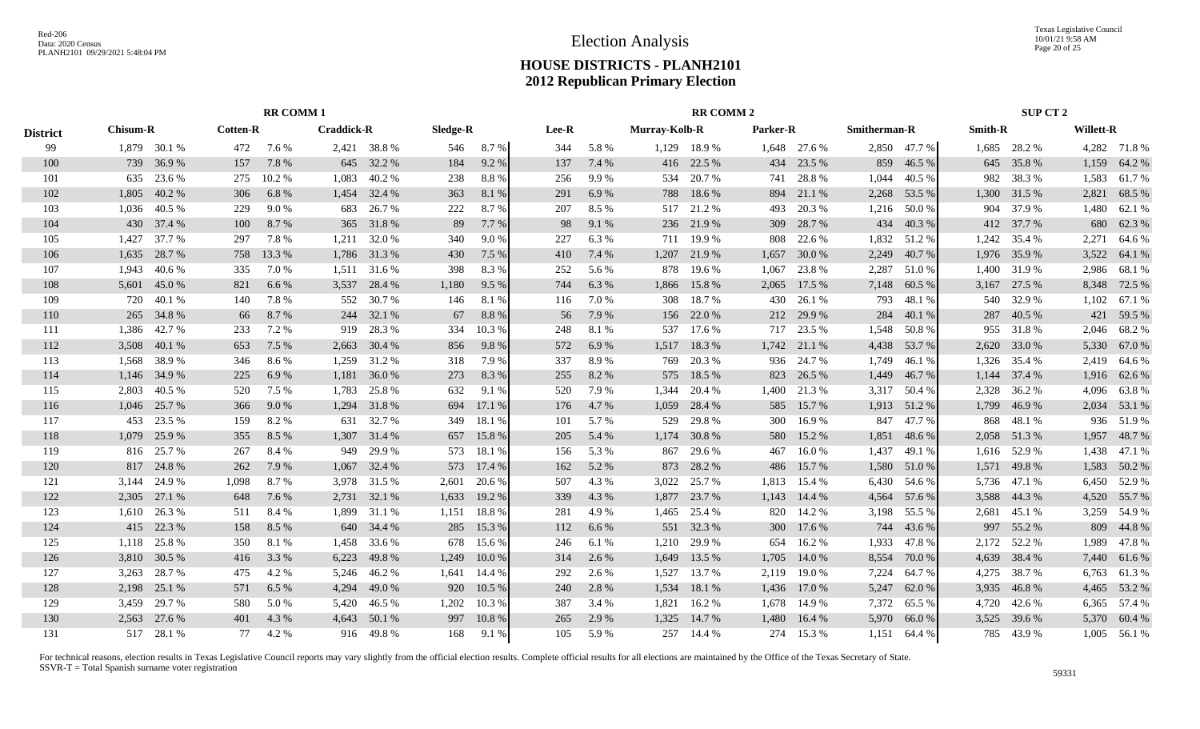# Election Analysis

## HOUSE DISTRICTS - PLANH2101
## 2012 Republican Primary Election

| District | RR COMM 1 | | | | | | | | RR COMM 2 | | | | | | | | | | SUP CT 2 | | | |
|---|---|---|---|---|---|---|---|---|---|---|---|---|---|---|---|---|---|---|---|---|---|---|
| | Chisum-R | | Cotten-R | | Craddick-R | | Sledge-R | | Lee-R | | Murray-Kolb-R | | Parker-R | | Smitherman-R | | | | Smith-R | | Willett-R | |
| 99 | 1,879 | 30.1 % | 472 | 7.6 % | 2,421 | 38.8 % | 546 | 8.7 % | 344 | 5.8 % | 1,129 | 18.9 % | 1,648 | 27.6 % | 2,850 | 47.7 % | | | 1,685 | 28.2 % | 4,282 | 71.8 % |
| 100 | 739 | 36.9 % | 157 | 7.8 % | 645 | 32.2 % | 184 | 9.2 % | 137 | 7.4 % | 416 | 22.5 % | 434 | 23.5 % | 859 | 46.5 % | | | 645 | 35.8 % | 1,159 | 64.2 % |
| 101 | 635 | 23.6 % | 275 | 10.2 % | 1,083 | 40.2 % | 238 | 8.8 % | 256 | 9.9 % | 534 | 20.7 % | 741 | 28.8 % | 1,044 | 40.5 % | | | 982 | 38.3 % | 1,583 | 61.7 % |
| 102 | 1,805 | 40.2 % | 306 | 6.8 % | 1,454 | 32.4 % | 363 | 8.1 % | 291 | 6.9 % | 788 | 18.6 % | 894 | 21.1 % | 2,268 | 53.5 % | | | 1,300 | 31.5 % | 2,821 | 68.5 % |
| 103 | 1,036 | 40.5 % | 229 | 9.0 % | 683 | 26.7 % | 222 | 8.7 % | 207 | 8.5 % | 517 | 21.2 % | 493 | 20.3 % | 1,216 | 50.0 % | | | 904 | 37.9 % | 1,480 | 62.1 % |
| 104 | 430 | 37.4 % | 100 | 8.7 % | 365 | 31.8 % | 89 | 7.7 % | 98 | 9.1 % | 236 | 21.9 % | 309 | 28.7 % | 434 | 40.3 % | | | 412 | 37.7 % | 680 | 62.3 % |
| 105 | 1,427 | 37.7 % | 297 | 7.8 % | 1,211 | 32.0 % | 340 | 9.0 % | 227 | 6.3 % | 711 | 19.9 % | 808 | 22.6 % | 1,832 | 51.2 % | | | 1,242 | 35.4 % | 2,271 | 64.6 % |
| 106 | 1,635 | 28.7 % | 758 | 13.3 % | 1,786 | 31.3 % | 430 | 7.5 % | 410 | 7.4 % | 1,207 | 21.9 % | 1,657 | 30.0 % | 2,249 | 40.7 % | | | 1,976 | 35.9 % | 3,522 | 64.1 % |
| 107 | 1,943 | 40.6 % | 335 | 7.0 % | 1,511 | 31.6 % | 398 | 8.3 % | 252 | 5.6 % | 878 | 19.6 % | 1,067 | 23.8 % | 2,287 | 51.0 % | | | 1,400 | 31.9 % | 2,986 | 68.1 % |
| 108 | 5,601 | 45.0 % | 821 | 6.6 % | 3,537 | 28.4 % | 1,180 | 9.5 % | 744 | 6.3 % | 1,866 | 15.8 % | 2,065 | 17.5 % | 7,148 | 60.5 % | | | 3,167 | 27.5 % | 8,348 | 72.5 % |
| 109 | 720 | 40.1 % | 140 | 7.8 % | 552 | 30.7 % | 146 | 8.1 % | 116 | 7.0 % | 308 | 18.7 % | 430 | 26.1 % | 793 | 48.1 % | | | 540 | 32.9 % | 1,102 | 67.1 % |
| 110 | 265 | 34.8 % | 66 | 8.7 % | 244 | 32.1 % | 67 | 8.8 % | 56 | 7.9 % | 156 | 22.0 % | 212 | 29.9 % | 284 | 40.1 % | | | 287 | 40.5 % | 421 | 59.5 % |
| 111 | 1,386 | 42.7 % | 233 | 7.2 % | 919 | 28.3 % | 334 | 10.3 % | 248 | 8.1 % | 537 | 17.6 % | 717 | 23.5 % | 1,548 | 50.8 % | | | 955 | 31.8 % | 2,046 | 68.2 % |
| 112 | 3,508 | 40.1 % | 653 | 7.5 % | 2,663 | 30.4 % | 856 | 9.8 % | 572 | 6.9 % | 1,517 | 18.3 % | 1,742 | 21.1 % | 4,438 | 53.7 % | | | 2,620 | 33.0 % | 5,330 | 67.0 % |
| 113 | 1,568 | 38.9 % | 346 | 8.6 % | 1,259 | 31.2 % | 318 | 7.9 % | 337 | 8.9 % | 769 | 20.3 % | 936 | 24.7 % | 1,749 | 46.1 % | | | 1,326 | 35.4 % | 2,419 | 64.6 % |
| 114 | 1,146 | 34.9 % | 225 | 6.9 % | 1,181 | 36.0 % | 273 | 8.3 % | 255 | 8.2 % | 575 | 18.5 % | 823 | 26.5 % | 1,449 | 46.7 % | | | 1,144 | 37.4 % | 1,916 | 62.6 % |
| 115 | 2,803 | 40.5 % | 520 | 7.5 % | 1,783 | 25.8 % | 632 | 9.1 % | 520 | 7.9 % | 1,344 | 20.4 % | 1,400 | 21.3 % | 3,317 | 50.4 % | | | 2,328 | 36.2 % | 4,096 | 63.8 % |
| 116 | 1,046 | 25.7 % | 366 | 9.0 % | 1,294 | 31.8 % | 694 | 17.1 % | 176 | 4.7 % | 1,059 | 28.4 % | 585 | 15.7 % | 1,913 | 51.2 % | | | 1,799 | 46.9 % | 2,034 | 53.1 % |
| 117 | 453 | 23.5 % | 159 | 8.2 % | 631 | 32.7 % | 349 | 18.1 % | 101 | 5.7 % | 529 | 29.8 % | 300 | 16.9 % | 847 | 47.7 % | | | 868 | 48.1 % | 936 | 51.9 % |
| 118 | 1,079 | 25.9 % | 355 | 8.5 % | 1,307 | 31.4 % | 657 | 15.8 % | 205 | 5.4 % | 1,174 | 30.8 % | 580 | 15.2 % | 1,851 | 48.6 % | | | 2,058 | 51.3 % | 1,957 | 48.7 % |
| 119 | 816 | 25.7 % | 267 | 8.4 % | 949 | 29.9 % | 573 | 18.1 % | 156 | 5.3 % | 867 | 29.6 % | 467 | 16.0 % | 1,437 | 49.1 % | | | 1,616 | 52.9 % | 1,438 | 47.1 % |
| 120 | 817 | 24.8 % | 262 | 7.9 % | 1,067 | 32.4 % | 573 | 17.4 % | 162 | 5.2 % | 873 | 28.2 % | 486 | 15.7 % | 1,580 | 51.0 % | | | 1,571 | 49.8 % | 1,583 | 50.2 % |
| 121 | 3,144 | 24.9 % | 1,098 | 8.7 % | 3,978 | 31.5 % | 2,601 | 20.6 % | 507 | 4.3 % | 3,022 | 25.7 % | 1,813 | 15.4 % | 6,430 | 54.6 % | | | 5,736 | 47.1 % | 6,450 | 52.9 % |
| 122 | 2,305 | 27.1 % | 648 | 7.6 % | 2,731 | 32.1 % | 1,633 | 19.2 % | 339 | 4.3 % | 1,877 | 23.7 % | 1,143 | 14.4 % | 4,564 | 57.6 % | | | 3,588 | 44.3 % | 4,520 | 55.7 % |
| 123 | 1,610 | 26.3 % | 511 | 8.4 % | 1,899 | 31.1 % | 1,151 | 18.8 % | 281 | 4.9 % | 1,465 | 25.4 % | 820 | 14.2 % | 3,198 | 55.5 % | | | 2,681 | 45.1 % | 3,259 | 54.9 % |
| 124 | 415 | 22.3 % | 158 | 8.5 % | 640 | 34.4 % | 285 | 15.3 % | 112 | 6.6 % | 551 | 32.3 % | 300 | 17.6 % | 744 | 43.6 % | | | 997 | 55.2 % | 809 | 44.8 % |
| 125 | 1,118 | 25.8 % | 350 | 8.1 % | 1,458 | 33.6 % | 678 | 15.6 % | 246 | 6.1 % | 1,210 | 29.9 % | 654 | 16.2 % | 1,933 | 47.8 % | | | 2,172 | 52.2 % | 1,989 | 47.8 % |
| 126 | 3,810 | 30.5 % | 416 | 3.3 % | 6,223 | 49.8 % | 1,249 | 10.0 % | 314 | 2.6 % | 1,649 | 13.5 % | 1,705 | 14.0 % | 8,554 | 70.0 % | | | 4,639 | 38.4 % | 7,440 | 61.6 % |
| 127 | 3,263 | 28.7 % | 475 | 4.2 % | 5,246 | 46.2 % | 1,641 | 14.4 % | 292 | 2.6 % | 1,527 | 13.7 % | 2,119 | 19.0 % | 7,224 | 64.7 % | | | 4,275 | 38.7 % | 6,763 | 61.3 % |
| 128 | 2,198 | 25.1 % | 571 | 6.5 % | 4,294 | 49.0 % | 920 | 10.5 % | 240 | 2.8 % | 1,534 | 18.1 % | 1,436 | 17.0 % | 5,247 | 62.0 % | | | 3,935 | 46.8 % | 4,465 | 53.2 % |
| 129 | 3,459 | 29.7 % | 580 | 5.0 % | 5,420 | 46.5 % | 1,202 | 10.3 % | 387 | 3.4 % | 1,821 | 16.2 % | 1,678 | 14.9 % | 7,372 | 65.5 % | | | 4,720 | 42.6 % | 6,365 | 57.4 % |
| 130 | 2,563 | 27.6 % | 401 | 4.3 % | 4,643 | 50.1 % | 997 | 10.8 % | 265 | 2.9 % | 1,325 | 14.7 % | 1,480 | 16.4 % | 5,970 | 66.0 % | | | 3,525 | 39.6 % | 5,370 | 60.4 % |
| 131 | 517 | 28.1 % | 77 | 4.2 % | 916 | 49.8 % | 168 | 9.1 % | 105 | 5.9 % | 257 | 14.4 % | 274 | 15.3 % | 1,151 | 64.4 % | | | 785 | 43.9 % | 1,005 | 56.1 % |

For technical reasons, election results in Texas Legislative Council reports may vary slightly from the official election results. Complete official results for all elections are maintained by the Office of the Texas Secretary of State.
SSVR-T = Total Spanish surname voter registration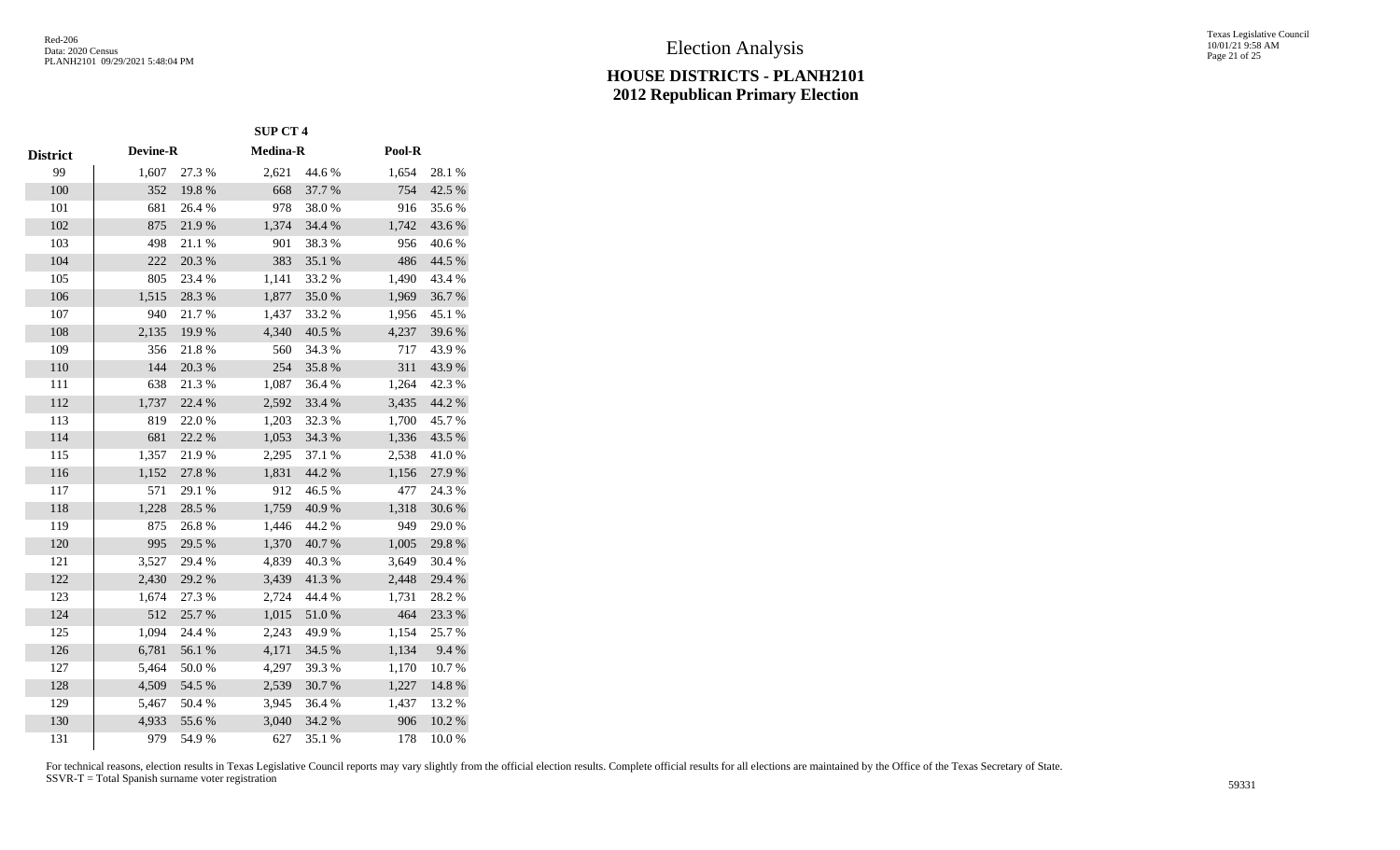# Election Analysis

## HOUSE DISTRICTS - PLANH2101
## 2012 Republican Primary Election

| | SUP CT 4 | | | | | |
|---|---|---|---|---|---|---|
| **District** | **Devine-R** | | **Medina-R** | | **Pool-R** | |
| 99 | 1,607 | 27.3 % | 2,621 | 44.6 % | 1,654 | 28.1 % |
| 100 | 352 | 19.8 % | 668 | 37.7 % | 754 | 42.5 % |
| 101 | 681 | 26.4 % | 978 | 38.0 % | 916 | 35.6 % |
| 102 | 875 | 21.9 % | 1,374 | 34.4 % | 1,742 | 43.6 % |
| 103 | 498 | 21.1 % | 901 | 38.3 % | 956 | 40.6 % |
| 104 | 222 | 20.3 % | 383 | 35.1 % | 486 | 44.5 % |
| 105 | 805 | 23.4 % | 1,141 | 33.2 % | 1,490 | 43.4 % |
| 106 | 1,515 | 28.3 % | 1,877 | 35.0 % | 1,969 | 36.7 % |
| 107 | 940 | 21.7 % | 1,437 | 33.2 % | 1,956 | 45.1 % |
| 108 | 2,135 | 19.9 % | 4,340 | 40.5 % | 4,237 | 39.6 % |
| 109 | 356 | 21.8 % | 560 | 34.3 % | 717 | 43.9 % |
| 110 | 144 | 20.3 % | 254 | 35.8 % | 311 | 43.9 % |
| 111 | 638 | 21.3 % | 1,087 | 36.4 % | 1,264 | 42.3 % |
| 112 | 1,737 | 22.4 % | 2,592 | 33.4 % | 3,435 | 44.2 % |
| 113 | 819 | 22.0 % | 1,203 | 32.3 % | 1,700 | 45.7 % |
| 114 | 681 | 22.2 % | 1,053 | 34.3 % | 1,336 | 43.5 % |
| 115 | 1,357 | 21.9 % | 2,295 | 37.1 % | 2,538 | 41.0 % |
| 116 | 1,152 | 27.8 % | 1,831 | 44.2 % | 1,156 | 27.9 % |
| 117 | 571 | 29.1 % | 912 | 46.5 % | 477 | 24.3 % |
| 118 | 1,228 | 28.5 % | 1,759 | 40.9 % | 1,318 | 30.6 % |
| 119 | 875 | 26.8 % | 1,446 | 44.2 % | 949 | 29.0 % |
| 120 | 995 | 29.5 % | 1,370 | 40.7 % | 1,005 | 29.8 % |
| 121 | 3,527 | 29.4 % | 4,839 | 40.3 % | 3,649 | 30.4 % |
| 122 | 2,430 | 29.2 % | 3,439 | 41.3 % | 2,448 | 29.4 % |
| 123 | 1,674 | 27.3 % | 2,724 | 44.4 % | 1,731 | 28.2 % |
| 124 | 512 | 25.7 % | 1,015 | 51.0 % | 464 | 23.3 % |
| 125 | 1,094 | 24.4 % | 2,243 | 49.9 % | 1,154 | 25.7 % |
| 126 | 6,781 | 56.1 % | 4,171 | 34.5 % | 1,134 | 9.4 % |
| 127 | 5,464 | 50.0 % | 4,297 | 39.3 % | 1,170 | 10.7 % |
| 128 | 4,509 | 54.5 % | 2,539 | 30.7 % | 1,227 | 14.8 % |
| 129 | 5,467 | 50.4 % | 3,945 | 36.4 % | 1,437 | 13.2 % |
| 130 | 4,933 | 55.6 % | 3,040 | 34.2 % | 906 | 10.2 % |
| 131 | 979 | 54.9 % | 627 | 35.1 % | 178 | 10.0 % |

For technical reasons, election results in Texas Legislative Council reports may vary slightly from the official election results. Complete official results for all elections are maintained by the Office of the Texas Secretary of State.
SSVR-T = Total Spanish surname voter registration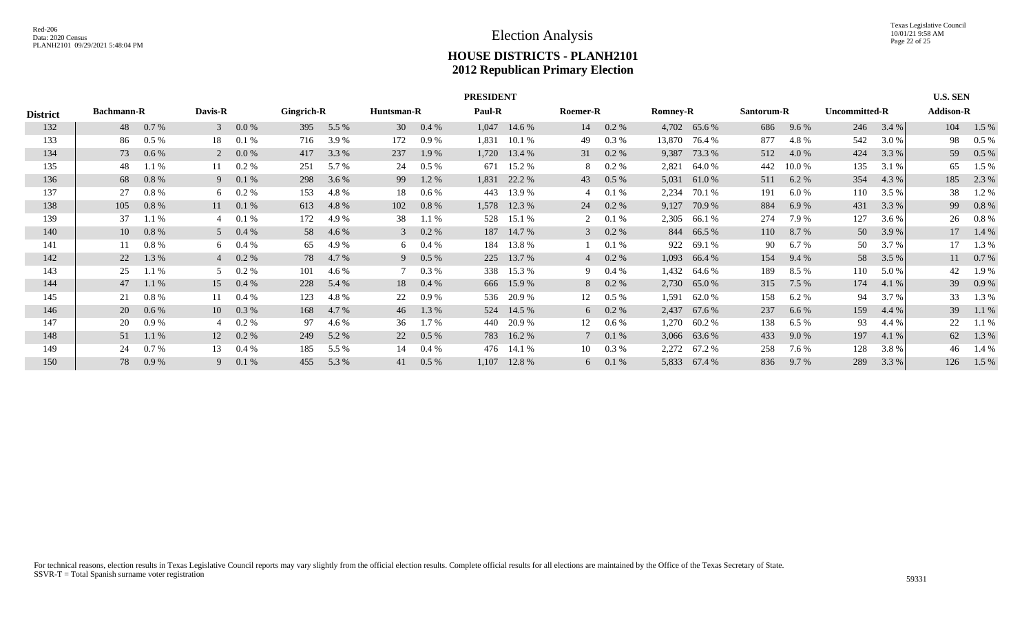Red-206
Data: 2020 Census
PLANH2101 09/29/2021 5:48:04 PM

# Election Analysis

## HOUSE DISTRICTS - PLANH2101
## 2012 Republican Primary Election

| District | PRESIDENT | | | | | | | | | | | | | | | | | | U.S. SEN | |
|---|---|---|---|---|---|---|---|---|---|---|---|---|---|---|---|---|---|---|---|---|
| | Bachmann-R | | Davis-R | | Gingrich-R | | Huntsman-R | | Paul-R | | Roemer-R | | Romney-R | | Santorum-R | | Uncommitted-R | | Addison-R | |
| 132 | 48 | 0.7 % | 3 | 0.0 % | 395 | 5.5 % | 30 | 0.4 % | 1,047 | 14.6 % | 14 | 0.2 % | 4,702 | 65.6 % | 686 | 9.6 % | 246 | 3.4 % | 104 | 1.5 % |
| 133 | 86 | 0.5 % | 18 | 0.1 % | 716 | 3.9 % | 172 | 0.9 % | 1,831 | 10.1 % | 49 | 0.3 % | 13,870 | 76.4 % | 877 | 4.8 % | 542 | 3.0 % | 98 | 0.5 % |
| 134 | 73 | 0.6 % | 2 | 0.0 % | 417 | 3.3 % | 237 | 1.9 % | 1,720 | 13.4 % | 31 | 0.2 % | 9,387 | 73.3 % | 512 | 4.0 % | 424 | 3.3 % | 59 | 0.5 % |
| 135 | 48 | 1.1 % | 11 | 0.2 % | 251 | 5.7 % | 24 | 0.5 % | 671 | 15.2 % | 8 | 0.2 % | 2,821 | 64.0 % | 442 | 10.0 % | 135 | 3.1 % | 65 | 1.5 % |
| 136 | 68 | 0.8 % | 9 | 0.1 % | 298 | 3.6 % | 99 | 1.2 % | 1,831 | 22.2 % | 43 | 0.5 % | 5,031 | 61.0 % | 511 | 6.2 % | 354 | 4.3 % | 185 | 2.3 % |
| 137 | 27 | 0.8 % | 6 | 0.2 % | 153 | 4.8 % | 18 | 0.6 % | 443 | 13.9 % | 4 | 0.1 % | 2,234 | 70.1 % | 191 | 6.0 % | 110 | 3.5 % | 38 | 1.2 % |
| 138 | 105 | 0.8 % | 11 | 0.1 % | 613 | 4.8 % | 102 | 0.8 % | 1,578 | 12.3 % | 24 | 0.2 % | 9,127 | 70.9 % | 884 | 6.9 % | 431 | 3.3 % | 99 | 0.8 % |
| 139 | 37 | 1.1 % | 4 | 0.1 % | 172 | 4.9 % | 38 | 1.1 % | 528 | 15.1 % | 2 | 0.1 % | 2,305 | 66.1 % | 274 | 7.9 % | 127 | 3.6 % | 26 | 0.8 % |
| 140 | 10 | 0.8 % | 5 | 0.4 % | 58 | 4.6 % | 3 | 0.2 % | 187 | 14.7 % | 3 | 0.2 % | 844 | 66.5 % | 110 | 8.7 % | 50 | 3.9 % | 17 | 1.4 % |
| 141 | 11 | 0.8 % | 6 | 0.4 % | 65 | 4.9 % | 6 | 0.4 % | 184 | 13.8 % | 1 | 0.1 % | 922 | 69.1 % | 90 | 6.7 % | 50 | 3.7 % | 17 | 1.3 % |
| 142 | 22 | 1.3 % | 4 | 0.2 % | 78 | 4.7 % | 9 | 0.5 % | 225 | 13.7 % | 4 | 0.2 % | 1,093 | 66.4 % | 154 | 9.4 % | 58 | 3.5 % | 11 | 0.7 % |
| 143 | 25 | 1.1 % | 5 | 0.2 % | 101 | 4.6 % | 7 | 0.3 % | 338 | 15.3 % | 9 | 0.4 % | 1,432 | 64.6 % | 189 | 8.5 % | 110 | 5.0 % | 42 | 1.9 % |
| 144 | 47 | 1.1 % | 15 | 0.4 % | 228 | 5.4 % | 18 | 0.4 % | 666 | 15.9 % | 8 | 0.2 % | 2,730 | 65.0 % | 315 | 7.5 % | 174 | 4.1 % | 39 | 0.9 % |
| 145 | 21 | 0.8 % | 11 | 0.4 % | 123 | 4.8 % | 22 | 0.9 % | 536 | 20.9 % | 12 | 0.5 % | 1,591 | 62.0 % | 158 | 6.2 % | 94 | 3.7 % | 33 | 1.3 % |
| 146 | 20 | 0.6 % | 10 | 0.3 % | 168 | 4.7 % | 46 | 1.3 % | 524 | 14.5 % | 6 | 0.2 % | 2,437 | 67.6 % | 237 | 6.6 % | 159 | 4.4 % | 39 | 1.1 % |
| 147 | 20 | 0.9 % | 4 | 0.2 % | 97 | 4.6 % | 36 | 1.7 % | 440 | 20.9 % | 12 | 0.6 % | 1,270 | 60.2 % | 138 | 6.5 % | 93 | 4.4 % | 22 | 1.1 % |
| 148 | 51 | 1.1 % | 12 | 0.2 % | 249 | 5.2 % | 22 | 0.5 % | 783 | 16.2 % | 7 | 0.1 % | 3,066 | 63.6 % | 433 | 9.0 % | 197 | 4.1 % | 62 | 1.3 % |
| 149 | 24 | 0.7 % | 13 | 0.4 % | 185 | 5.5 % | 14 | 0.4 % | 476 | 14.1 % | 10 | 0.3 % | 2,272 | 67.2 % | 258 | 7.6 % | 128 | 3.8 % | 46 | 1.4 % |
| 150 | 78 | 0.9 % | 9 | 0.1 % | 455 | 5.3 % | 41 | 0.5 % | 1,107 | 12.8 % | 6 | 0.1 % | 5,833 | 67.4 % | 836 | 9.7 % | 289 | 3.3 % | 126 | 1.5 % |

For technical reasons, election results in Texas Legislative Council reports may vary slightly from the official election results. Complete official results for all elections are maintained by the Office of the Texas Secretary of State.
SSVR-T = Total Spanish surname voter registration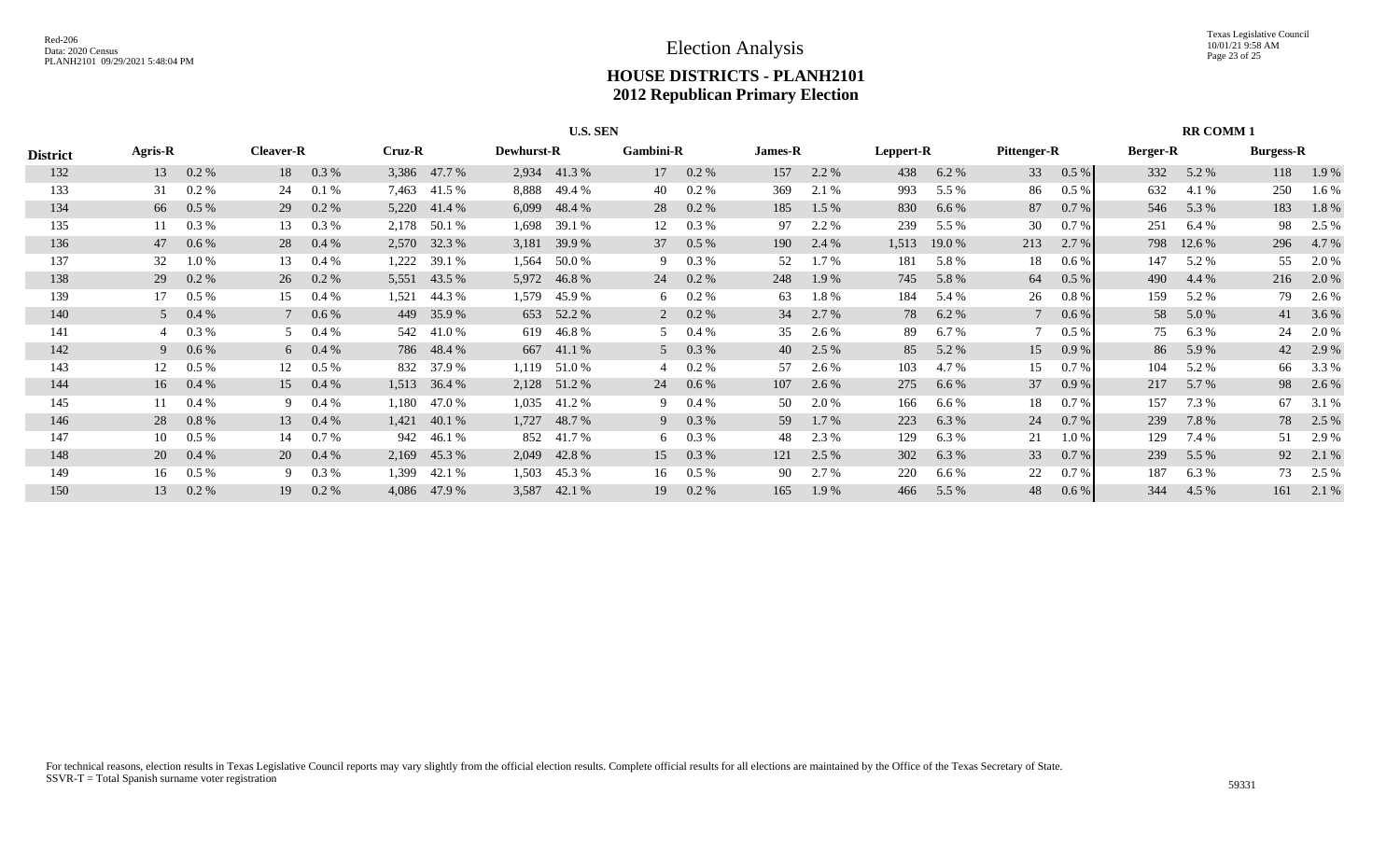Red-206
Data: 2020 Census
PLANH2101 09/29/2021 5:48:04 PM

# Election Analysis

## HOUSE DISTRICTS - PLANH2101
## 2012 Republican Primary Election

| District | U.S. SEN | | | | | | | | | | | | | | | | RR COMM 1 | | | |
|---|---|---|---|---|---|---|---|---|---|---|---|---|---|---|---|---|---|---|---|---|
| | Agris-R | | Cleaver-R | | Cruz-R | | Dewhurst-R | | Gambini-R | | James-R | | Leppert-R | | Pittenger-R | | Berger-R | | Burgess-R | |
| 132 | 13 | 0.2 % | 18 | 0.3 % | 3,386 | 47.7 % | 2,934 | 41.3 % | 17 | 0.2 % | 157 | 2.2 % | 438 | 6.2 % | 33 | 0.5 % | 332 | 5.2 % | 118 | 1.9 % |
| 133 | 31 | 0.2 % | 24 | 0.1 % | 7,463 | 41.5 % | 8,888 | 49.4 % | 40 | 0.2 % | 369 | 2.1 % | 993 | 5.5 % | 86 | 0.5 % | 632 | 4.1 % | 250 | 1.6 % |
| 134 | 66 | 0.5 % | 29 | 0.2 % | 5,220 | 41.4 % | 6,099 | 48.4 % | 28 | 0.2 % | 185 | 1.5 % | 830 | 6.6 % | 87 | 0.7 % | 546 | 5.3 % | 183 | 1.8 % |
| 135 | 11 | 0.3 % | 13 | 0.3 % | 2,178 | 50.1 % | 1,698 | 39.1 % | 12 | 0.3 % | 97 | 2.2 % | 239 | 5.5 % | 30 | 0.7 % | 251 | 6.4 % | 98 | 2.5 % |
| 136 | 47 | 0.6 % | 28 | 0.4 % | 2,570 | 32.3 % | 3,181 | 39.9 % | 37 | 0.5 % | 190 | 2.4 % | 1,513 | 19.0 % | 213 | 2.7 % | 798 | 12.6 % | 296 | 4.7 % |
| 137 | 32 | 1.0 % | 13 | 0.4 % | 1,222 | 39.1 % | 1,564 | 50.0 % | 9 | 0.3 % | 52 | 1.7 % | 181 | 5.8 % | 18 | 0.6 % | 147 | 5.2 % | 55 | 2.0 % |
| 138 | 29 | 0.2 % | 26 | 0.2 % | 5,551 | 43.5 % | 5,972 | 46.8 % | 24 | 0.2 % | 248 | 1.9 % | 745 | 5.8 % | 64 | 0.5 % | 490 | 4.4 % | 216 | 2.0 % |
| 139 | 17 | 0.5 % | 15 | 0.4 % | 1,521 | 44.3 % | 1,579 | 45.9 % | 6 | 0.2 % | 63 | 1.8 % | 184 | 5.4 % | 26 | 0.8 % | 159 | 5.2 % | 79 | 2.6 % |
| 140 | 5 | 0.4 % | 7 | 0.6 % | 449 | 35.9 % | 653 | 52.2 % | 2 | 0.2 % | 34 | 2.7 % | 78 | 6.2 % | 7 | 0.6 % | 58 | 5.0 % | 41 | 3.6 % |
| 141 | 4 | 0.3 % | 5 | 0.4 % | 542 | 41.0 % | 619 | 46.8 % | 5 | 0.4 % | 35 | 2.6 % | 89 | 6.7 % | 7 | 0.5 % | 75 | 6.3 % | 24 | 2.0 % |
| 142 | 9 | 0.6 % | 6 | 0.4 % | 786 | 48.4 % | 667 | 41.1 % | 5 | 0.3 % | 40 | 2.5 % | 85 | 5.2 % | 15 | 0.9 % | 86 | 5.9 % | 42 | 2.9 % |
| 143 | 12 | 0.5 % | 12 | 0.5 % | 832 | 37.9 % | 1,119 | 51.0 % | 4 | 0.2 % | 57 | 2.6 % | 103 | 4.7 % | 15 | 0.7 % | 104 | 5.2 % | 66 | 3.3 % |
| 144 | 16 | 0.4 % | 15 | 0.4 % | 1,513 | 36.4 % | 2,128 | 51.2 % | 24 | 0.6 % | 107 | 2.6 % | 275 | 6.6 % | 37 | 0.9 % | 217 | 5.7 % | 98 | 2.6 % |
| 145 | 11 | 0.4 % | 9 | 0.4 % | 1,180 | 47.0 % | 1,035 | 41.2 % | 9 | 0.4 % | 50 | 2.0 % | 166 | 6.6 % | 18 | 0.7 % | 157 | 7.3 % | 67 | 3.1 % |
| 146 | 28 | 0.8 % | 13 | 0.4 % | 1,421 | 40.1 % | 1,727 | 48.7 % | 9 | 0.3 % | 59 | 1.7 % | 223 | 6.3 % | 24 | 0.7 % | 239 | 7.8 % | 78 | 2.5 % |
| 147 | 10 | 0.5 % | 14 | 0.7 % | 942 | 46.1 % | 852 | 41.7 % | 6 | 0.3 % | 48 | 2.3 % | 129 | 6.3 % | 21 | 1.0 % | 129 | 7.4 % | 51 | 2.9 % |
| 148 | 20 | 0.4 % | 20 | 0.4 % | 2,169 | 45.3 % | 2,049 | 42.8 % | 15 | 0.3 % | 121 | 2.5 % | 302 | 6.3 % | 33 | 0.7 % | 239 | 5.5 % | 92 | 2.1 % |
| 149 | 16 | 0.5 % | 9 | 0.3 % | 1,399 | 42.1 % | 1,503 | 45.3 % | 16 | 0.5 % | 90 | 2.7 % | 220 | 6.6 % | 22 | 0.7 % | 187 | 6.3 % | 73 | 2.5 % |
| 150 | 13 | 0.2 % | 19 | 0.2 % | 4,086 | 47.9 % | 3,587 | 42.1 % | 19 | 0.2 % | 165 | 1.9 % | 466 | 5.5 % | 48 | 0.6 % | 344 | 4.5 % | 161 | 2.1 % |

For technical reasons, election results in Texas Legislative Council reports may vary slightly from the official election results. Complete official results for all elections are maintained by the Office of the Texas Secretary of State.
SSVR-T = Total Spanish surname voter registration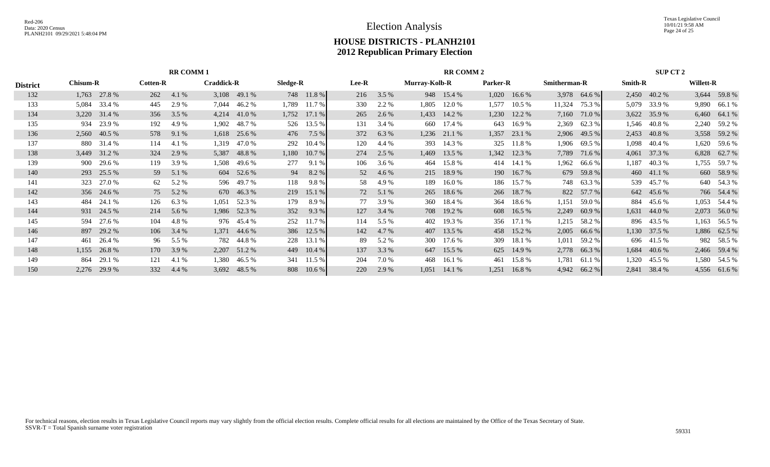# Election Analysis

## HOUSE DISTRICTS - PLANH2101
## 2012 Republican Primary Election

| District | RR COMM 1 | | | | | | | | RR COMM 2 | | | | | | | | SUP CT 2 | | | |
|---|---|---|---|---|---|---|---|---|---|---|---|---|---|---|---|---|---|---|---|---|
| | Chisum-R | | Cotten-R | | Craddick-R | | Sledge-R | | Lee-R | | Murray-Kolb-R | | Parker-R | | Smitherman-R | | Smith-R | | Willett-R | |
| 132 | 1,763 | 27.8 % | 262 | 4.1 % | 3,108 | 49.1 % | 748 | 11.8 % | 216 | 3.5 % | 948 | 15.4 % | 1,020 | 16.6 % | 3,978 | 64.6 % | 2,450 | 40.2 % | 3,644 | 59.8 % |
| 133 | 5,084 | 33.4 % | 445 | 2.9 % | 7,044 | 46.2 % | 1,789 | 11.7 % | 330 | 2.2 % | 1,805 | 12.0 % | 1,577 | 10.5 % | 11,324 | 75.3 % | 5,079 | 33.9 % | 9,890 | 66.1 % |
| 134 | 3,220 | 31.4 % | 356 | 3.5 % | 4,214 | 41.0 % | 1,752 | 17.1 % | 265 | 2.6 % | 1,433 | 14.2 % | 1,230 | 12.2 % | 7,160 | 71.0 % | 3,622 | 35.9 % | 6,460 | 64.1 % |
| 135 | 934 | 23.9 % | 192 | 4.9 % | 1,902 | 48.7 % | 526 | 13.5 % | 131 | 3.4 % | 660 | 17.4 % | 643 | 16.9 % | 2,369 | 62.3 % | 1,546 | 40.8 % | 2,240 | 59.2 % |
| 136 | 2,560 | 40.5 % | 578 | 9.1 % | 1,618 | 25.6 % | 476 | 7.5 % | 372 | 6.3 % | 1,236 | 21.1 % | 1,357 | 23.1 % | 2,906 | 49.5 % | 2,453 | 40.8 % | 3,558 | 59.2 % |
| 137 | 880 | 31.4 % | 114 | 4.1 % | 1,319 | 47.0 % | 292 | 10.4 % | 120 | 4.4 % | 393 | 14.3 % | 325 | 11.8 % | 1,906 | 69.5 % | 1,098 | 40.4 % | 1,620 | 59.6 % |
| 138 | 3,449 | 31.2 % | 324 | 2.9 % | 5,387 | 48.8 % | 1,180 | 10.7 % | 274 | 2.5 % | 1,469 | 13.5 % | 1,342 | 12.3 % | 7,789 | 71.6 % | 4,061 | 37.3 % | 6,828 | 62.7 % |
| 139 | 900 | 29.6 % | 119 | 3.9 % | 1,508 | 49.6 % | 277 | 9.1 % | 106 | 3.6 % | 464 | 15.8 % | 414 | 14.1 % | 1,962 | 66.6 % | 1,187 | 40.3 % | 1,755 | 59.7 % |
| 140 | 293 | 25.5 % | 59 | 5.1 % | 604 | 52.6 % | 94 | 8.2 % | 52 | 4.6 % | 215 | 18.9 % | 190 | 16.7 % | 679 | 59.8 % | 460 | 41.1 % | 660 | 58.9 % |
| 141 | 323 | 27.0 % | 62 | 5.2 % | 596 | 49.7 % | 118 | 9.8 % | 58 | 4.9 % | 189 | 16.0 % | 186 | 15.7 % | 748 | 63.3 % | 539 | 45.7 % | 640 | 54.3 % |
| 142 | 356 | 24.6 % | 75 | 5.2 % | 670 | 46.3 % | 219 | 15.1 % | 72 | 5.1 % | 265 | 18.6 % | 266 | 18.7 % | 822 | 57.7 % | 642 | 45.6 % | 766 | 54.4 % |
| 143 | 484 | 24.1 % | 126 | 6.3 % | 1,051 | 52.3 % | 179 | 8.9 % | 77 | 3.9 % | 360 | 18.4 % | 364 | 18.6 % | 1,151 | 59.0 % | 884 | 45.6 % | 1,053 | 54.4 % |
| 144 | 931 | 24.5 % | 214 | 5.6 % | 1,986 | 52.3 % | 352 | 9.3 % | 127 | 3.4 % | 708 | 19.2 % | 608 | 16.5 % | 2,249 | 60.9 % | 1,631 | 44.0 % | 2,073 | 56.0 % |
| 145 | 594 | 27.6 % | 104 | 4.8 % | 976 | 45.4 % | 252 | 11.7 % | 114 | 5.5 % | 402 | 19.3 % | 356 | 17.1 % | 1,215 | 58.2 % | 896 | 43.5 % | 1,163 | 56.5 % |
| 146 | 897 | 29.2 % | 106 | 3.4 % | 1,371 | 44.6 % | 386 | 12.5 % | 142 | 4.7 % | 407 | 13.5 % | 458 | 15.2 % | 2,005 | 66.6 % | 1,130 | 37.5 % | 1,886 | 62.5 % |
| 147 | 461 | 26.4 % | 96 | 5.5 % | 782 | 44.8 % | 228 | 13.1 % | 89 | 5.2 % | 300 | 17.6 % | 309 | 18.1 % | 1,011 | 59.2 % | 696 | 41.5 % | 982 | 58.5 % |
| 148 | 1,155 | 26.8 % | 170 | 3.9 % | 2,207 | 51.2 % | 449 | 10.4 % | 137 | 3.3 % | 647 | 15.5 % | 625 | 14.9 % | 2,778 | 66.3 % | 1,684 | 40.6 % | 2,466 | 59.4 % |
| 149 | 864 | 29.1 % | 121 | 4.1 % | 1,380 | 46.5 % | 341 | 11.5 % | 204 | 7.0 % | 468 | 16.1 % | 461 | 15.8 % | 1,781 | 61.1 % | 1,320 | 45.5 % | 1,580 | 54.5 % |
| 150 | 2,276 | 29.9 % | 332 | 4.4 % | 3,692 | 48.5 % | 808 | 10.6 % | 220 | 2.9 % | 1,051 | 14.1 % | 1,251 | 16.8 % | 4,942 | 66.2 % | 2,841 | 38.4 % | 4,556 | 61.6 % |

For technical reasons, election results in Texas Legislative Council reports may vary slightly from the official election results. Complete official results for all elections are maintained by the Office of the Texas Secretary of State.
SSVR-T = Total Spanish surname voter registration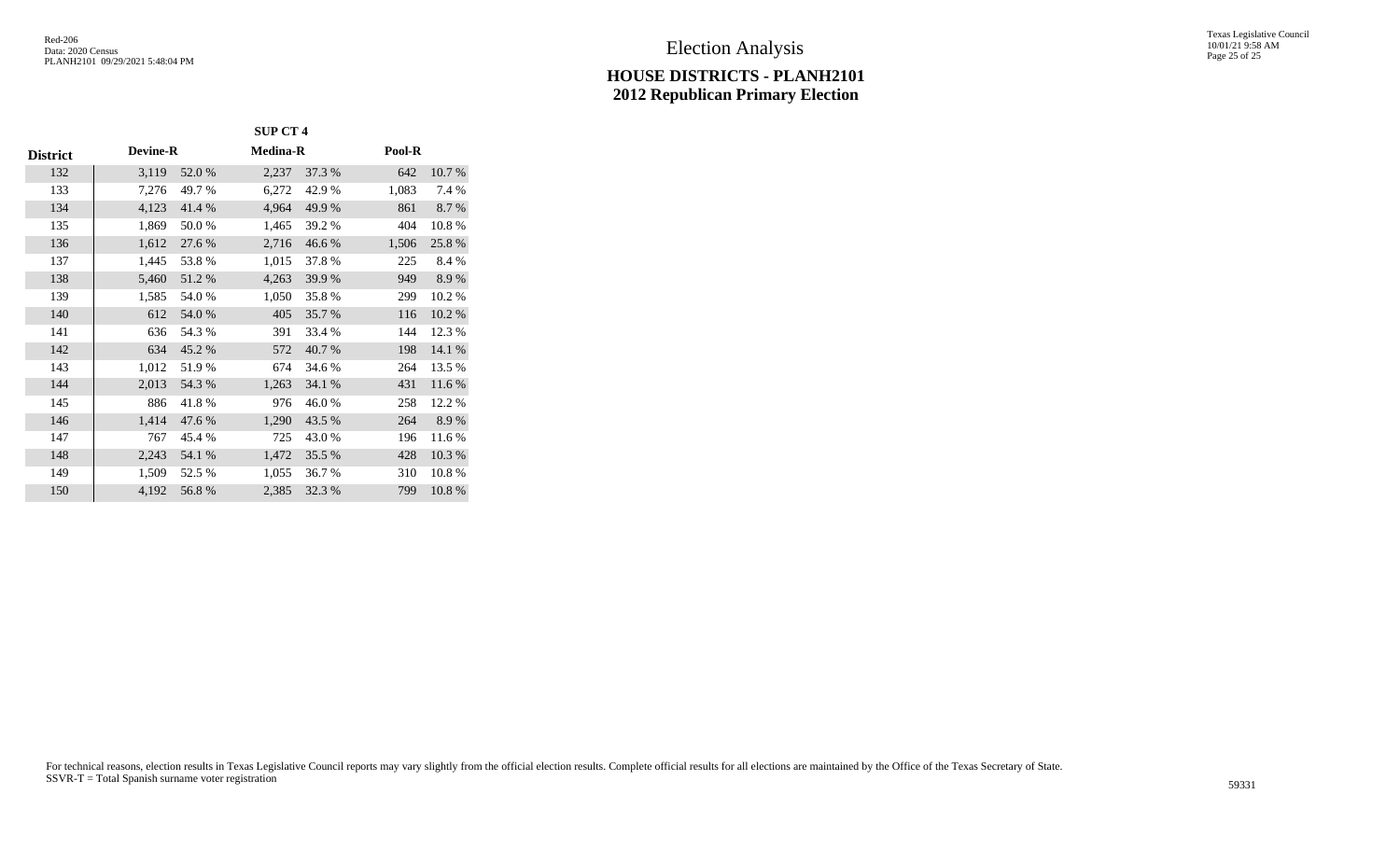# Election Analysis

## HOUSE DISTRICTS - PLANH2101
## 2012 Republican Primary Election

| | SUP CT 4 | | | | | |
|---|---|---|---|---|---|---|
| **District** | **Devine-R** | | **Medina-R** | | **Pool-R** | |
| 132 | 3,119 | 52.0 % | 2,237 | 37.3 % | 642 | 10.7 % |
| 133 | 7,276 | 49.7 % | 6,272 | 42.9 % | 1,083 | 7.4 % |
| 134 | 4,123 | 41.4 % | 4,964 | 49.9 % | 861 | 8.7 % |
| 135 | 1,869 | 50.0 % | 1,465 | 39.2 % | 404 | 10.8 % |
| 136 | 1,612 | 27.6 % | 2,716 | 46.6 % | 1,506 | 25.8 % |
| 137 | 1,445 | 53.8 % | 1,015 | 37.8 % | 225 | 8.4 % |
| 138 | 5,460 | 51.2 % | 4,263 | 39.9 % | 949 | 8.9 % |
| 139 | 1,585 | 54.0 % | 1,050 | 35.8 % | 299 | 10.2 % |
| 140 | 612 | 54.0 % | 405 | 35.7 % | 116 | 10.2 % |
| 141 | 636 | 54.3 % | 391 | 33.4 % | 144 | 12.3 % |
| 142 | 634 | 45.2 % | 572 | 40.7 % | 198 | 14.1 % |
| 143 | 1,012 | 51.9 % | 674 | 34.6 % | 264 | 13.5 % |
| 144 | 2,013 | 54.3 % | 1,263 | 34.1 % | 431 | 11.6 % |
| 145 | 886 | 41.8 % | 976 | 46.0 % | 258 | 12.2 % |
| 146 | 1,414 | 47.6 % | 1,290 | 43.5 % | 264 | 8.9 % |
| 147 | 767 | 45.4 % | 725 | 43.0 % | 196 | 11.6 % |
| 148 | 2,243 | 54.1 % | 1,472 | 35.5 % | 428 | 10.3 % |
| 149 | 1,509 | 52.5 % | 1,055 | 36.7 % | 310 | 10.8 % |
| 150 | 4,192 | 56.8 % | 2,385 | 32.3 % | 799 | 10.8 % |

For technical reasons, election results in Texas Legislative Council reports may vary slightly from the official election results. Complete official results for all elections are maintained by the Office of the Texas Secretary of State.
SSVR-T = Total Spanish surname voter registration